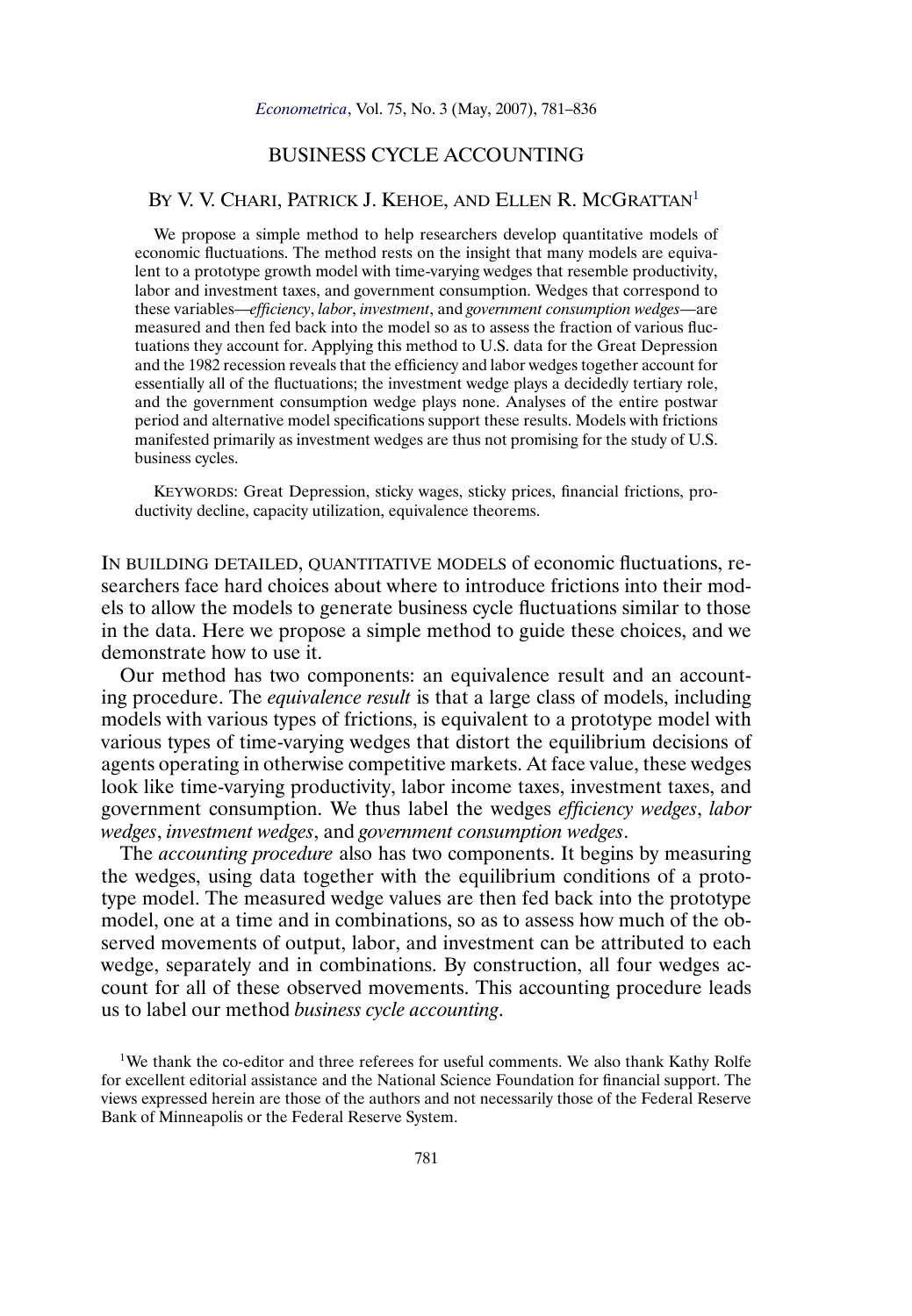# BUSINESS CYCLE ACCOUNTING

BY V. V. CHARI, PATRICK J. KEHOE, AND ELLEN R. MCGRATTAN[1]

We propose a simple method to help researchers develop quantitative models of economic fluctuations. The method rests on the insight that many models are equivalent to a prototype growth model with time-varying wedges that resemble productivity, labor and investment taxes, and government consumption. Wedges that correspond to these variables—*efficiency*, *labor*, *investment*, and *government consumption wedges*—are measured and then fed back into the model so as to assess the fraction of various fluctuations they account for. Applying this method to U.S. data for the Great Depression and the 1982 recession reveals that the efficiency and labor wedges together account for essentially all of the fluctuations; the investment wedge plays a decidedly tertiary role, and the government consumption wedge plays none. Analyses of the entire postwar period and alternative model specifications support these results. Models with frictions manifested primarily as investment wedges are thus not promising for the study of U.S. business cycles.

KEYWORDS: Great Depression, sticky wages, sticky prices, financial frictions, productivity decline, capacity utilization, equivalence theorems.

IN BUILDING DETAILED, QUANTITATIVE MODELS of economic fluctuations, researchers face hard choices about where to introduce frictions into their models to allow the models to generate business cycle fluctuations similar to those in the data. Here we propose a simple method to guide these choices, and we demonstrate how to use it.

Our method has two components: an equivalence result and an accounting procedure. The *equivalence result* is that a large class of models, including models with various types of frictions, is equivalent to a prototype model with various types of time-varying wedges that distort the equilibrium decisions of agents operating in otherwise competitive markets. At face value, these wedges look like time-varying productivity, labor income taxes, investment taxes, and government consumption. We thus label the wedges *efficiency wedges*, *labor wedges*, *investment wedges*, and *government consumption wedges*.

The *accounting procedure* also has two components. It begins by measuring the wedges, using data together with the equilibrium conditions of a prototype model. The measured wedge values are then fed back into the prototype model, one at a time and in combinations, so as to assess how much of the observed movements of output, labor, and investment can be attributed to each wedge, separately and in combinations. By construction, all four wedges account for all of these observed movements. This accounting procedure leads us to label our method *business cycle accounting*.

[1]We thank the co-editor and three referees for useful comments. We also thank Kathy Rolfe for excellent editorial assistance and the National Science Foundation for financial support. The views expressed herein are those of the authors and not necessarily those of the Federal Reserve Bank of Minneapolis or the Federal Reserve System.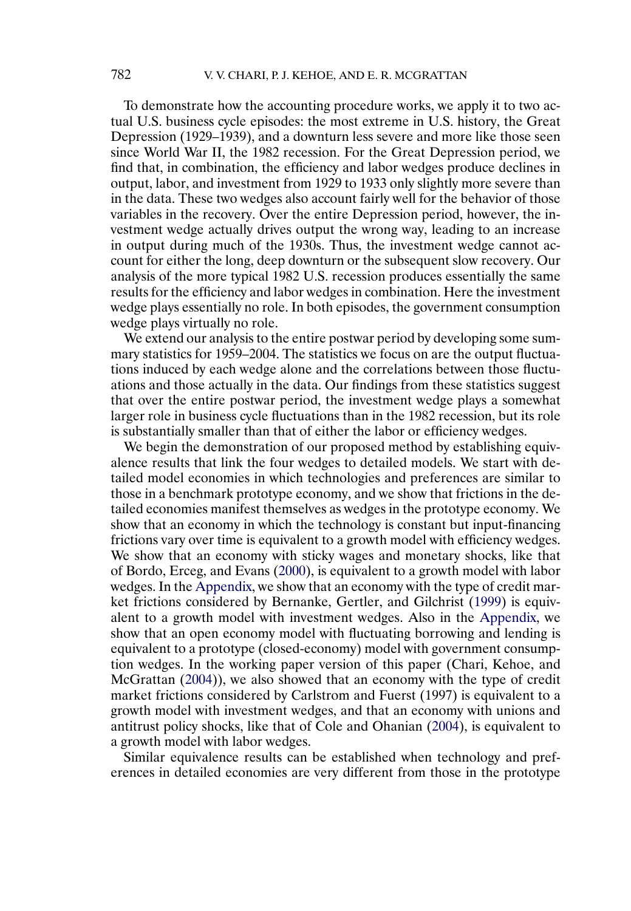To demonstrate how the accounting procedure works, we apply it to two actual U.S. business cycle episodes: the most extreme in U.S. history, the Great Depression (1929–1939), and a downturn less severe and more like those seen since World War II, the 1982 recession. For the Great Depression period, we find that, in combination, the efficiency and labor wedges produce declines in output, labor, and investment from 1929 to 1933 only slightly more severe than in the data. These two wedges also account fairly well for the behavior of those variables in the recovery. Over the entire Depression period, however, the investment wedge actually drives output the wrong way, leading to an increase in output during much of the 1930s. Thus, the investment wedge cannot account for either the long, deep downturn or the subsequent slow recovery. Our analysis of the more typical 1982 U.S. recession produces essentially the same results for the efficiency and labor wedges in combination. Here the investment wedge plays essentially no role. In both episodes, the government consumption wedge plays virtually no role.

We extend our analysis to the entire postwar period by developing some summary statistics for 1959–2004. The statistics we focus on are the output fluctuations induced by each wedge alone and the correlations between those fluctuations and those actually in the data. Our findings from these statistics suggest that over the entire postwar period, the investment wedge plays a somewhat larger role in business cycle fluctuations than in the 1982 recession, but its role is substantially smaller than that of either the labor or efficiency wedges.

We begin the demonstration of our proposed method by establishing equivalence results that link the four wedges to detailed models. We start with detailed model economies in which technologies and preferences are similar to those in a benchmark prototype economy, and we show that frictions in the detailed economies manifest themselves as wedges in the prototype economy. We show that an economy in which the technology is constant but input-financing frictions vary over time is equivalent to a growth model with efficiency wedges. We show that an economy with sticky wages and monetary shocks, like that of Bordo, Erceg, and Evans (2000), is equivalent to a growth model with labor wedges. In the Appendix, we show that an economy with the type of credit market frictions considered by Bernanke, Gertler, and Gilchrist (1999) is equivalent to a growth model with investment wedges. Also in the Appendix, we show that an open economy model with fluctuating borrowing and lending is equivalent to a prototype (closed-economy) model with government consumption wedges. In the working paper version of this paper (Chari, Kehoe, and McGrattan (2004)), we also showed that an economy with the type of credit market frictions considered by Carlstrom and Fuerst (1997) is equivalent to a growth model with investment wedges, and that an economy with unions and antitrust policy shocks, like that of Cole and Ohanian (2004), is equivalent to a growth model with labor wedges.

Similar equivalence results can be established when technology and preferences in detailed economies are very different from those in the prototype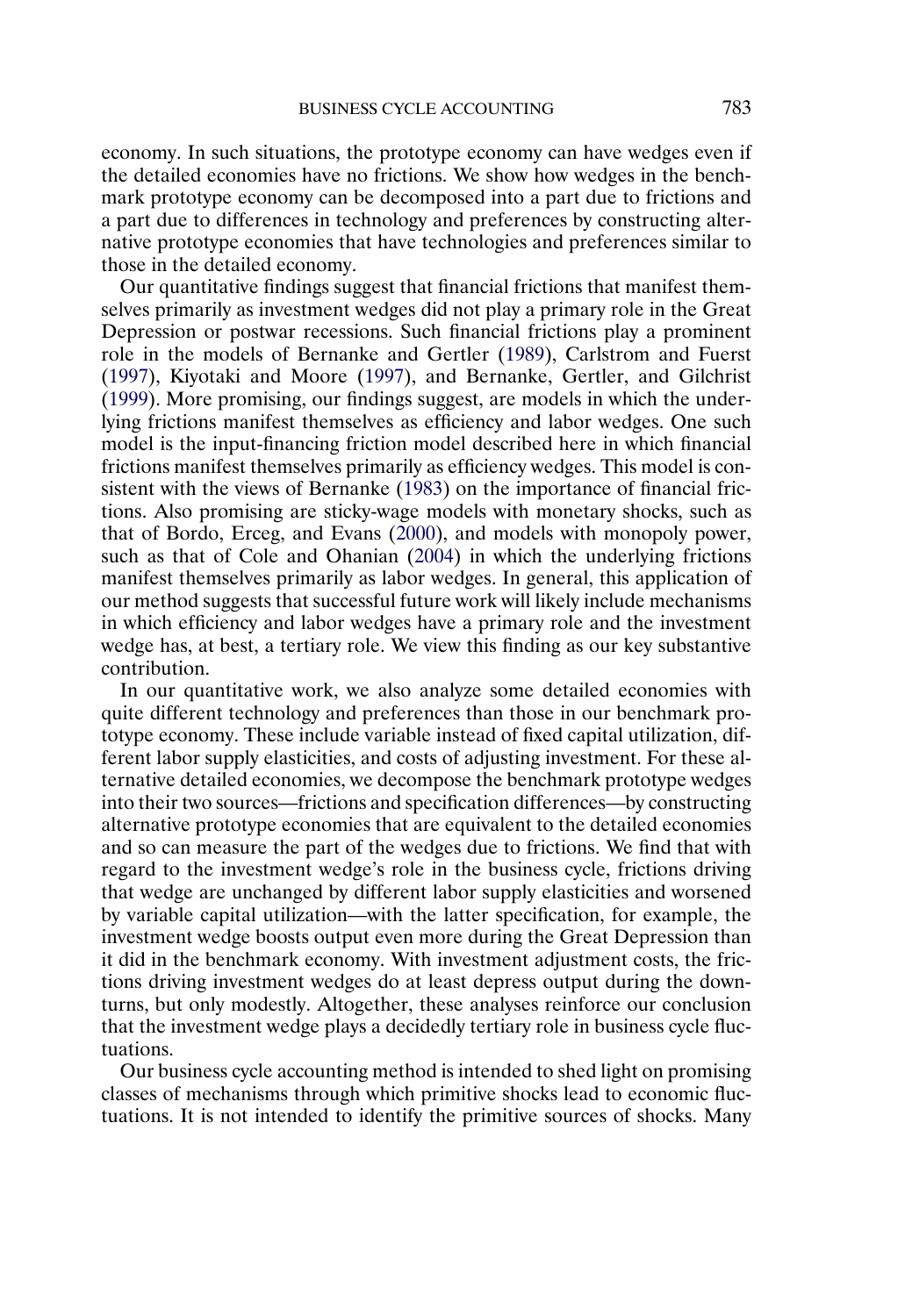economy. In such situations, the prototype economy can have wedges even if the detailed economies have no frictions. We show how wedges in the benchmark prototype economy can be decomposed into a part due to frictions and a part due to differences in technology and preferences by constructing alternative prototype economies that have technologies and preferences similar to those in the detailed economy.

Our quantitative findings suggest that financial frictions that manifest themselves primarily as investment wedges did not play a primary role in the Great Depression or postwar recessions. Such financial frictions play a prominent role in the models of Bernanke and Gertler (1989), Carlstrom and Fuerst (1997), Kiyotaki and Moore (1997), and Bernanke, Gertler, and Gilchrist (1999). More promising, our findings suggest, are models in which the underlying frictions manifest themselves as efficiency and labor wedges. One such model is the input-financing friction model described here in which financial frictions manifest themselves primarily as efficiency wedges. This model is consistent with the views of Bernanke (1983) on the importance of financial frictions. Also promising are sticky-wage models with monetary shocks, such as that of Bordo, Erceg, and Evans (2000), and models with monopoly power, such as that of Cole and Ohanian (2004) in which the underlying frictions manifest themselves primarily as labor wedges. In general, this application of our method suggests that successful future work will likely include mechanisms in which efficiency and labor wedges have a primary role and the investment wedge has, at best, a tertiary role. We view this finding as our key substantive contribution.

In our quantitative work, we also analyze some detailed economies with quite different technology and preferences than those in our benchmark prototype economy. These include variable instead of fixed capital utilization, different labor supply elasticities, and costs of adjusting investment. For these alternative detailed economies, we decompose the benchmark prototype wedges into their two sources—frictions and specification differences—by constructing alternative prototype economies that are equivalent to the detailed economies and so can measure the part of the wedges due to frictions. We find that with regard to the investment wedge's role in the business cycle, frictions driving that wedge are unchanged by different labor supply elasticities and worsened by variable capital utilization—with the latter specification, for example, the investment wedge boosts output even more during the Great Depression than it did in the benchmark economy. With investment adjustment costs, the frictions driving investment wedges do at least depress output during the downturns, but only modestly. Altogether, these analyses reinforce our conclusion that the investment wedge plays a decidedly tertiary role in business cycle fluctuations.

Our business cycle accounting method is intended to shed light on promising classes of mechanisms through which primitive shocks lead to economic fluctuations. It is not intended to identify the primitive sources of shocks. Many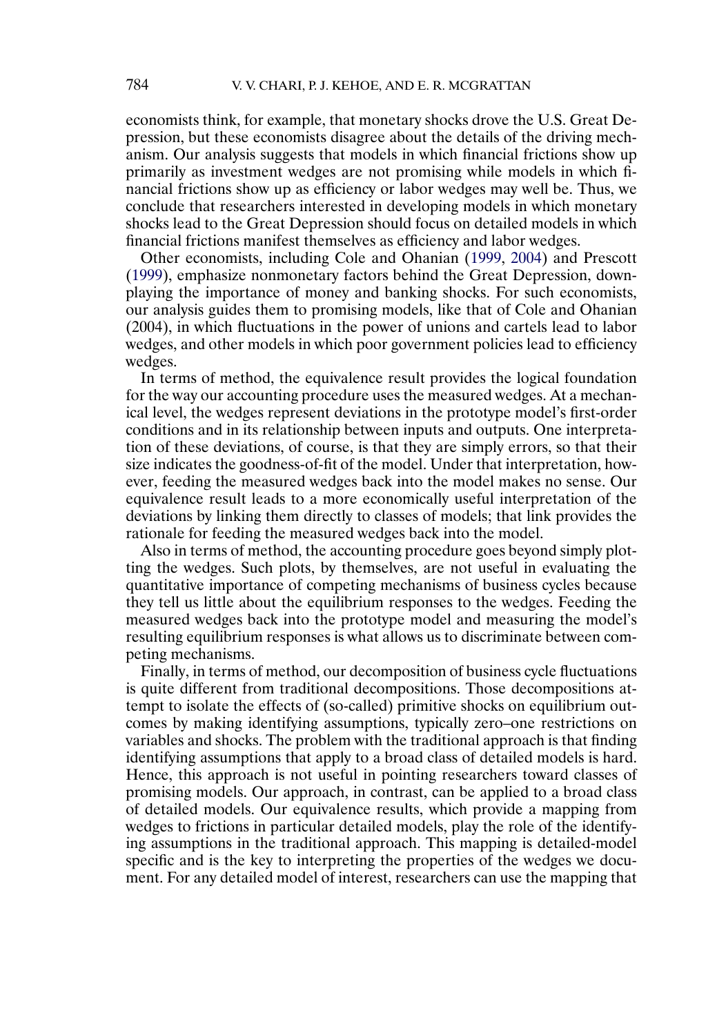economists think, for example, that monetary shocks drove the U.S. Great Depression, but these economists disagree about the details of the driving mechanism. Our analysis suggests that models in which financial frictions show up primarily as investment wedges are not promising while models in which financial frictions show up as efficiency or labor wedges may well be. Thus, we conclude that researchers interested in developing models in which monetary shocks lead to the Great Depression should focus on detailed models in which financial frictions manifest themselves as efficiency and labor wedges.

Other economists, including Cole and Ohanian (1999, 2004) and Prescott (1999), emphasize nonmonetary factors behind the Great Depression, downplaying the importance of money and banking shocks. For such economists, our analysis guides them to promising models, like that of Cole and Ohanian (2004), in which fluctuations in the power of unions and cartels lead to labor wedges, and other models in which poor government policies lead to efficiency wedges.

In terms of method, the equivalence result provides the logical foundation for the way our accounting procedure uses the measured wedges. At a mechanical level, the wedges represent deviations in the prototype model's first-order conditions and in its relationship between inputs and outputs. One interpretation of these deviations, of course, is that they are simply errors, so that their size indicates the goodness-of-fit of the model. Under that interpretation, however, feeding the measured wedges back into the model makes no sense. Our equivalence result leads to a more economically useful interpretation of the deviations by linking them directly to classes of models; that link provides the rationale for feeding the measured wedges back into the model.

Also in terms of method, the accounting procedure goes beyond simply plotting the wedges. Such plots, by themselves, are not useful in evaluating the quantitative importance of competing mechanisms of business cycles because they tell us little about the equilibrium responses to the wedges. Feeding the measured wedges back into the prototype model and measuring the model's resulting equilibrium responses is what allows us to discriminate between competing mechanisms.

Finally, in terms of method, our decomposition of business cycle fluctuations is quite different from traditional decompositions. Those decompositions attempt to isolate the effects of (so-called) primitive shocks on equilibrium outcomes by making identifying assumptions, typically zero–one restrictions on variables and shocks. The problem with the traditional approach is that finding identifying assumptions that apply to a broad class of detailed models is hard. Hence, this approach is not useful in pointing researchers toward classes of promising models. Our approach, in contrast, can be applied to a broad class of detailed models. Our equivalence results, which provide a mapping from wedges to frictions in particular detailed models, play the role of the identifying assumptions in the traditional approach. This mapping is detailed-model specific and is the key to interpreting the properties of the wedges we document. For any detailed model of interest, researchers can use the mapping that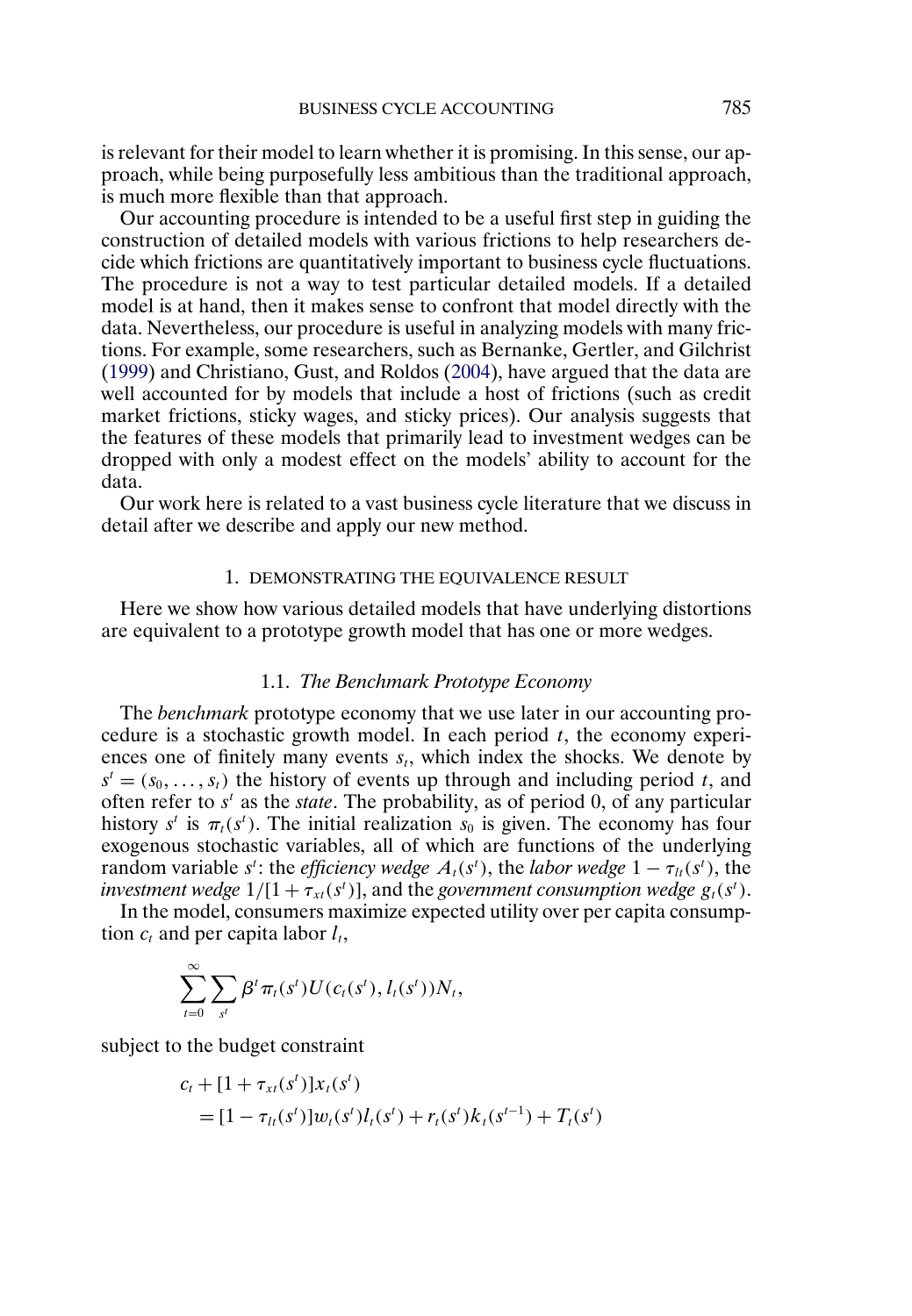is relevant for their model to learn whether it is promising. In this sense, our approach, while being purposefully less ambitious than the traditional approach, is much more flexible than that approach.

Our accounting procedure is intended to be a useful first step in guiding the construction of detailed models with various frictions to help researchers decide which frictions are quantitatively important to business cycle fluctuations. The procedure is not a way to test particular detailed models. If a detailed model is at hand, then it makes sense to confront that model directly with the data. Nevertheless, our procedure is useful in analyzing models with many frictions. For example, some researchers, such as Bernanke, Gertler, and Gilchrist (1999) and Christiano, Gust, and Roldos (2004), have argued that the data are well accounted for by models that include a host of frictions (such as credit market frictions, sticky wages, and sticky prices). Our analysis suggests that the features of these models that primarily lead to investment wedges can be dropped with only a modest effect on the models' ability to account for the data.

Our work here is related to a vast business cycle literature that we discuss in detail after we describe and apply our new method.

## 1. DEMONSTRATING THE EQUIVALENCE RESULT

Here we show how various detailed models that have underlying distortions are equivalent to a prototype growth model that has one or more wedges.

### 1.1. *The Benchmark Prototype Economy*

The *benchmark* prototype economy that we use later in our accounting procedure is a stochastic growth model. In each period $t$, the economy experiences one of finitely many events $s_t$, which index the shocks. We denote by $s^t = (s_0, \dots, s_t)$ the history of events up through and including period $t$, and often refer to $s^t$ as the *state*. The probability, as of period 0, of any particular history $s^t$ is $\pi_t(s^t)$. The initial realization $s_0$ is given. The economy has four exogenous stochastic variables, all of which are functions of the underlying random variable $s^t$: the *efficiency wedge* $A_t(s^t)$, the *labor wedge* $1 - \tau_{lt}(s^t)$, the *investment wedge* $1/[1 + \tau_{xt}(s^t)]$, and the *government consumption wedge* $g_t(s^t)$.

In the model, consumers maximize expected utility over per capita consumption $c_t$ and per capita labor $l_t$,

$$\sum_{t=0}^{\infty} \sum_{s^t} \beta^t \pi_t(s^t) U(c_t(s^t), l_t(s^t)) N_t,$$

subject to the budget constraint

$$\begin{aligned} &c_t + [1 + \tau_{xt}(s^t)] x_t(s^t) \\ &\quad = [1 - \tau_{lt}(s^t)] w_t(s^t) l_t(s^t) + r_t(s^t) k_t(s^{t-1}) + T_t(s^t) \end{aligned}$$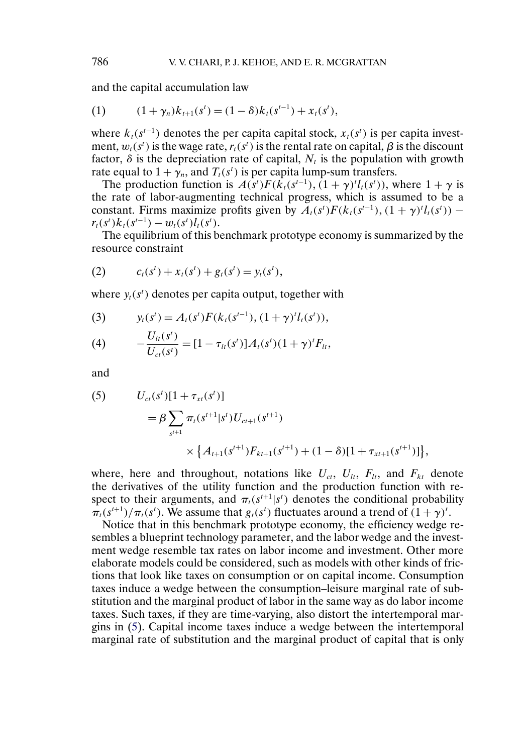and the capital accumulation law

$$(1) \qquad (1+\gamma_n)k_{t+1}(s^t) = (1-\delta)k_t(s^{t-1}) + x_t(s^t),$$

where $k_t(s^{t-1})$ denotes the per capita capital stock, $x_t(s^t)$ is per capita investment, $w_t(s^t)$ is the wage rate, $r_t(s^t)$ is the rental rate on capital, $\beta$ is the discount factor, $\delta$ is the depreciation rate of capital, $N_t$ is the population with growth rate equal to $1+\gamma_n$, and $T_t(s^t)$ is per capita lump-sum transfers.

The production function is $A(s^t)F(k_t(s^{t-1}), (1+\gamma)^t l_t(s^t))$, where $1+\gamma$ is the rate of labor-augmenting technical progress, which is assumed to be a constant. Firms maximize profits given by $A_t(s^t)F(k_t(s^{t-1}), (1+\gamma)^t l_t(s^t)) - r_t(s^t)k_t(s^{t-1}) - w_t(s^t)l_t(s^t)$.

The equilibrium of this benchmark prototype economy is summarized by the resource constraint

$$(2) \qquad c_t(s^t) + x_t(s^t) + g_t(s^t) = y_t(s^t),$$

where $y_t(s^t)$ denotes per capita output, together with

$$(3) \qquad y_t(s^t) = A_t(s^t)F(k_t(s^{t-1}), (1+\gamma)^t l_t(s^t)),$$

$$(4) \qquad -\frac{U_{lt}(s^t)}{U_{ct}(s^t)} = [1-\tau_{lt}(s^t)]A_t(s^t)(1+\gamma)^t F_{lt},$$

and

$$(5) \qquad U_{ct}(s^t)[1+\tau_{xt}(s^t)] = \beta \sum_{s^{t+1}} \pi_t(s^{t+1}|s^t)U_{ct+1}(s^{t+1}) \times \left\{A_{t+1}(s^{t+1})F_{kt+1}(s^{t+1}) + (1-\delta)[1+\tau_{xt+1}(s^{t+1})]\right\},$$

where, here and throughout, notations like $U_{ct}$, $U_{lt}$, $F_{lt}$, and $F_{kt}$ denote the derivatives of the utility function and the production function with respect to their arguments, and $\pi_t(s^{t+1}|s^t)$ denotes the conditional probability $\pi_t(s^{t+1})/\pi_t(s^t)$. We assume that $g_t(s^t)$ fluctuates around a trend of $(1+\gamma)^t$.

Notice that in this benchmark prototype economy, the efficiency wedge resembles a blueprint technology parameter, and the labor wedge and the investment wedge resemble tax rates on labor income and investment. Other more elaborate models could be considered, such as models with other kinds of frictions that look like taxes on consumption or on capital income. Consumption taxes induce a wedge between the consumption–leisure marginal rate of substitution and the marginal product of labor in the same way as do labor income taxes. Such taxes, if they are time-varying, also distort the intertemporal margins in (5). Capital income taxes induce a wedge between the intertemporal marginal rate of substitution and the marginal product of capital that is only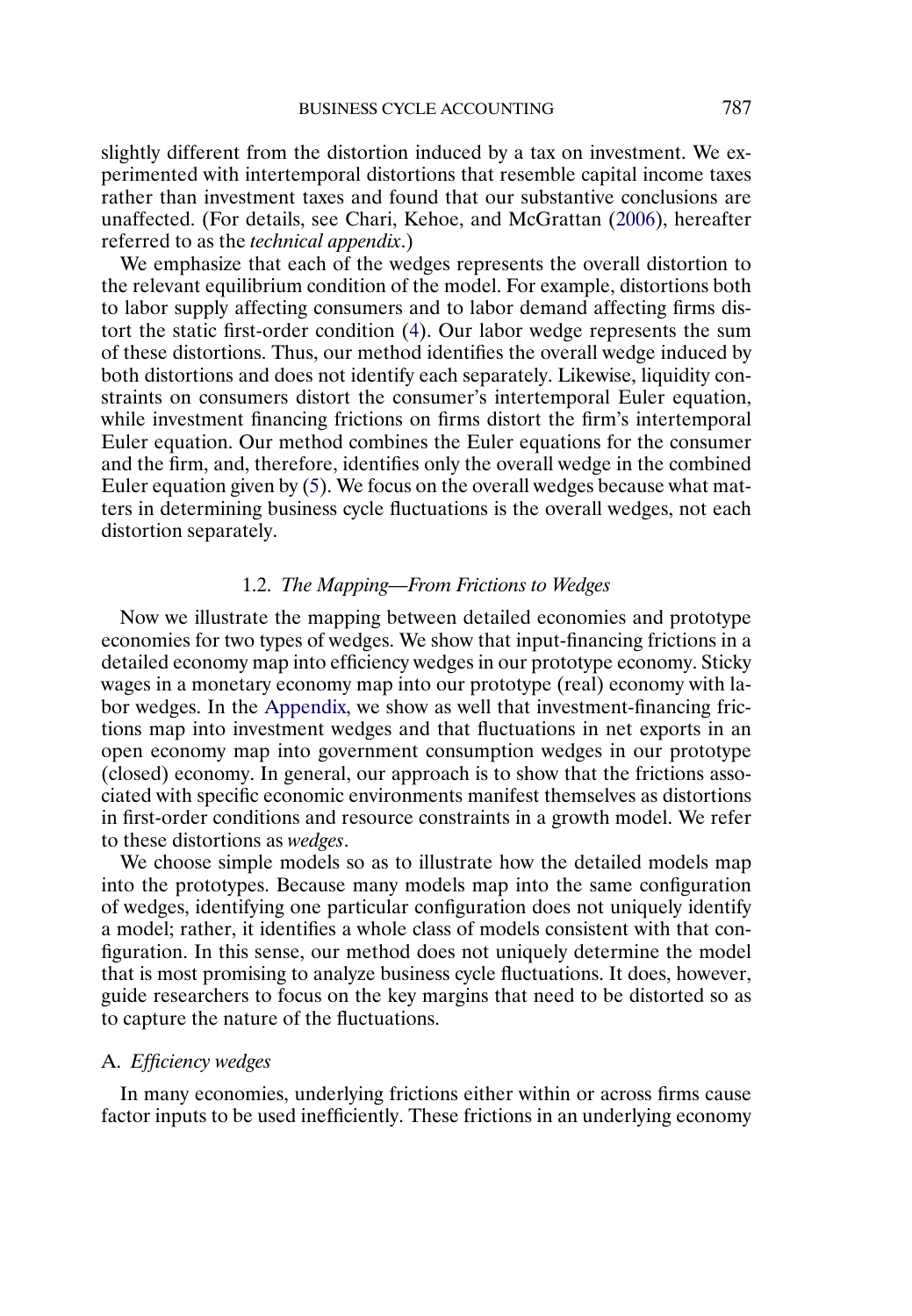slightly different from the distortion induced by a tax on investment. We experimented with intertemporal distortions that resemble capital income taxes rather than investment taxes and found that our substantive conclusions are unaffected. (For details, see Chari, Kehoe, and McGrattan (2006), hereafter referred to as the *technical appendix*.)

We emphasize that each of the wedges represents the overall distortion to the relevant equilibrium condition of the model. For example, distortions both to labor supply affecting consumers and to labor demand affecting firms distort the static first-order condition (4). Our labor wedge represents the sum of these distortions. Thus, our method identifies the overall wedge induced by both distortions and does not identify each separately. Likewise, liquidity constraints on consumers distort the consumer's intertemporal Euler equation, while investment financing frictions on firms distort the firm's intertemporal Euler equation. Our method combines the Euler equations for the consumer and the firm, and, therefore, identifies only the overall wedge in the combined Euler equation given by (5). We focus on the overall wedges because what matters in determining business cycle fluctuations is the overall wedges, not each distortion separately.

### 1.2. *The Mapping—From Frictions to Wedges*

Now we illustrate the mapping between detailed economies and prototype economies for two types of wedges. We show that input-financing frictions in a detailed economy map into efficiency wedges in our prototype economy. Sticky wages in a monetary economy map into our prototype (real) economy with labor wedges. In the Appendix, we show as well that investment-financing frictions map into investment wedges and that fluctuations in net exports in an open economy map into government consumption wedges in our prototype (closed) economy. In general, our approach is to show that the frictions associated with specific economic environments manifest themselves as distortions in first-order conditions and resource constraints in a growth model. We refer to these distortions as *wedges*.

We choose simple models so as to illustrate how the detailed models map into the prototypes. Because many models map into the same configuration of wedges, identifying one particular configuration does not uniquely identify a model; rather, it identifies a whole class of models consistent with that configuration. In this sense, our method does not uniquely determine the model that is most promising to analyze business cycle fluctuations. It does, however, guide researchers to focus on the key margins that need to be distorted so as to capture the nature of the fluctuations.

#### A. *Efficiency wedges*

In many economies, underlying frictions either within or across firms cause factor inputs to be used inefficiently. These frictions in an underlying economy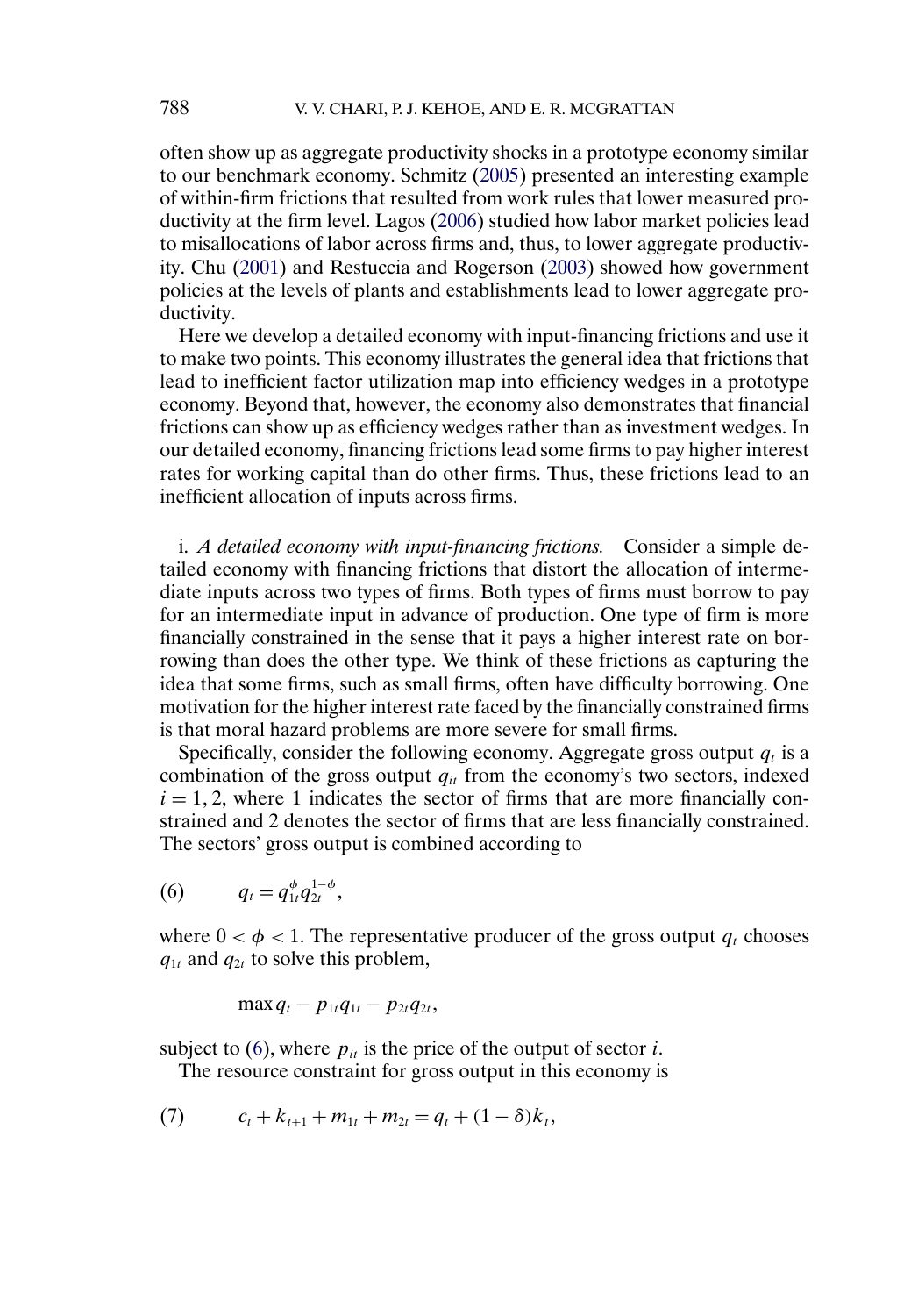often show up as aggregate productivity shocks in a prototype economy similar to our benchmark economy. Schmitz (2005) presented an interesting example of within-firm frictions that resulted from work rules that lower measured productivity at the firm level. Lagos (2006) studied how labor market policies lead to misallocations of labor across firms and, thus, to lower aggregate productivity. Chu (2001) and Restuccia and Rogerson (2003) showed how government policies at the levels of plants and establishments lead to lower aggregate productivity.

Here we develop a detailed economy with input-financing frictions and use it to make two points. This economy illustrates the general idea that frictions that lead to inefficient factor utilization map into efficiency wedges in a prototype economy. Beyond that, however, the economy also demonstrates that financial frictions can show up as efficiency wedges rather than as investment wedges. In our detailed economy, financing frictions lead some firms to pay higher interest rates for working capital than do other firms. Thus, these frictions lead to an inefficient allocation of inputs across firms.

i. *A detailed economy with input-financing frictions.* Consider a simple detailed economy with financing frictions that distort the allocation of intermediate inputs across two types of firms. Both types of firms must borrow to pay for an intermediate input in advance of production. One type of firm is more financially constrained in the sense that it pays a higher interest rate on borrowing than does the other type. We think of these frictions as capturing the idea that some firms, such as small firms, often have difficulty borrowing. One motivation for the higher interest rate faced by the financially constrained firms is that moral hazard problems are more severe for small firms.

Specifically, consider the following economy. Aggregate gross output $q_t$ is a combination of the gross output $q_{it}$ from the economy's two sectors, indexed $i = 1, 2$, where 1 indicates the sector of firms that are more financially constrained and 2 denotes the sector of firms that are less financially constrained. The sectors' gross output is combined according to

$$q_t = q_{1t}^{\phi} q_{2t}^{1-\phi}, \tag{6}$$

where $0 < \phi < 1$. The representative producer of the gross output $q_t$ chooses $q_{1t}$ and $q_{2t}$ to solve this problem,

$$\max q_t - p_{1t}q_{1t} - p_{2t}q_{2t},$$

subject to (6), where $p_{it}$ is the price of the output of sector $i$.

The resource constraint for gross output in this economy is

$$c_t + k_{t+1} + m_{1t} + m_{2t} = q_t + (1 - \delta)k_t, \tag{7}$$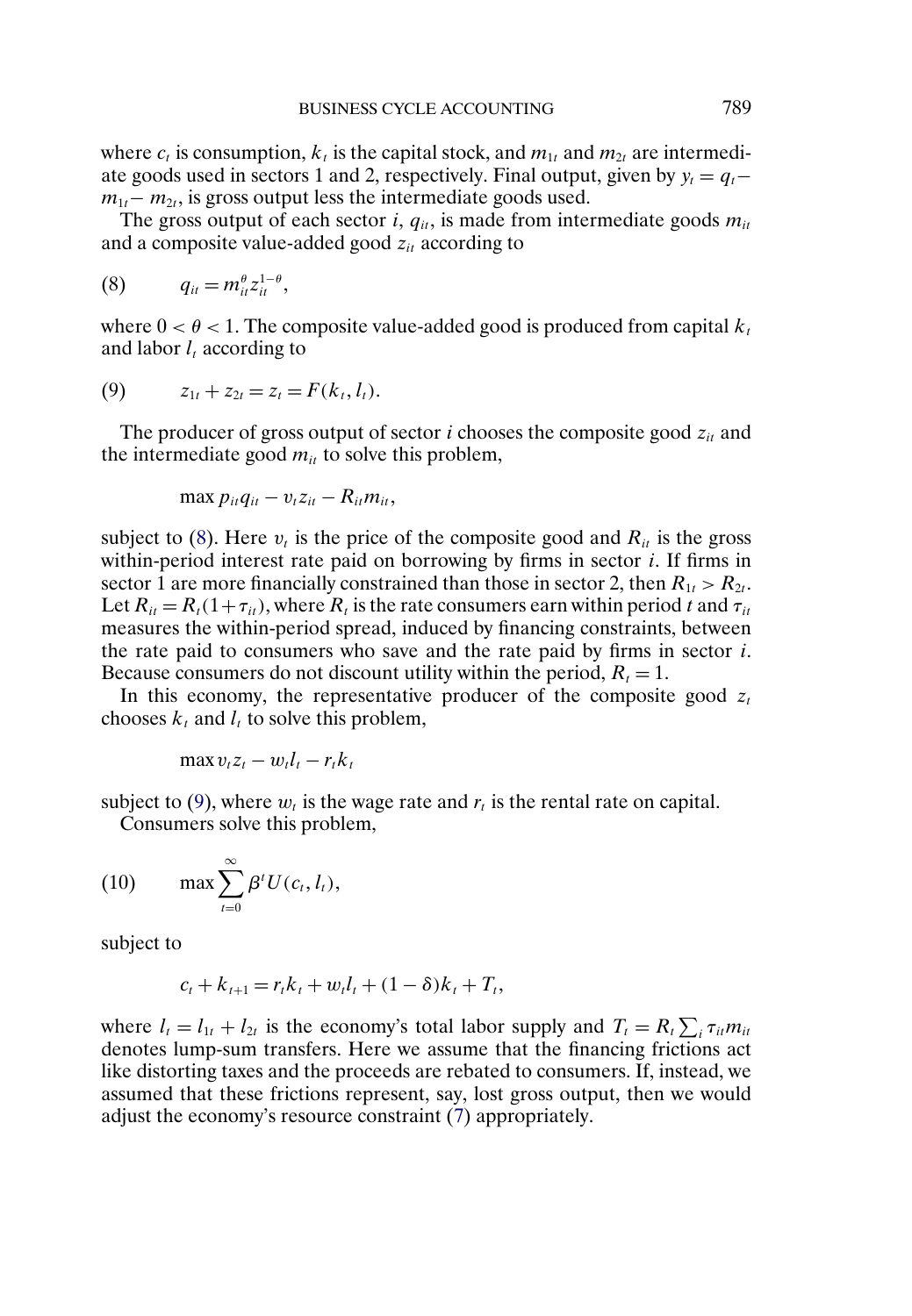where $c_t$ is consumption, $k_t$ is the capital stock, and $m_{1t}$ and $m_{2t}$ are intermediate goods used in sectors 1 and 2, respectively. Final output, given by $y_t = q_t - m_{1t} - m_{2t}$, is gross output less the intermediate goods used.

The gross output of each sector $i$, $q_{it}$, is made from intermediate goods $m_{it}$ and a composite value-added good $z_{it}$ according to

$$q_{it} = m_{it}^{\theta} z_{it}^{1-\theta}, \tag{8}$$

where $0 < \theta < 1$. The composite value-added good is produced from capital $k_t$ and labor $l_t$ according to

$$z_{1t} + z_{2t} = z_t = F(k_t, l_t). \tag{9}$$

The producer of gross output of sector $i$ chooses the composite good $z_{it}$ and the intermediate good $m_{it}$ to solve this problem,

$$\max p_{it} q_{it} - v_t z_{it} - R_{it} m_{it},$$

subject to (8). Here $v_t$ is the price of the composite good and $R_{it}$ is the gross within-period interest rate paid on borrowing by firms in sector $i$. If firms in sector 1 are more financially constrained than those in sector 2, then $R_{1t} > R_{2t}$. Let $R_{it} = R_t(1+\tau_{it})$, where $R_t$ is the rate consumers earn within period $t$ and $\tau_{it}$ measures the within-period spread, induced by financing constraints, between the rate paid to consumers who save and the rate paid by firms in sector $i$. Because consumers do not discount utility within the period, $R_t = 1$.

In this economy, the representative producer of the composite good $z_t$ chooses $k_t$ and $l_t$ to solve this problem,

$$\max v_t z_t - w_t l_t - r_t k_t$$

subject to (9), where $w_t$ is the wage rate and $r_t$ is the rental rate on capital.

Consumers solve this problem,

$$\max \sum_{t=0}^{\infty} \beta^t U(c_t, l_t), \tag{10}$$

subject to

$$c_t + k_{t+1} = r_t k_t + w_t l_t + (1-\delta) k_t + T_t,$$

where $l_t = l_{1t} + l_{2t}$ is the economy's total labor supply and $T_t = R_t \sum_i \tau_{it} m_{it}$ denotes lump-sum transfers. Here we assume that the financing frictions act like distorting taxes and the proceeds are rebated to consumers. If, instead, we assumed that these frictions represent, say, lost gross output, then we would adjust the economy's resource constraint (7) appropriately.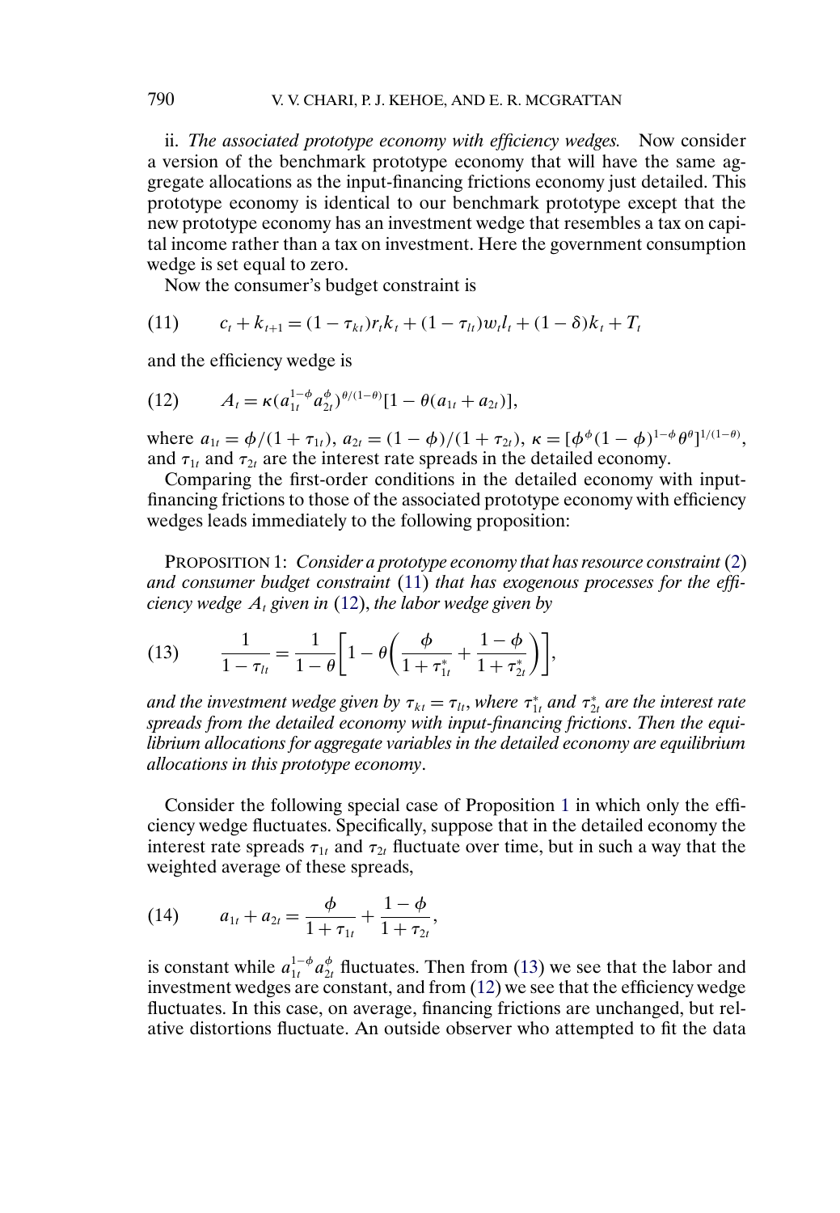ii. *The associated prototype economy with efficiency wedges.* Now consider a version of the benchmark prototype economy that will have the same aggregate allocations as the input-financing frictions economy just detailed. This prototype economy is identical to our benchmark prototype except that the new prototype economy has an investment wedge that resembles a tax on capital income rather than a tax on investment. Here the government consumption wedge is set equal to zero.

Now the consumer's budget constraint is

$$c_t + k_{t+1} = (1-\tau_{kt})r_t k_t + (1-\tau_{lt})w_t l_t + (1-\delta)k_t + T_t \tag{11}$$

and the efficiency wedge is

$$A_t = \kappa(a_{1t}^{1-\phi}a_{2t}^{\phi})^{\theta/(1-\theta)}[1-\theta(a_{1t}+a_{2t})], \tag{12}$$

where $a_{1t} = \phi/(1+\tau_{1t})$, $a_{2t} = (1-\phi)/(1+\tau_{2t})$, $\kappa = [\phi^{\phi}(1-\phi)^{1-\phi}\theta^{\theta}]^{1/(1-\theta)}$, and $\tau_{1t}$ and $\tau_{2t}$ are the interest rate spreads in the detailed economy.

Comparing the first-order conditions in the detailed economy with input-financing frictions to those of the associated prototype economy with efficiency wedges leads immediately to the following proposition:

PROPOSITION 1: *Consider a prototype economy that has resource constraint* (2) *and consumer budget constraint* (11) *that has exogenous processes for the efficiency wedge $A_t$ given in* (12), *the labor wedge given by*

$$\frac{1}{1-\tau_{lt}} = \frac{1}{1-\theta}\left[1-\theta\left(\frac{\phi}{1+\tau_{1t}^*}+\frac{1-\phi}{1+\tau_{2t}^*}\right)\right], \tag{13}$$

*and the investment wedge given by $\tau_{kt} = \tau_{lt}$, where $\tau_{1t}^*$ and $\tau_{2t}^*$ are the interest rate spreads from the detailed economy with input-financing frictions. Then the equilibrium allocations for aggregate variables in the detailed economy are equilibrium allocations in this prototype economy.*

Consider the following special case of Proposition 1 in which only the efficiency wedge fluctuates. Specifically, suppose that in the detailed economy the interest rate spreads $\tau_{1t}$ and $\tau_{2t}$ fluctuate over time, but in such a way that the weighted average of these spreads,

$$a_{1t} + a_{2t} = \frac{\phi}{1+\tau_{1t}} + \frac{1-\phi}{1+\tau_{2t}}, \tag{14}$$

is constant while $a_{1t}^{1-\phi}a_{2t}^{\phi}$ fluctuates. Then from (13) we see that the labor and investment wedges are constant, and from (12) we see that the efficiency wedge fluctuates. In this case, on average, financing frictions are unchanged, but relative distortions fluctuate. An outside observer who attempted to fit the data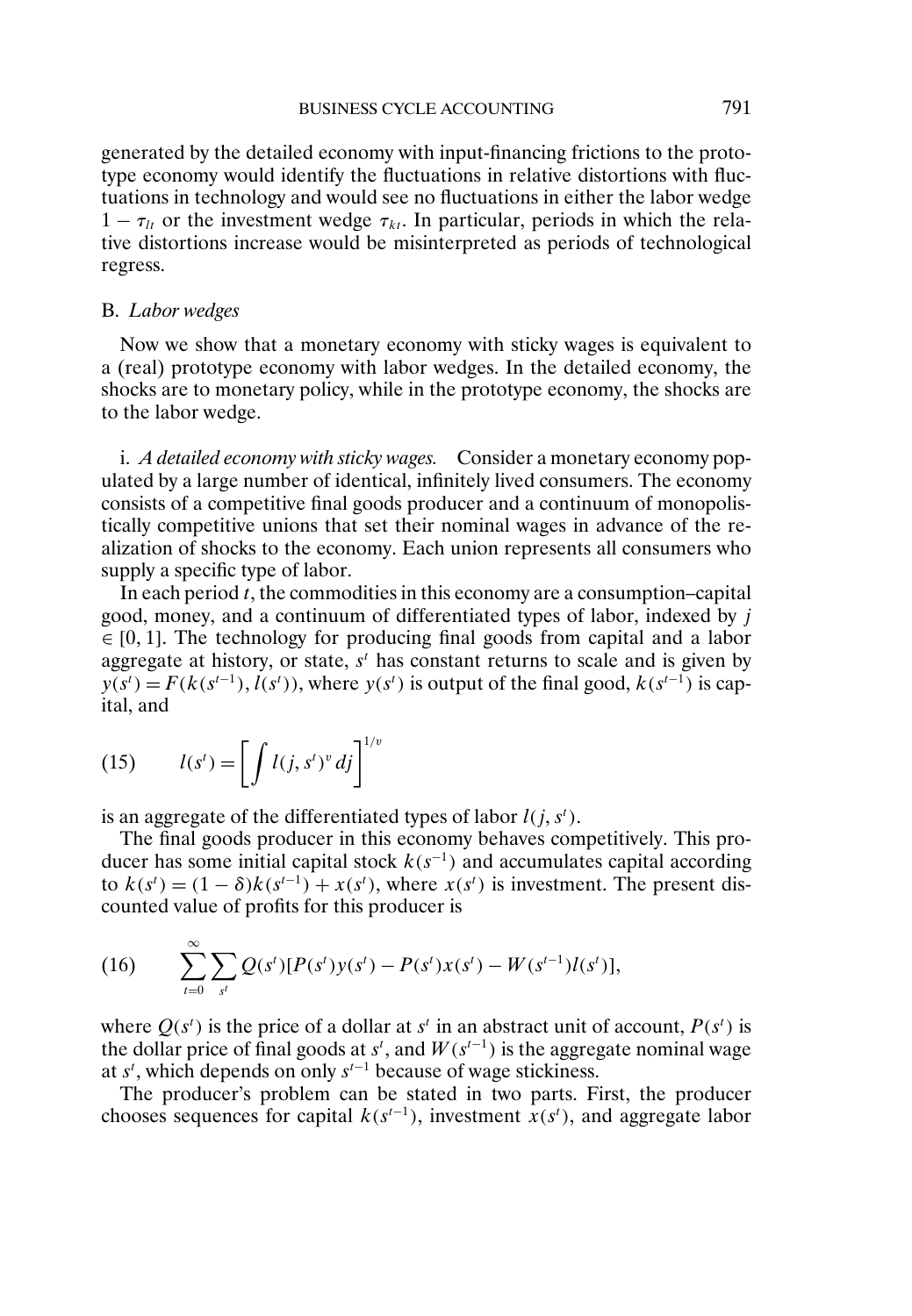generated by the detailed economy with input-financing frictions to the prototype economy would identify the fluctuations in relative distortions with fluctuations in technology and would see no fluctuations in either the labor wedge $1-\tau_{lt}$ or the investment wedge $\tau_{kt}$. In particular, periods in which the relative distortions increase would be misinterpreted as periods of technological regress.

## B. *Labor wedges*

Now we show that a monetary economy with sticky wages is equivalent to a (real) prototype economy with labor wedges. In the detailed economy, the shocks are to monetary policy, while in the prototype economy, the shocks are to the labor wedge.

i. *A detailed economy with sticky wages.* Consider a monetary economy populated by a large number of identical, infinitely lived consumers. The economy consists of a competitive final goods producer and a continuum of monopolistically competitive unions that set their nominal wages in advance of the realization of shocks to the economy. Each union represents all consumers who supply a specific type of labor.

In each period $t$, the commodities in this economy are a consumption–capital good, money, and a continuum of differentiated types of labor, indexed by $j \in [0, 1]$. The technology for producing final goods from capital and a labor aggregate at history, or state, $s^t$ has constant returns to scale and is given by $y(s^t) = F(k(s^{t-1}), l(s^t))$, where $y(s^t)$ is output of the final good, $k(s^{t-1})$ is capital, and

$$l(s^t) = \left[ \int l(j, s^t)^v \, dj \right]^{1/v} \tag{15}$$

is an aggregate of the differentiated types of labor $l(j, s^t)$.

The final goods producer in this economy behaves competitively. This producer has some initial capital stock $k(s^{-1})$ and accumulates capital according to $k(s^t) = (1-\delta)k(s^{t-1}) + x(s^t)$, where $x(s^t)$ is investment. The present discounted value of profits for this producer is

$$\sum_{t=0}^{\infty} \sum_{s^t} Q(s^t)[P(s^t)y(s^t) - P(s^t)x(s^t) - W(s^{t-1})l(s^t)], \tag{16}$$

where $Q(s^t)$ is the price of a dollar at $s^t$ in an abstract unit of account, $P(s^t)$ is the dollar price of final goods at $s^t$, and $W(s^{t-1})$ is the aggregate nominal wage at $s^t$, which depends on only $s^{t-1}$ because of wage stickiness.

The producer's problem can be stated in two parts. First, the producer chooses sequences for capital $k(s^{t-1})$, investment $x(s^t)$, and aggregate labor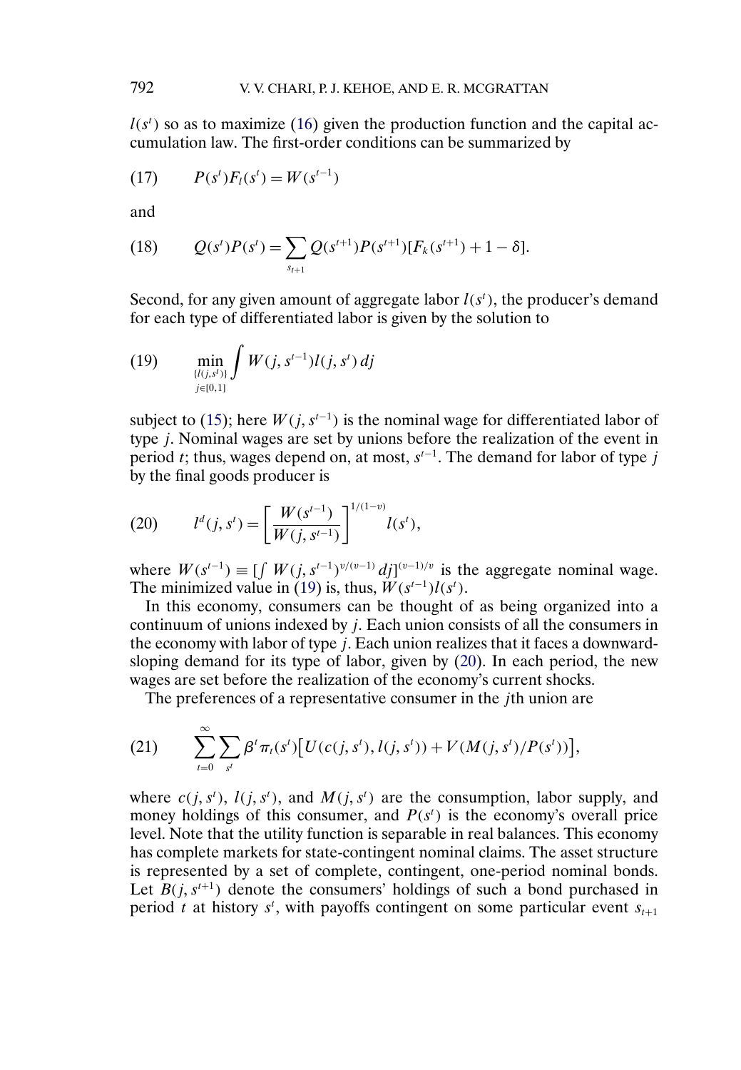$l(s^t)$ so as to maximize (16) given the production function and the capital accumulation law. The first-order conditions can be summarized by

$$P(s^t)F_l(s^t) = W(s^{t-1}) \tag{17}$$

and

$$Q(s^t)P(s^t) = \sum_{s_{t+1}} Q(s^{t+1})P(s^{t+1})[F_k(s^{t+1}) + 1 - \delta]. \tag{18}$$

Second, for any given amount of aggregate labor $l(s^t)$, the producer's demand for each type of differentiated labor is given by the solution to

$$\min_{\substack{\{l(j,s^t)\}\\ j\in[0,1]}} \int W(j, s^{t-1})l(j, s^t)\, dj \tag{19}$$

subject to (15); here $W(j, s^{t-1})$ is the nominal wage for differentiated labor of type $j$. Nominal wages are set by unions before the realization of the event in period $t$; thus, wages depend on, at most, $s^{t-1}$. The demand for labor of type $j$ by the final goods producer is

$$l^d(j, s^t) = \left[\frac{W(s^{t-1})}{W(j, s^{t-1})}\right]^{1/(1-v)} l(s^t), \tag{20}$$

where $W(s^{t-1}) \equiv [\int W(j, s^{t-1})^{v/(v-1)}\, dj]^{(v-1)/v}$ is the aggregate nominal wage. The minimized value in (19) is, thus, $W(s^{t-1})l(s^t)$.

In this economy, consumers can be thought of as being organized into a continuum of unions indexed by $j$. Each union consists of all the consumers in the economy with labor of type $j$. Each union realizes that it faces a downward-sloping demand for its type of labor, given by (20). In each period, the new wages are set before the realization of the economy's current shocks.

The preferences of a representative consumer in the $j$th union are

$$\sum_{t=0}^{\infty} \sum_{s^t} \beta^t \pi_t(s^t)\big[U(c(j, s^t), l(j, s^t)) + V(M(j, s^t)/P(s^t))\big], \tag{21}$$

where $c(j, s^t)$, $l(j, s^t)$, and $M(j, s^t)$ are the consumption, labor supply, and money holdings of this consumer, and $P(s^t)$ is the economy's overall price level. Note that the utility function is separable in real balances. This economy has complete markets for state-contingent nominal claims. The asset structure is represented by a set of complete, contingent, one-period nominal bonds. Let $B(j, s^{t+1})$ denote the consumers' holdings of such a bond purchased in period $t$ at history $s^t$, with payoffs contingent on some particular event $s_{t+1}$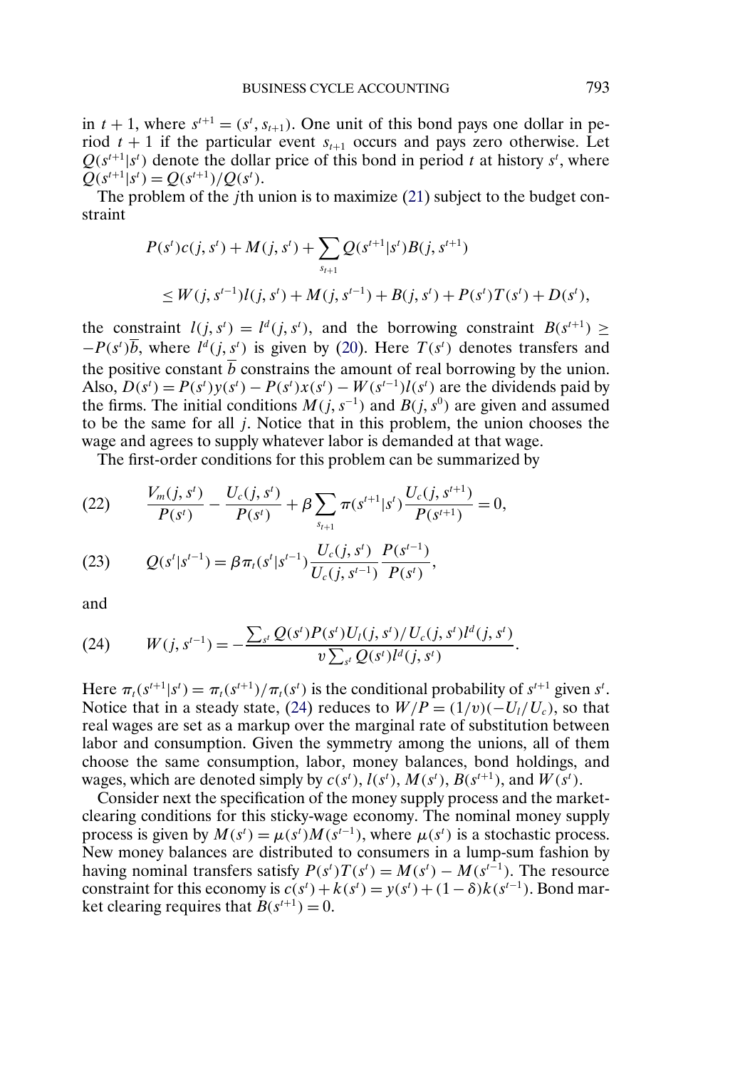in $t+1$, where $s^{t+1} = (s^t, s_{t+1})$. One unit of this bond pays one dollar in period $t+1$ if the particular event $s_{t+1}$ occurs and pays zero otherwise. Let $Q(s^{t+1}|s^t)$ denote the dollar price of this bond in period $t$ at history $s^t$, where $Q(s^{t+1}|s^t) = Q(s^{t+1})/Q(s^t)$.

The problem of the $j$th union is to maximize (21) subject to the budget constraint

$$P(s^t)c(j,s^t) + M(j,s^t) + \sum_{s_{t+1}} Q(s^{t+1}|s^t)B(j,s^{t+1})$$
$$\leq W(j,s^{t-1})l(j,s^t) + M(j,s^{t-1}) + B(j,s^t) + P(s^t)T(s^t) + D(s^t),$$

the constraint $l(j,s^t) = l^d(j,s^t)$, and the borrowing constraint $B(s^{t+1}) \geq -P(s^t)\overline{b}$, where $l^d(j,s^t)$ is given by (20). Here $T(s^t)$ denotes transfers and the positive constant $\overline{b}$ constrains the amount of real borrowing by the union. Also, $D(s^t) = P(s^t)y(s^t) - P(s^t)x(s^t) - W(s^{t-1})l(s^t)$ are the dividends paid by the firms. The initial conditions $M(j,s^{-1})$ and $B(j,s^0)$ are given and assumed to be the same for all $j$. Notice that in this problem, the union chooses the wage and agrees to supply whatever labor is demanded at that wage.

The first-order conditions for this problem can be summarized by

$$\frac{V_m(j,s^t)}{P(s^t)} - \frac{U_c(j,s^t)}{P(s^t)} + \beta \sum_{s_{t+1}} \pi(s^{t+1}|s^t)\frac{U_c(j,s^{t+1})}{P(s^{t+1})} = 0, \tag{22}$$

$$Q(s^t|s^{t-1}) = \beta\pi_t(s^t|s^{t-1})\frac{U_c(j,s^t)}{U_c(j,s^{t-1})}\frac{P(s^{t-1})}{P(s^t)}, \tag{23}$$

and

$$W(j,s^{t-1}) = -\frac{\sum_{s^t} Q(s^t)P(s^t)U_l(j,s^t)/U_c(j,s^t)l^d(j,s^t)}{v\sum_{s^t} Q(s^t)l^d(j,s^t)}. \tag{24}$$

Here $\pi_t(s^{t+1}|s^t) = \pi_t(s^{t+1})/\pi_t(s^t)$ is the conditional probability of $s^{t+1}$ given $s^t$. Notice that in a steady state, (24) reduces to $W/P = (1/v)(-U_l/U_c)$, so that real wages are set as a markup over the marginal rate of substitution between labor and consumption. Given the symmetry among the unions, all of them choose the same consumption, labor, money balances, bond holdings, and wages, which are denoted simply by $c(s^t)$, $l(s^t)$, $M(s^t)$, $B(s^{t+1})$, and $W(s^t)$.

Consider next the specification of the money supply process and the market-clearing conditions for this sticky-wage economy. The nominal money supply process is given by $M(s^t) = \mu(s^t)M(s^{t-1})$, where $\mu(s^t)$ is a stochastic process. New money balances are distributed to consumers in a lump-sum fashion by having nominal transfers satisfy $P(s^t)T(s^t) = M(s^t) - M(s^{t-1})$. The resource constraint for this economy is $c(s^t) + k(s^t) = y(s^t) + (1-\delta)k(s^{t-1})$. Bond market clearing requires that $B(s^{t+1}) = 0$.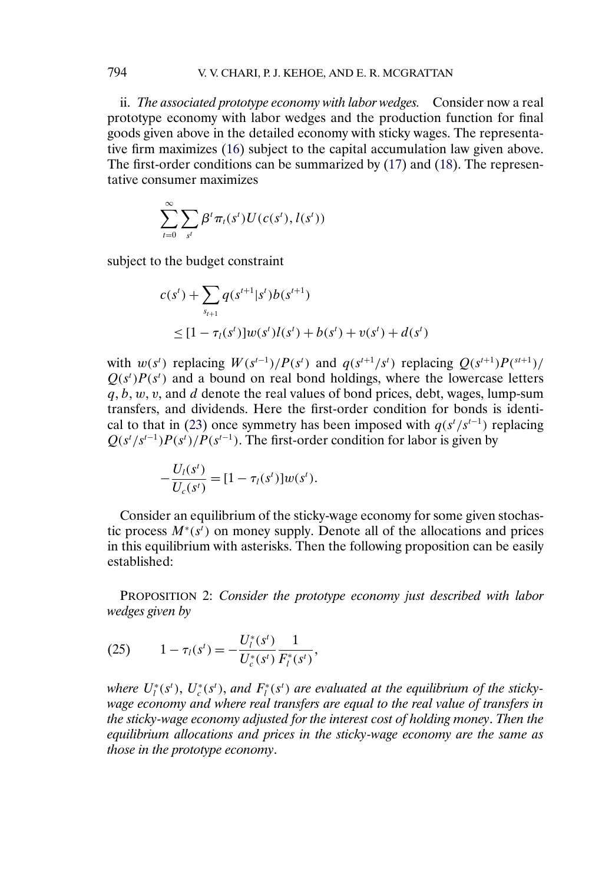ii. *The associated prototype economy with labor wedges.* Consider now a real prototype economy with labor wedges and the production function for final goods given above in the detailed economy with sticky wages. The representative firm maximizes (16) subject to the capital accumulation law given above. The first-order conditions can be summarized by (17) and (18). The representative consumer maximizes

$$\sum_{t=0}^{\infty}\sum_{s^t}\beta^t\pi_t(s^t)U(c(s^t),l(s^t))$$

subject to the budget constraint

$$c(s^t)+\sum_{s_{t+1}}q(s^{t+1}|s^t)b(s^{t+1})$$
$$\leq[1-\tau_l(s^t)]w(s^t)l(s^t)+b(s^t)+v(s^t)+d(s^t)$$

with $w(s^t)$ replacing $W(s^{t-1})/P(s^t)$ and $q(s^{t+1}/s^t)$ replacing $Q(s^{t+1})P(^{st+1})/Q(s^t)P(s^t)$ and a bound on real bond holdings, where the lowercase letters $q$, $b$, $w$, $v$, and $d$ denote the real values of bond prices, debt, wages, lump-sum transfers, and dividends. Here the first-order condition for bonds is identical to that in (23) once symmetry has been imposed with $q(s^t/s^{t-1})$ replacing $Q(s^t/s^{t-1})P(s^t)/P(s^{t-1})$. The first-order condition for labor is given by

$$-\frac{U_l(s^t)}{U_c(s^t)}=[1-\tau_l(s^t)]w(s^t).$$

Consider an equilibrium of the sticky-wage economy for some given stochastic process $M^*(s^t)$ on money supply. Denote all of the allocations and prices in this equilibrium with asterisks. Then the following proposition can be easily established:

PROPOSITION 2: *Consider the prototype economy just described with labor wedges given by*

$$(25)\qquad 1-\tau_l(s^t)=-\frac{U_l^*(s^t)}{U_c^*(s^t)}\frac{1}{F_l^*(s^t)},$$

*where $U_l^*(s^t)$, $U_c^*(s^t)$, and $F_l^*(s^t)$ are evaluated at the equilibrium of the sticky-wage economy and where real transfers are equal to the real value of transfers in the sticky-wage economy adjusted for the interest cost of holding money. Then the equilibrium allocations and prices in the sticky-wage economy are the same as those in the prototype economy.*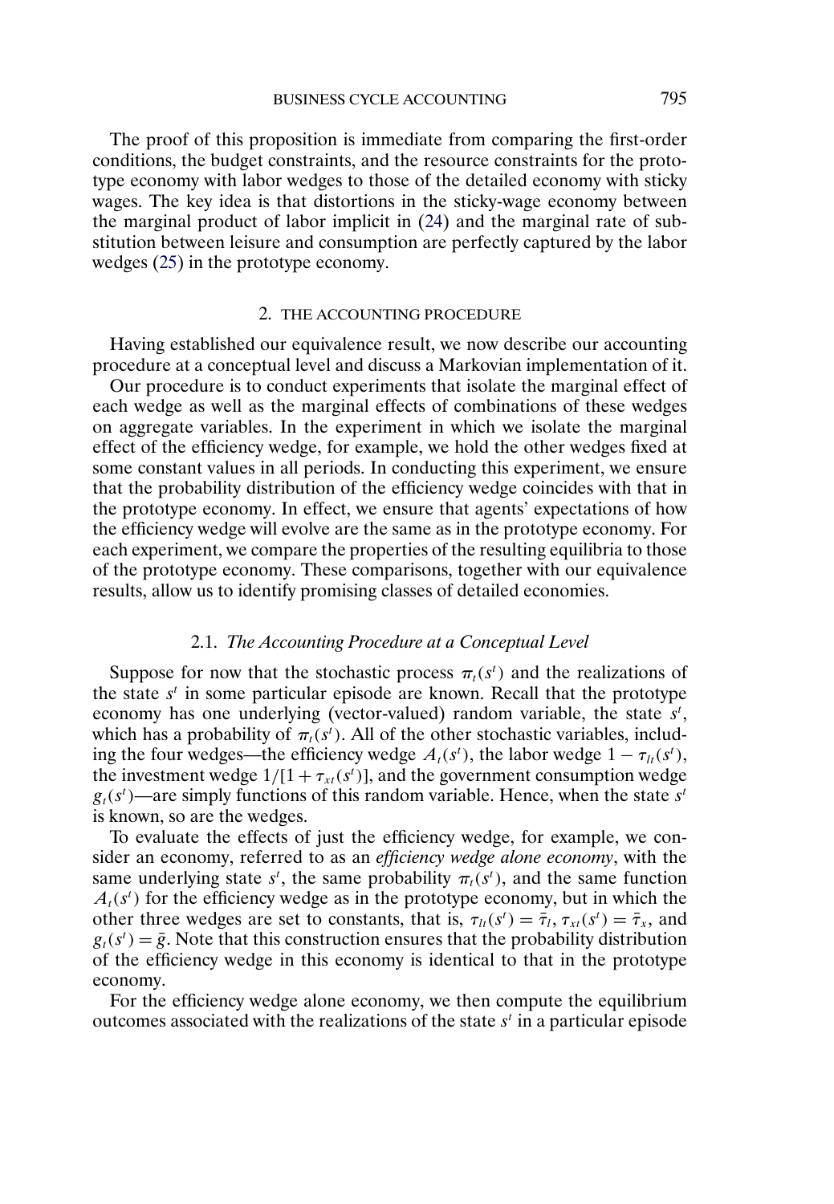The proof of this proposition is immediate from comparing the first-order conditions, the budget constraints, and the resource constraints for the prototype economy with labor wedges to those of the detailed economy with sticky wages. The key idea is that distortions in the sticky-wage economy between the marginal product of labor implicit in (24) and the marginal rate of substitution between leisure and consumption are perfectly captured by the labor wedges (25) in the prototype economy.

## 2. THE ACCOUNTING PROCEDURE

Having established our equivalence result, we now describe our accounting procedure at a conceptual level and discuss a Markovian implementation of it.

Our procedure is to conduct experiments that isolate the marginal effect of each wedge as well as the marginal effects of combinations of these wedges on aggregate variables. In the experiment in which we isolate the marginal effect of the efficiency wedge, for example, we hold the other wedges fixed at some constant values in all periods. In conducting this experiment, we ensure that the probability distribution of the efficiency wedge coincides with that in the prototype economy. In effect, we ensure that agents' expectations of how the efficiency wedge will evolve are the same as in the prototype economy. For each experiment, we compare the properties of the resulting equilibria to those of the prototype economy. These comparisons, together with our equivalence results, allow us to identify promising classes of detailed economies.

### 2.1. *The Accounting Procedure at a Conceptual Level*

Suppose for now that the stochastic process $\pi_t(s^t)$ and the realizations of the state $s^t$ in some particular episode are known. Recall that the prototype economy has one underlying (vector-valued) random variable, the state $s^t$, which has a probability of $\pi_t(s^t)$. All of the other stochastic variables, including the four wedges—the efficiency wedge $A_t(s^t)$, the labor wedge $1 - \tau_{lt}(s^t)$, the investment wedge $1/[1 + \tau_{xt}(s^t)]$, and the government consumption wedge $g_t(s^t)$—are simply functions of this random variable. Hence, when the state $s^t$ is known, so are the wedges.

To evaluate the effects of just the efficiency wedge, for example, we consider an economy, referred to as an *efficiency wedge alone economy*, with the same underlying state $s^t$, the same probability $\pi_t(s^t)$, and the same function $A_t(s^t)$ for the efficiency wedge as in the prototype economy, but in which the other three wedges are set to constants, that is, $\tau_{lt}(s^t) = \bar{\tau}_l$, $\tau_{xt}(s^t) = \bar{\tau}_x$, and $g_t(s^t) = \bar{g}$. Note that this construction ensures that the probability distribution of the efficiency wedge in this economy is identical to that in the prototype economy.

For the efficiency wedge alone economy, we then compute the equilibrium outcomes associated with the realizations of the state $s^t$ in a particular episode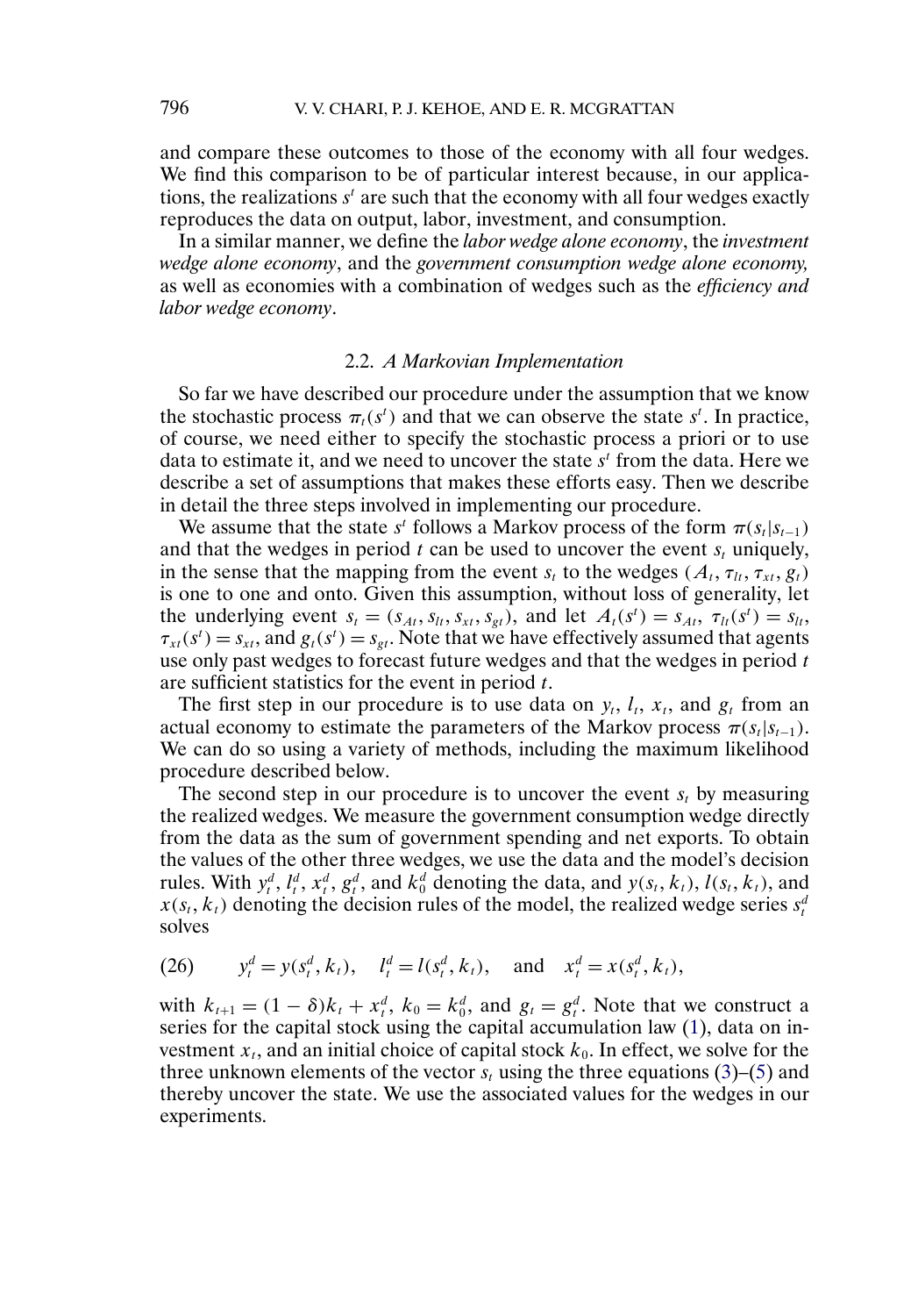and compare these outcomes to those of the economy with all four wedges. We find this comparison to be of particular interest because, in our applications, the realizations $s^t$ are such that the economy with all four wedges exactly reproduces the data on output, labor, investment, and consumption.

In a similar manner, we define the *labor wedge alone economy*, the *investment wedge alone economy*, and the *government consumption wedge alone economy,* as well as economies with a combination of wedges such as the *efficiency and labor wedge economy*.

### 2.2. *A Markovian Implementation*

So far we have described our procedure under the assumption that we know the stochastic process $\pi_t(s^t)$ and that we can observe the state $s^t$. In practice, of course, we need either to specify the stochastic process a priori or to use data to estimate it, and we need to uncover the state $s^t$ from the data. Here we describe a set of assumptions that makes these efforts easy. Then we describe in detail the three steps involved in implementing our procedure.

We assume that the state $s^t$ follows a Markov process of the form $\pi(s_t|s_{t-1})$ and that the wedges in period $t$ can be used to uncover the event $s_t$ uniquely, in the sense that the mapping from the event $s_t$ to the wedges $(A_t, \tau_{lt}, \tau_{xt}, g_t)$ is one to one and onto. Given this assumption, without loss of generality, let the underlying event $s_t = (s_{At}, s_{lt}, s_{xt}, s_{gt})$, and let $A_t(s^t) = s_{At}$, $\tau_{lt}(s^t) = s_{lt}$, $\tau_{xt}(s^t) = s_{xt}$, and $g_t(s^t) = s_{gt}$. Note that we have effectively assumed that agents use only past wedges to forecast future wedges and that the wedges in period $t$ are sufficient statistics for the event in period $t$.

The first step in our procedure is to use data on $y_t$, $l_t$, $x_t$, and $g_t$ from an actual economy to estimate the parameters of the Markov process $\pi(s_t|s_{t-1})$. We can do so using a variety of methods, including the maximum likelihood procedure described below.

The second step in our procedure is to uncover the event $s_t$ by measuring the realized wedges. We measure the government consumption wedge directly from the data as the sum of government spending and net exports. To obtain the values of the other three wedges, we use the data and the model's decision rules. With $y_t^d$, $l_t^d$, $x_t^d$, $g_t^d$, and $k_0^d$ denoting the data, and $y(s_t, k_t)$, $l(s_t, k_t)$, and $x(s_t, k_t)$ denoting the decision rules of the model, the realized wedge series $s_t^d$ solves

$$
y_t^d = y(s_t^d, k_t), \quad l_t^d = l(s_t^d, k_t), \quad \text{and} \quad x_t^d = x(s_t^d, k_t), \tag{26}
$$

with $k_{t+1} = (1-\delta)k_t + x_t^d$, $k_0 = k_0^d$, and $g_t = g_t^d$. Note that we construct a series for the capital stock using the capital accumulation law (1), data on investment $x_t$, and an initial choice of capital stock $k_0$. In effect, we solve for the three unknown elements of the vector $s_t$ using the three equations (3)–(5) and thereby uncover the state. We use the associated values for the wedges in our experiments.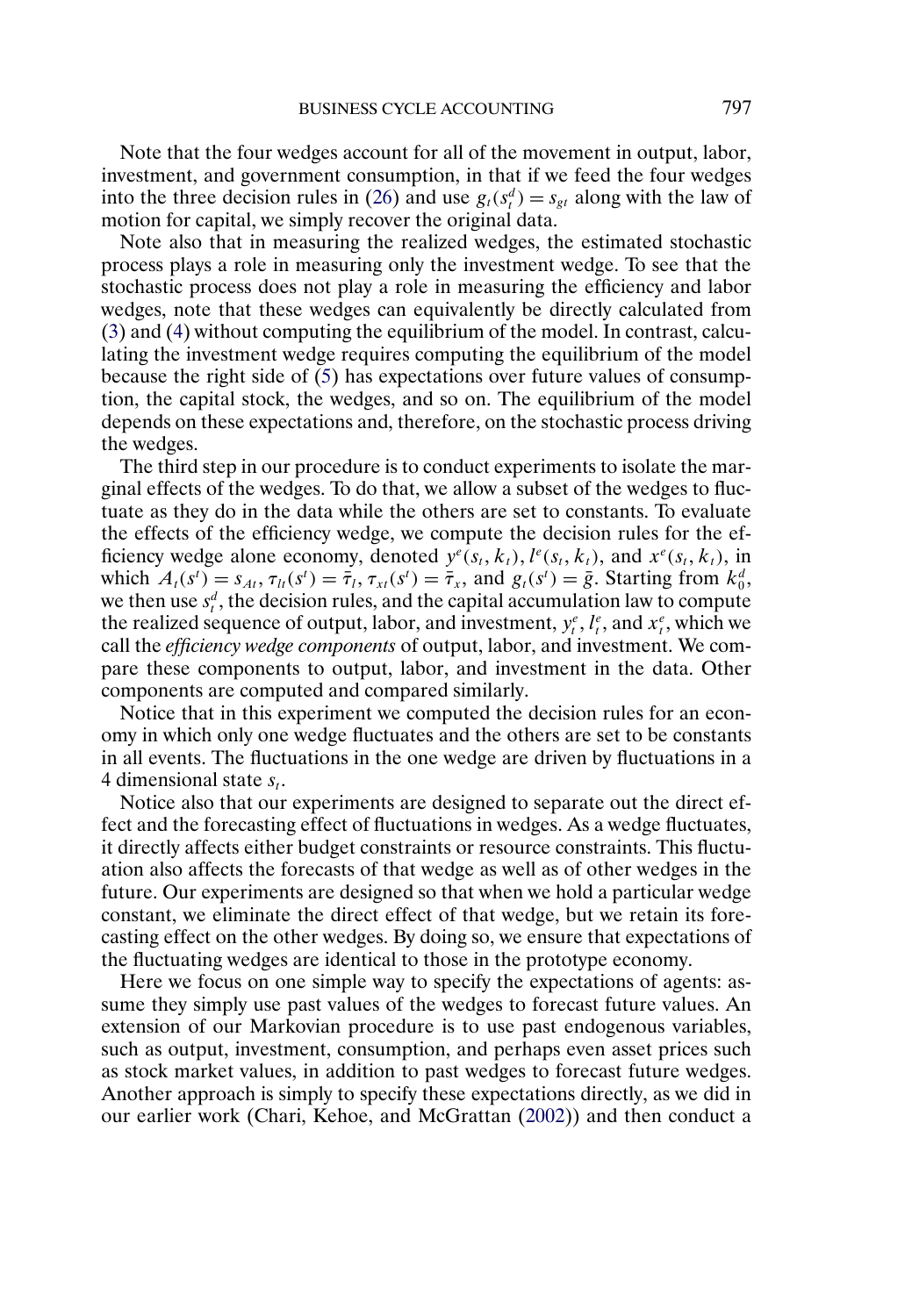Note that the four wedges account for all of the movement in output, labor, investment, and government consumption, in that if we feed the four wedges into the three decision rules in (26) and use $g_t(s_t^d) = s_{gt}$ along with the law of motion for capital, we simply recover the original data.

Note also that in measuring the realized wedges, the estimated stochastic process plays a role in measuring only the investment wedge. To see that the stochastic process does not play a role in measuring the efficiency and labor wedges, note that these wedges can equivalently be directly calculated from (3) and (4) without computing the equilibrium of the model. In contrast, calculating the investment wedge requires computing the equilibrium of the model because the right side of (5) has expectations over future values of consumption, the capital stock, the wedges, and so on. The equilibrium of the model depends on these expectations and, therefore, on the stochastic process driving the wedges.

The third step in our procedure is to conduct experiments to isolate the marginal effects of the wedges. To do that, we allow a subset of the wedges to fluctuate as they do in the data while the others are set to constants. To evaluate the effects of the efficiency wedge, we compute the decision rules for the efficiency wedge alone economy, denoted $y^e(s_t, k_t)$, $l^e(s_t, k_t)$, and $x^e(s_t, k_t)$, in which $A_t(s^t) = s_{At}$, $\tau_{lt}(s^t) = \bar{\tau}_l$, $\tau_{xt}(s^t) = \bar{\tau}_x$, and $g_t(s^t) = \bar{g}$. Starting from $k_0^d$, we then use $s_t^d$, the decision rules, and the capital accumulation law to compute the realized sequence of output, labor, and investment, $y_t^e$, $l_t^e$, and $x_t^e$, which we call the *efficiency wedge components* of output, labor, and investment. We compare these components to output, labor, and investment in the data. Other components are computed and compared similarly.

Notice that in this experiment we computed the decision rules for an economy in which only one wedge fluctuates and the others are set to be constants in all events. The fluctuations in the one wedge are driven by fluctuations in a 4 dimensional state $s_t$.

Notice also that our experiments are designed to separate out the direct effect and the forecasting effect of fluctuations in wedges. As a wedge fluctuates, it directly affects either budget constraints or resource constraints. This fluctuation also affects the forecasts of that wedge as well as of other wedges in the future. Our experiments are designed so that when we hold a particular wedge constant, we eliminate the direct effect of that wedge, but we retain its forecasting effect on the other wedges. By doing so, we ensure that expectations of the fluctuating wedges are identical to those in the prototype economy.

Here we focus on one simple way to specify the expectations of agents: assume they simply use past values of the wedges to forecast future values. An extension of our Markovian procedure is to use past endogenous variables, such as output, investment, consumption, and perhaps even asset prices such as stock market values, in addition to past wedges to forecast future wedges. Another approach is simply to specify these expectations directly, as we did in our earlier work (Chari, Kehoe, and McGrattan (2002)) and then conduct a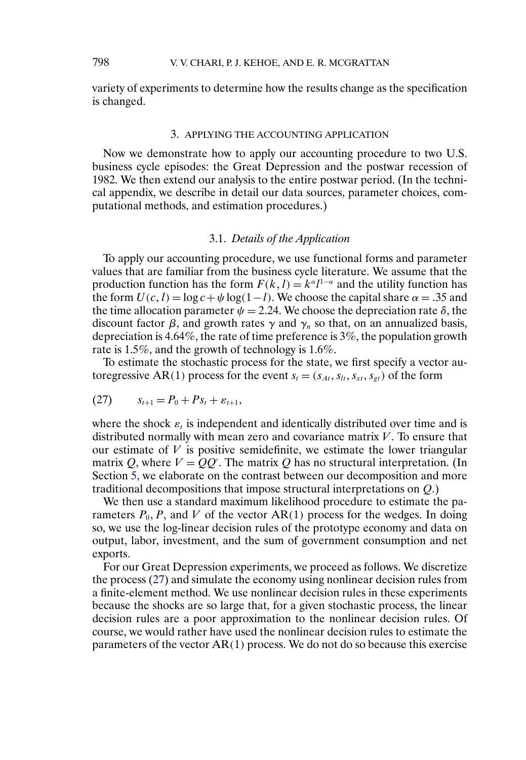variety of experiments to determine how the results change as the specification is changed.

## 3. APPLYING THE ACCOUNTING APPLICATION

Now we demonstrate how to apply our accounting procedure to two U.S. business cycle episodes: the Great Depression and the postwar recession of 1982. We then extend our analysis to the entire postwar period. (In the technical appendix, we describe in detail our data sources, parameter choices, computational methods, and estimation procedures.)

### 3.1. *Details of the Application*

To apply our accounting procedure, we use functional forms and parameter values that are familiar from the business cycle literature. We assume that the production function has the form $F(k, l) = k^{\alpha} l^{1-\alpha}$ and the utility function has the form $U(c, l) = \log c + \psi \log(1 - l)$. We choose the capital share $\alpha = .35$ and the time allocation parameter $\psi = 2.24$. We choose the depreciation rate $\delta$, the discount factor $\beta$, and growth rates $\gamma$ and $\gamma_n$ so that, on an annualized basis, depreciation is 4.64%, the rate of time preference is 3%, the population growth rate is 1.5%, and the growth of technology is 1.6%.

To estimate the stochastic process for the state, we first specify a vector autoregressive AR(1) process for the event $s_t = (s_{At}, s_{lt}, s_{xt}, s_{gt})$ of the form

$$s_{t+1} = P_0 + P s_t + \varepsilon_{t+1}, \tag{27}$$

where the shock $\varepsilon_t$ is independent and identically distributed over time and is distributed normally with mean zero and covariance matrix $V$. To ensure that our estimate of $V$ is positive semidefinite, we estimate the lower triangular matrix $Q$, where $V = QQ'$. The matrix $Q$ has no structural interpretation. (In Section 5, we elaborate on the contrast between our decomposition and more traditional decompositions that impose structural interpretations on $Q$.)

We then use a standard maximum likelihood procedure to estimate the parameters $P_0$, $P$, and $V$ of the vector AR(1) process for the wedges. In doing so, we use the log-linear decision rules of the prototype economy and data on output, labor, investment, and the sum of government consumption and net exports.

For our Great Depression experiments, we proceed as follows. We discretize the process (27) and simulate the economy using nonlinear decision rules from a finite-element method. We use nonlinear decision rules in these experiments because the shocks are so large that, for a given stochastic process, the linear decision rules are a poor approximation to the nonlinear decision rules. Of course, we would rather have used the nonlinear decision rules to estimate the parameters of the vector AR(1) process. We do not do so because this exercise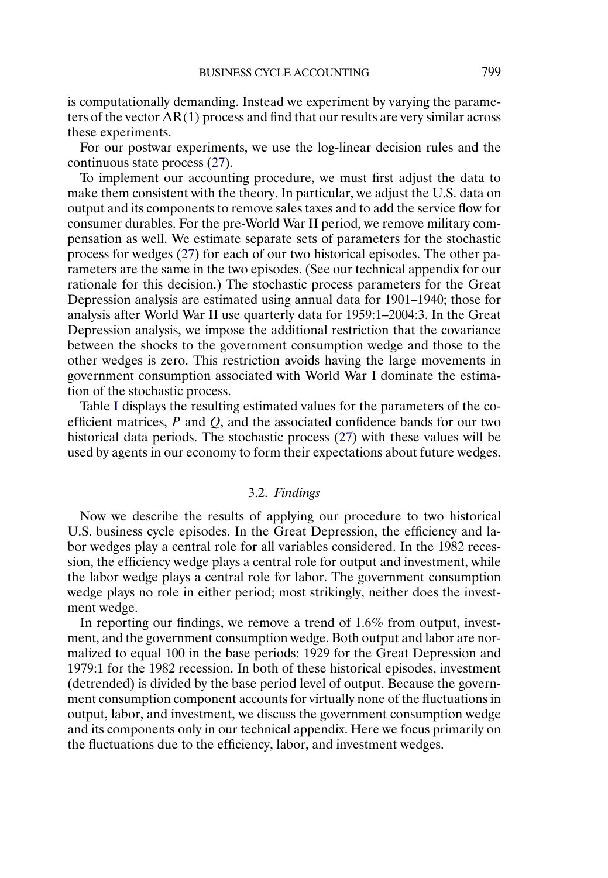is computationally demanding. Instead we experiment by varying the parameters of the vector AR(1) process and find that our results are very similar across these experiments.

For our postwar experiments, we use the log-linear decision rules and the continuous state process (27).

To implement our accounting procedure, we must first adjust the data to make them consistent with the theory. In particular, we adjust the U.S. data on output and its components to remove sales taxes and to add the service flow for consumer durables. For the pre-World War II period, we remove military compensation as well. We estimate separate sets of parameters for the stochastic process for wedges (27) for each of our two historical episodes. The other parameters are the same in the two episodes. (See our technical appendix for our rationale for this decision.) The stochastic process parameters for the Great Depression analysis are estimated using annual data for 1901–1940; those for analysis after World War II use quarterly data for 1959:1–2004:3. In the Great Depression analysis, we impose the additional restriction that the covariance between the shocks to the government consumption wedge and those to the other wedges is zero. This restriction avoids having the large movements in government consumption associated with World War I dominate the estimation of the stochastic process.

Table I displays the resulting estimated values for the parameters of the coefficient matrices, $P$ and $Q$, and the associated confidence bands for our two historical data periods. The stochastic process (27) with these values will be used by agents in our economy to form their expectations about future wedges.

### 3.2. *Findings*

Now we describe the results of applying our procedure to two historical U.S. business cycle episodes. In the Great Depression, the efficiency and labor wedges play a central role for all variables considered. In the 1982 recession, the efficiency wedge plays a central role for output and investment, while the labor wedge plays a central role for labor. The government consumption wedge plays no role in either period; most strikingly, neither does the investment wedge.

In reporting our findings, we remove a trend of 1.6% from output, investment, and the government consumption wedge. Both output and labor are normalized to equal 100 in the base periods: 1929 for the Great Depression and 1979:1 for the 1982 recession. In both of these historical episodes, investment (detrended) is divided by the base period level of output. Because the government consumption component accounts for virtually none of the fluctuations in output, labor, and investment, we discuss the government consumption wedge and its components only in our technical appendix. Here we focus primarily on the fluctuations due to the efficiency, labor, and investment wedges.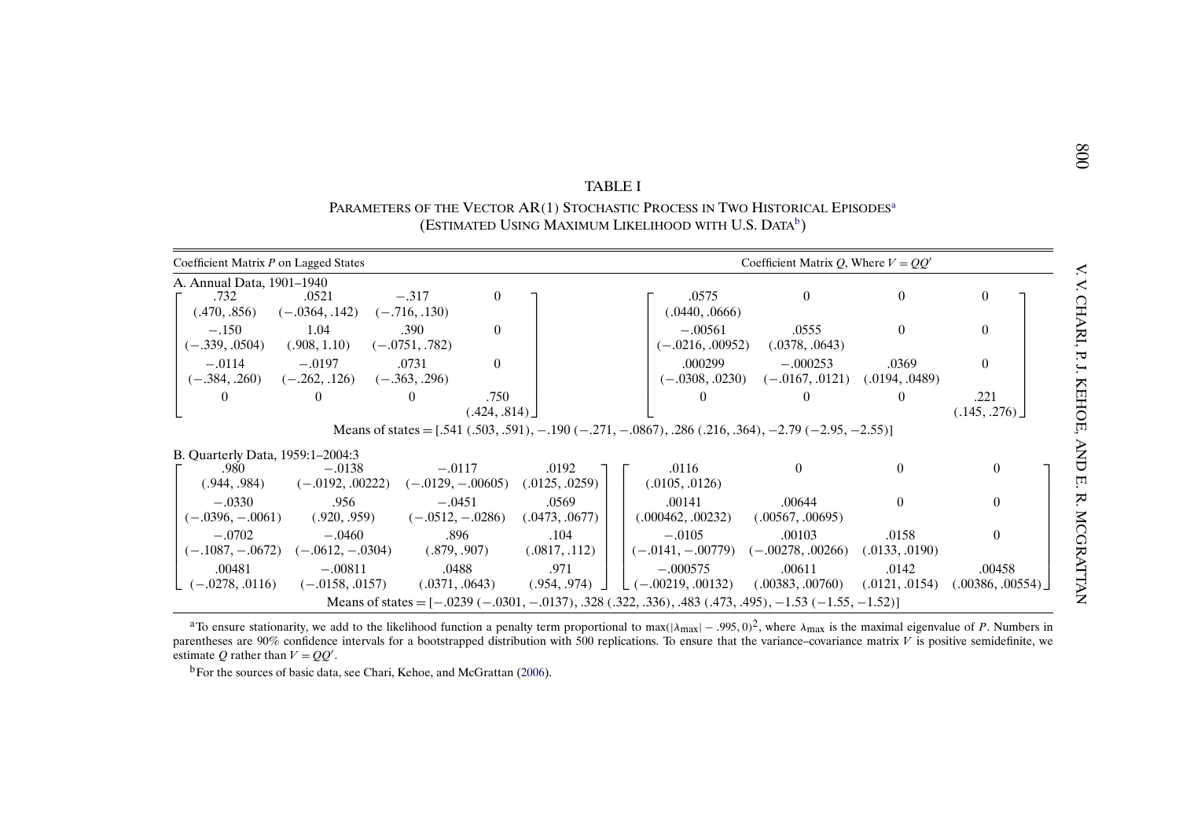TABLE I

PARAMETERS OF THE VECTOR AR(1) STOCHASTIC PROCESS IN TWO HISTORICAL EPISODES[a]
(ESTIMATED USING MAXIMUM LIKELIHOOD WITH U.S. DATA[b])

| Coefficient Matrix $P$ on Lagged States | | | | Coefficient Matrix $Q$, Where $V = QQ'$ | | | |
|---|---|---|---|---|---|---|---|
| **A. Annual Data, 1901–1940** | | | | | | | |
| .732 (.470, .856) | .0521 (−.0364, .142) | −.317 (−.716, .130) | 0 | .0575 (.0440, .0666) | 0 | 0 | 0 |
| −.150 (−.339, .0504) | 1.04 (.908, 1.10) | .390 (−.0751, .782) | 0 | −.00561 (−.0216, .00952) | .0555 (.0378, .0643) | 0 | 0 |
| −.0114 (−.384, .260) | −.0197 (−.262, .126) | .0731 (−.363, .296) | 0 | .000299 (−.0308, .0230) | −.000253 (−.0167, .0121) | .0369 (.0194, .0489) | 0 |
| 0 | 0 | 0 | .750 (.424, .814) | 0 | 0 | 0 | .221 (.145, .276) |
| Means of states = [.541 (.503, .591), −.190 (−.271, −.0867), .286 (.216, .364), −2.79 (−2.95, −2.55)] | | | | | | | |
| **B. Quarterly Data, 1959:1–2004:3** | | | | | | | |
| .980 (.944, .984) | −.0138 (−.0192, .00222) | −.0117 (−.0129, −.00605) | .0192 (.0125, .0259) | .0116 (.0105, .0126) | 0 | 0 | 0 |
| −.0330 (−.0396, −.0061) | .956 (.920, .959) | −.0451 (−.0512, −.0286) | .0569 (.0473, .0677) | .00141 (.000462, .00232) | .00644 (.00567, .00695) | 0 | 0 |
| −.0702 (−.1087, −.0672) | −.0460 (−.0612, −.0304) | .896 (.879, .907) | .104 (.0817, .112) | −.0105 (−.0141, −.00779) | .00103 (−.00278, .00266) | .0158 (.0133, .0190) | 0 |
| .00481 (−.0278, .0116) | −.00811 (−.0158, .0157) | .0488 (.0371, .0643) | .971 (.954, .974) | −.000575 (−.00219, .00132) | .00611 (.00383, .00760) | .0142 (.0121, .0154) | .00458 (.00386, .00554) |
| Means of states = [−.0239 (−.0301, −.0137), .328 (.322, .336), .483 (.473, .495), −1.53 (−1.55, −1.52)] | | | | | | | |

[a]To ensure stationarity, we add to the likelihood function a penalty term proportional to $\max(|\lambda_{\max}| - .995, 0)^2$, where $\lambda_{\max}$ is the maximal eigenvalue of $P$. Numbers in parentheses are 90% confidence intervals for a bootstrapped distribution with 500 replications. To ensure that the variance–covariance matrix $V$ is positive semidefinite, we estimate $Q$ rather than $V = QQ'$.

[b]For the sources of basic data, see Chari, Kehoe, and McGrattan (2006).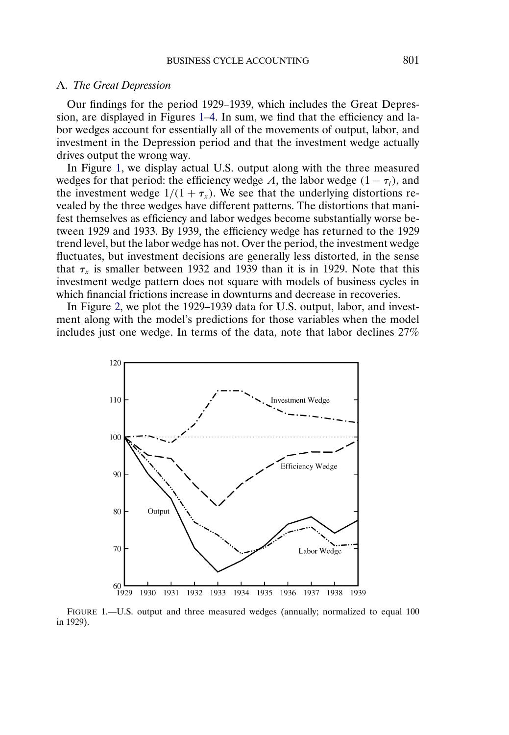### A. *The Great Depression*

Our findings for the period 1929–1939, which includes the Great Depression, are displayed in Figures 1–4. In sum, we find that the efficiency and labor wedges account for essentially all of the movements of output, labor, and investment in the Depression period and that the investment wedge actually drives output the wrong way.

In Figure 1, we display actual U.S. output along with the three measured wedges for that period: the efficiency wedge $A$, the labor wedge $(1 - \tau_l)$, and the investment wedge $1/(1 + \tau_x)$. We see that the underlying distortions revealed by the three wedges have different patterns. The distortions that manifest themselves as efficiency and labor wedges become substantially worse between 1929 and 1933. By 1939, the efficiency wedge has returned to the 1929 trend level, but the labor wedge has not. Over the period, the investment wedge fluctuates, but investment decisions are generally less distorted, in the sense that $\tau_x$ is smaller between 1932 and 1939 than it is in 1929. Note that this investment wedge pattern does not square with models of business cycles in which financial frictions increase in downturns and decrease in recoveries.

In Figure 2, we plot the 1929–1939 data for U.S. output, labor, and investment along with the model's predictions for those variables when the model includes just one wedge. In terms of the data, note that labor declines 27%

FIGURE 1.—U.S. output and three measured wedges (annually; normalized to equal 100 in 1929).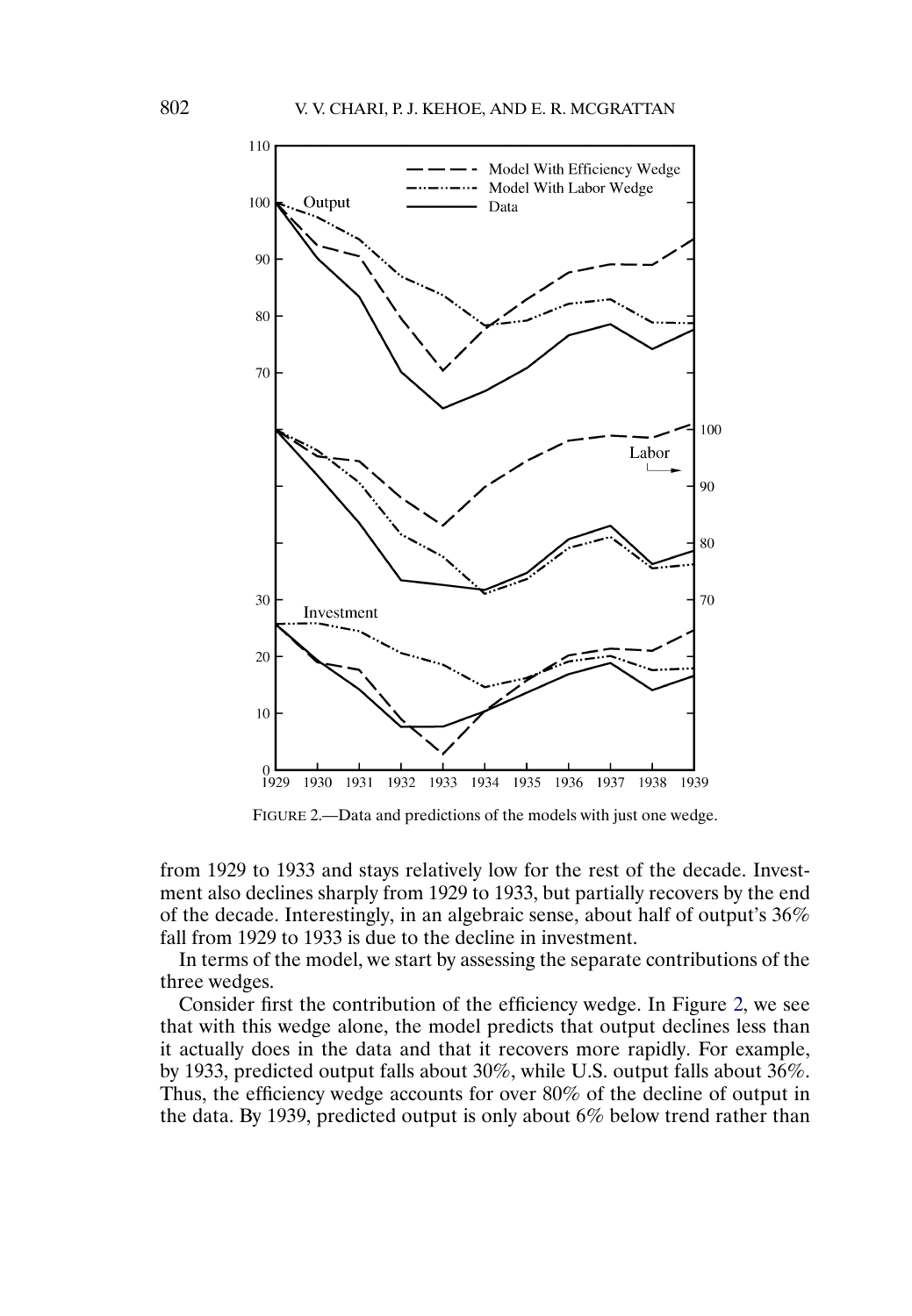FIGURE 2.—Data and predictions of the models with just one wedge.

from 1929 to 1933 and stays relatively low for the rest of the decade. Investment also declines sharply from 1929 to 1933, but partially recovers by the end of the decade. Interestingly, in an algebraic sense, about half of output's 36% fall from 1929 to 1933 is due to the decline in investment.

In terms of the model, we start by assessing the separate contributions of the three wedges.

Consider first the contribution of the efficiency wedge. In Figure 2, we see that with this wedge alone, the model predicts that output declines less than it actually does in the data and that it recovers more rapidly. For example, by 1933, predicted output falls about 30%, while U.S. output falls about 36%. Thus, the efficiency wedge accounts for over 80% of the decline of output in the data. By 1939, predicted output is only about 6% below trend rather than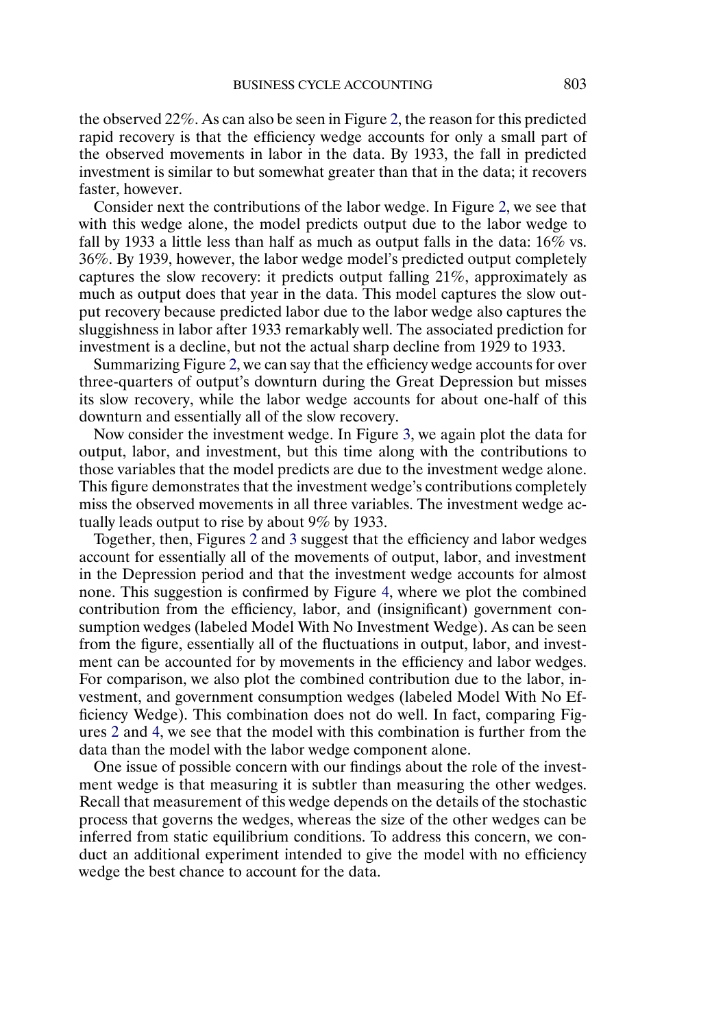the observed 22%. As can also be seen in Figure 2, the reason for this predicted rapid recovery is that the efficiency wedge accounts for only a small part of the observed movements in labor in the data. By 1933, the fall in predicted investment is similar to but somewhat greater than that in the data; it recovers faster, however.

Consider next the contributions of the labor wedge. In Figure 2, we see that with this wedge alone, the model predicts output due to the labor wedge to fall by 1933 a little less than half as much as output falls in the data: 16% vs. 36%. By 1939, however, the labor wedge model's predicted output completely captures the slow recovery: it predicts output falling 21%, approximately as much as output does that year in the data. This model captures the slow output recovery because predicted labor due to the labor wedge also captures the sluggishness in labor after 1933 remarkably well. The associated prediction for investment is a decline, but not the actual sharp decline from 1929 to 1933.

Summarizing Figure 2, we can say that the efficiency wedge accounts for over three-quarters of output's downturn during the Great Depression but misses its slow recovery, while the labor wedge accounts for about one-half of this downturn and essentially all of the slow recovery.

Now consider the investment wedge. In Figure 3, we again plot the data for output, labor, and investment, but this time along with the contributions to those variables that the model predicts are due to the investment wedge alone. This figure demonstrates that the investment wedge's contributions completely miss the observed movements in all three variables. The investment wedge actually leads output to rise by about 9% by 1933.

Together, then, Figures 2 and 3 suggest that the efficiency and labor wedges account for essentially all of the movements of output, labor, and investment in the Depression period and that the investment wedge accounts for almost none. This suggestion is confirmed by Figure 4, where we plot the combined contribution from the efficiency, labor, and (insignificant) government consumption wedges (labeled Model With No Investment Wedge). As can be seen from the figure, essentially all of the fluctuations in output, labor, and investment can be accounted for by movements in the efficiency and labor wedges. For comparison, we also plot the combined contribution due to the labor, investment, and government consumption wedges (labeled Model With No Efficiency Wedge). This combination does not do well. In fact, comparing Figures 2 and 4, we see that the model with this combination is further from the data than the model with the labor wedge component alone.

One issue of possible concern with our findings about the role of the investment wedge is that measuring it is subtler than measuring the other wedges. Recall that measurement of this wedge depends on the details of the stochastic process that governs the wedges, whereas the size of the other wedges can be inferred from static equilibrium conditions. To address this concern, we conduct an additional experiment intended to give the model with no efficiency wedge the best chance to account for the data.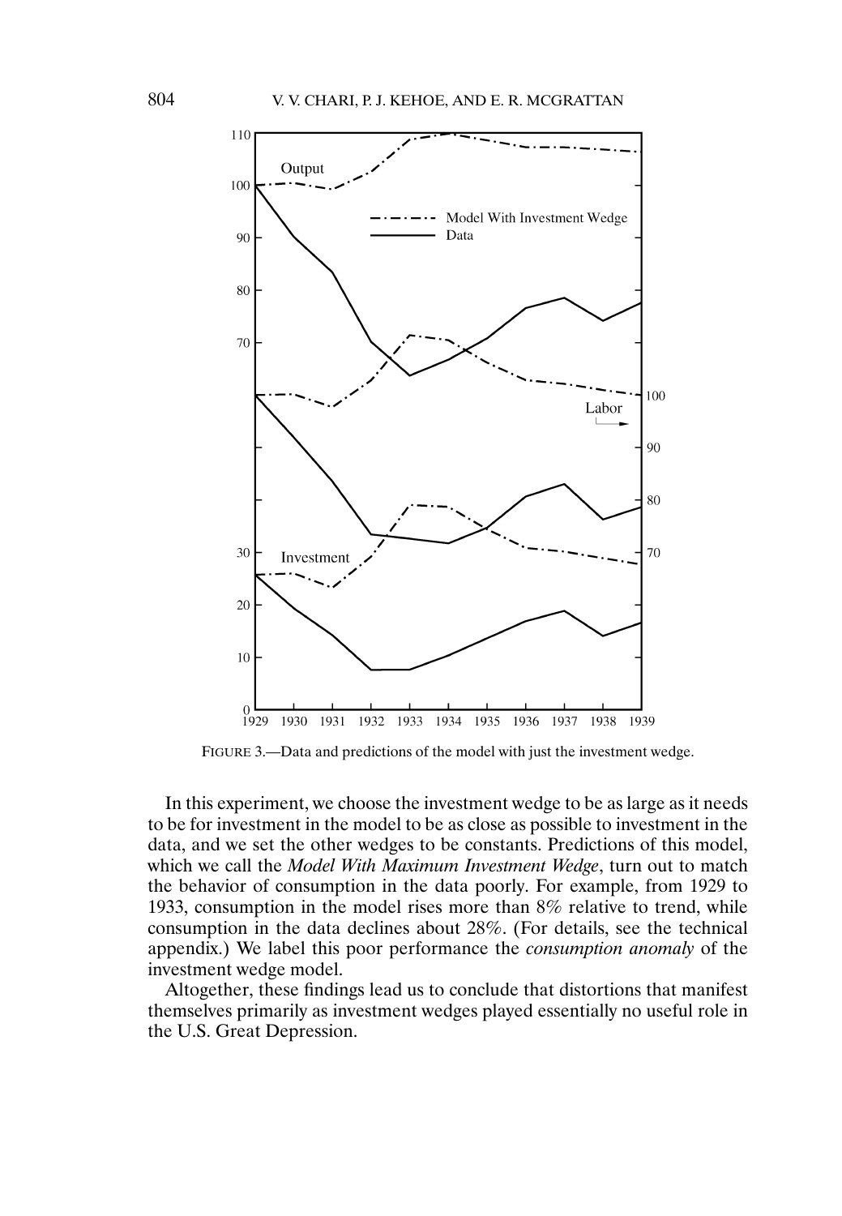FIGURE 3.—Data and predictions of the model with just the investment wedge.

In this experiment, we choose the investment wedge to be as large as it needs to be for investment in the model to be as close as possible to investment in the data, and we set the other wedges to be constants. Predictions of this model, which we call the *Model With Maximum Investment Wedge*, turn out to match the behavior of consumption in the data poorly. For example, from 1929 to 1933, consumption in the model rises more than 8% relative to trend, while consumption in the data declines about 28%. (For details, see the technical appendix.) We label this poor performance the *consumption anomaly* of the investment wedge model.

Altogether, these findings lead us to conclude that distortions that manifest themselves primarily as investment wedges played essentially no useful role in the U.S. Great Depression.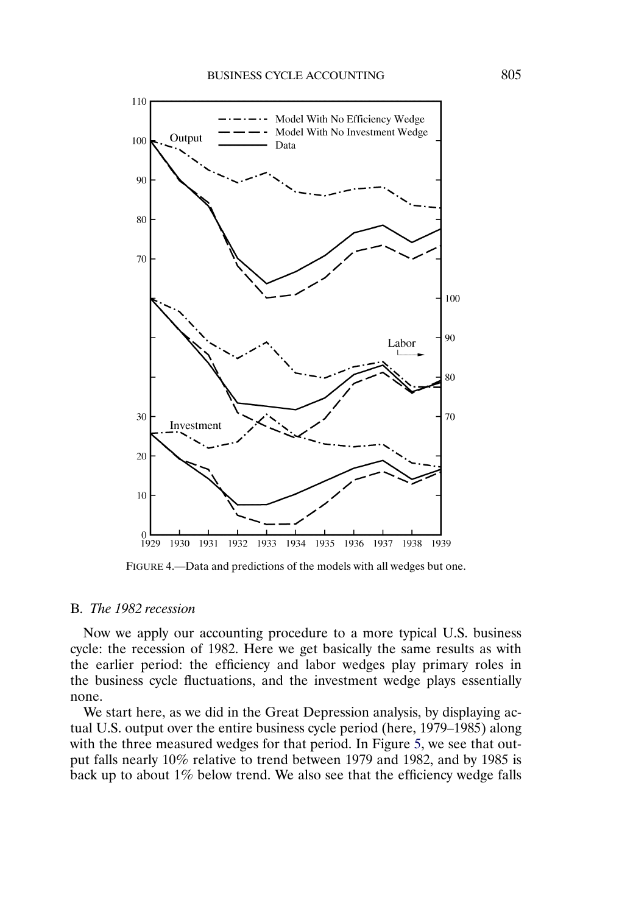FIGURE 4.—Data and predictions of the models with all wedges but one.

## B. *The 1982 recession*

Now we apply our accounting procedure to a more typical U.S. business cycle: the recession of 1982. Here we get basically the same results as with the earlier period: the efficiency and labor wedges play primary roles in the business cycle fluctuations, and the investment wedge plays essentially none.

We start here, as we did in the Great Depression analysis, by displaying actual U.S. output over the entire business cycle period (here, 1979–1985) along with the three measured wedges for that period. In Figure 5, we see that output falls nearly 10% relative to trend between 1979 and 1982, and by 1985 is back up to about 1% below trend. We also see that the efficiency wedge falls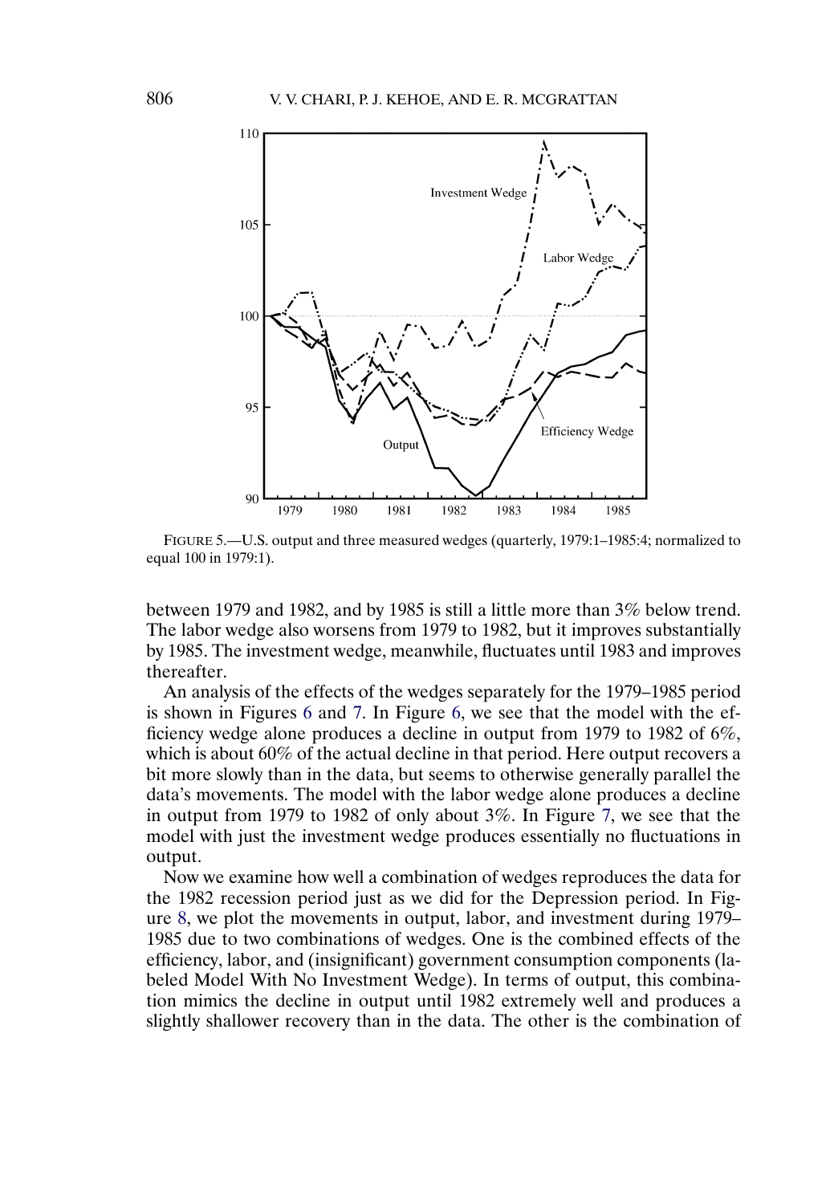FIGURE 5.—U.S. output and three measured wedges (quarterly, 1979:1–1985:4; normalized to equal 100 in 1979:1).

between 1979 and 1982, and by 1985 is still a little more than 3% below trend. The labor wedge also worsens from 1979 to 1982, but it improves substantially by 1985. The investment wedge, meanwhile, fluctuates until 1983 and improves thereafter.

An analysis of the effects of the wedges separately for the 1979–1985 period is shown in Figures 6 and 7. In Figure 6, we see that the model with the efficiency wedge alone produces a decline in output from 1979 to 1982 of 6%, which is about 60% of the actual decline in that period. Here output recovers a bit more slowly than in the data, but seems to otherwise generally parallel the data's movements. The model with the labor wedge alone produces a decline in output from 1979 to 1982 of only about 3%. In Figure 7, we see that the model with just the investment wedge produces essentially no fluctuations in output.

Now we examine how well a combination of wedges reproduces the data for the 1982 recession period just as we did for the Depression period. In Figure 8, we plot the movements in output, labor, and investment during 1979–1985 due to two combinations of wedges. One is the combined effects of the efficiency, labor, and (insignificant) government consumption components (labeled Model With No Investment Wedge). In terms of output, this combination mimics the decline in output until 1982 extremely well and produces a slightly shallower recovery than in the data. The other is the combination of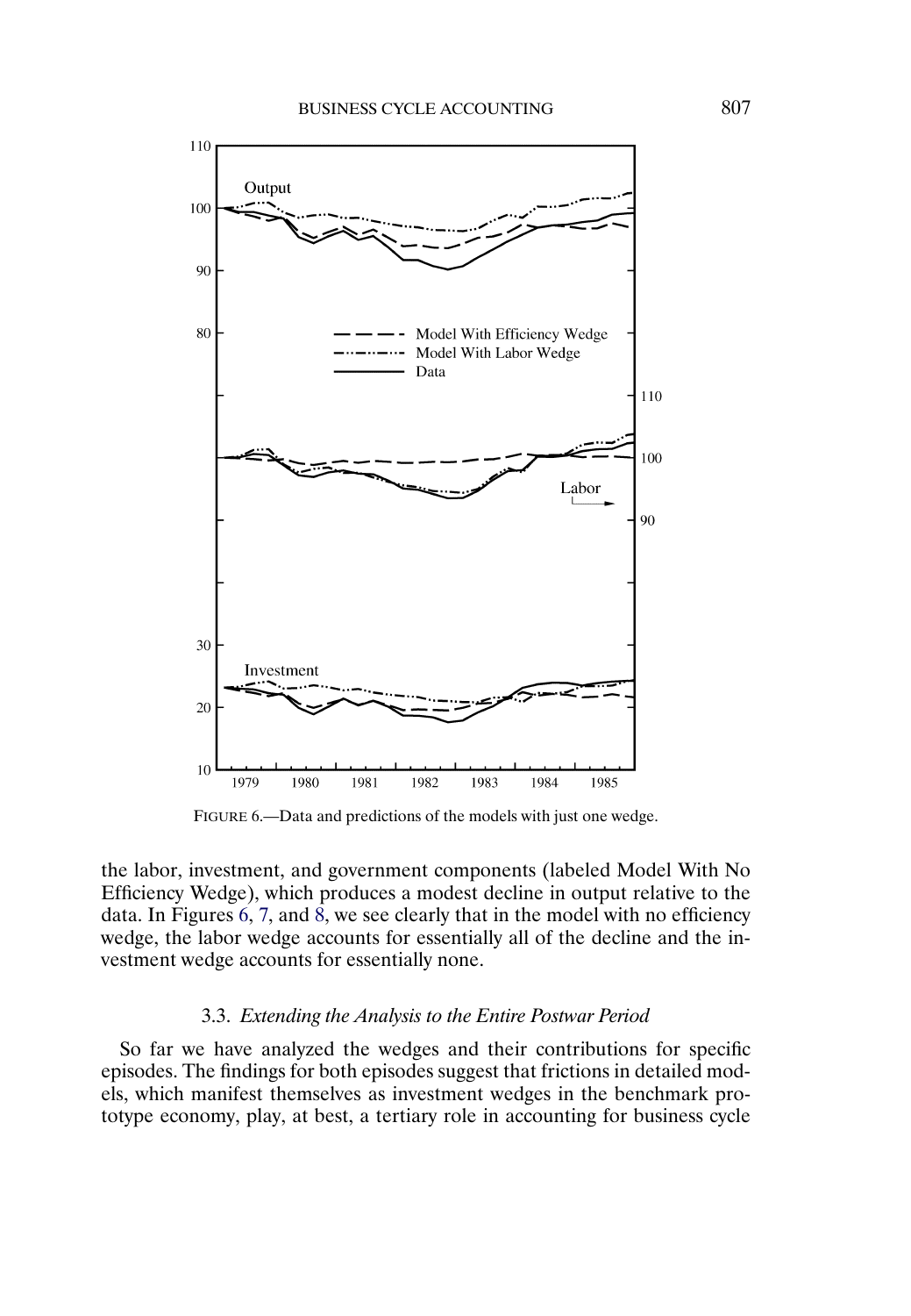FIGURE 6.—Data and predictions of the models with just one wedge.

the labor, investment, and government components (labeled Model With No Efficiency Wedge), which produces a modest decline in output relative to the data. In Figures 6, 7, and 8, we see clearly that in the model with no efficiency wedge, the labor wedge accounts for essentially all of the decline and the investment wedge accounts for essentially none.

### 3.3. *Extending the Analysis to the Entire Postwar Period*

So far we have analyzed the wedges and their contributions for specific episodes. The findings for both episodes suggest that frictions in detailed models, which manifest themselves as investment wedges in the benchmark prototype economy, play, at best, a tertiary role in accounting for business cycle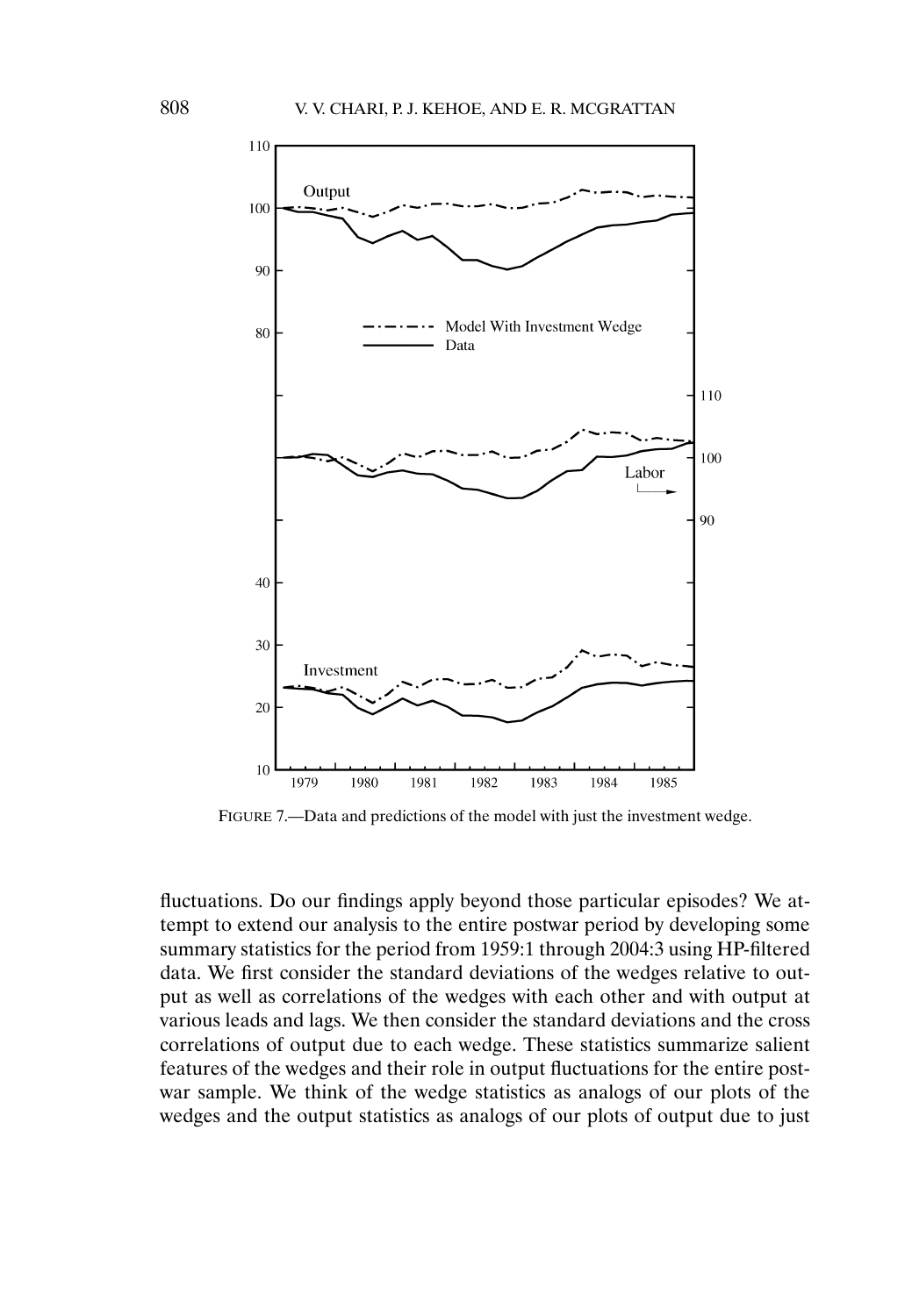FIGURE 7.—Data and predictions of the model with just the investment wedge.

fluctuations. Do our findings apply beyond those particular episodes? We attempt to extend our analysis to the entire postwar period by developing some summary statistics for the period from 1959:1 through 2004:3 using HP-filtered data. We first consider the standard deviations of the wedges relative to output as well as correlations of the wedges with each other and with output at various leads and lags. We then consider the standard deviations and the cross correlations of output due to each wedge. These statistics summarize salient features of the wedges and their role in output fluctuations for the entire postwar sample. We think of the wedge statistics as analogs of our plots of the wedges and the output statistics as analogs of our plots of output due to just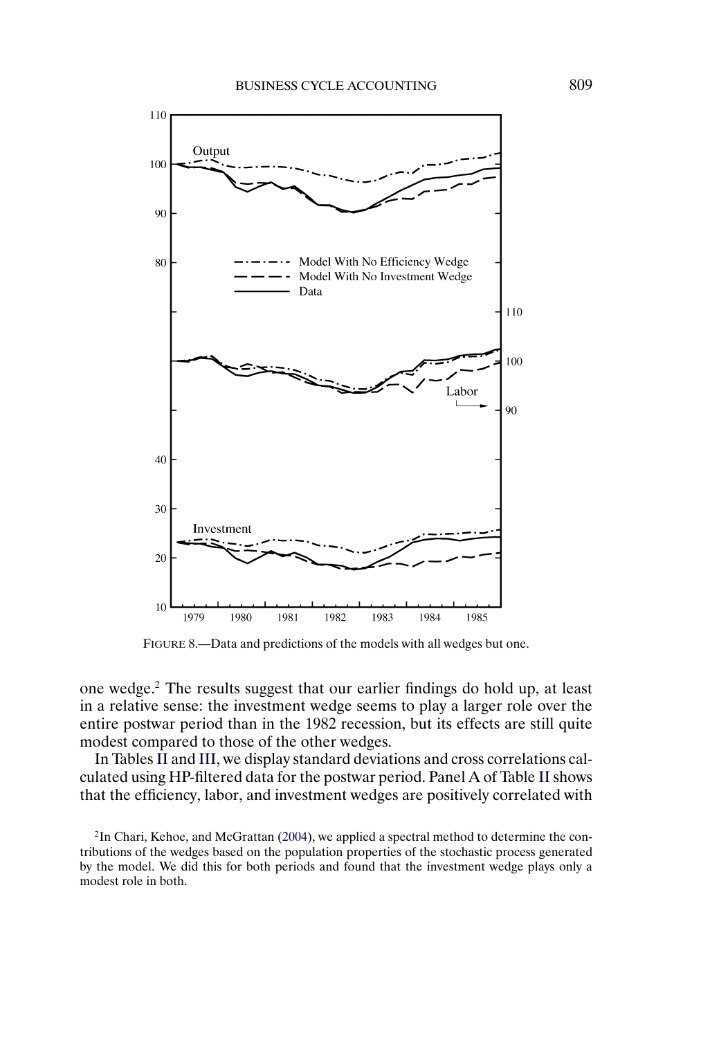FIGURE 8.—Data and predictions of the models with all wedges but one.

one wedge.[2] The results suggest that our earlier findings do hold up, at least in a relative sense: the investment wedge seems to play a larger role over the entire postwar period than in the 1982 recession, but its effects are still quite modest compared to those of the other wedges.

In Tables II and III, we display standard deviations and cross correlations calculated using HP-filtered data for the postwar period. Panel A of Table II shows that the efficiency, labor, and investment wedges are positively correlated with

[2]In Chari, Kehoe, and McGrattan (2004), we applied a spectral method to determine the contributions of the wedges based on the population properties of the stochastic process generated by the model. We did this for both periods and found that the investment wedge plays only a modest role in both.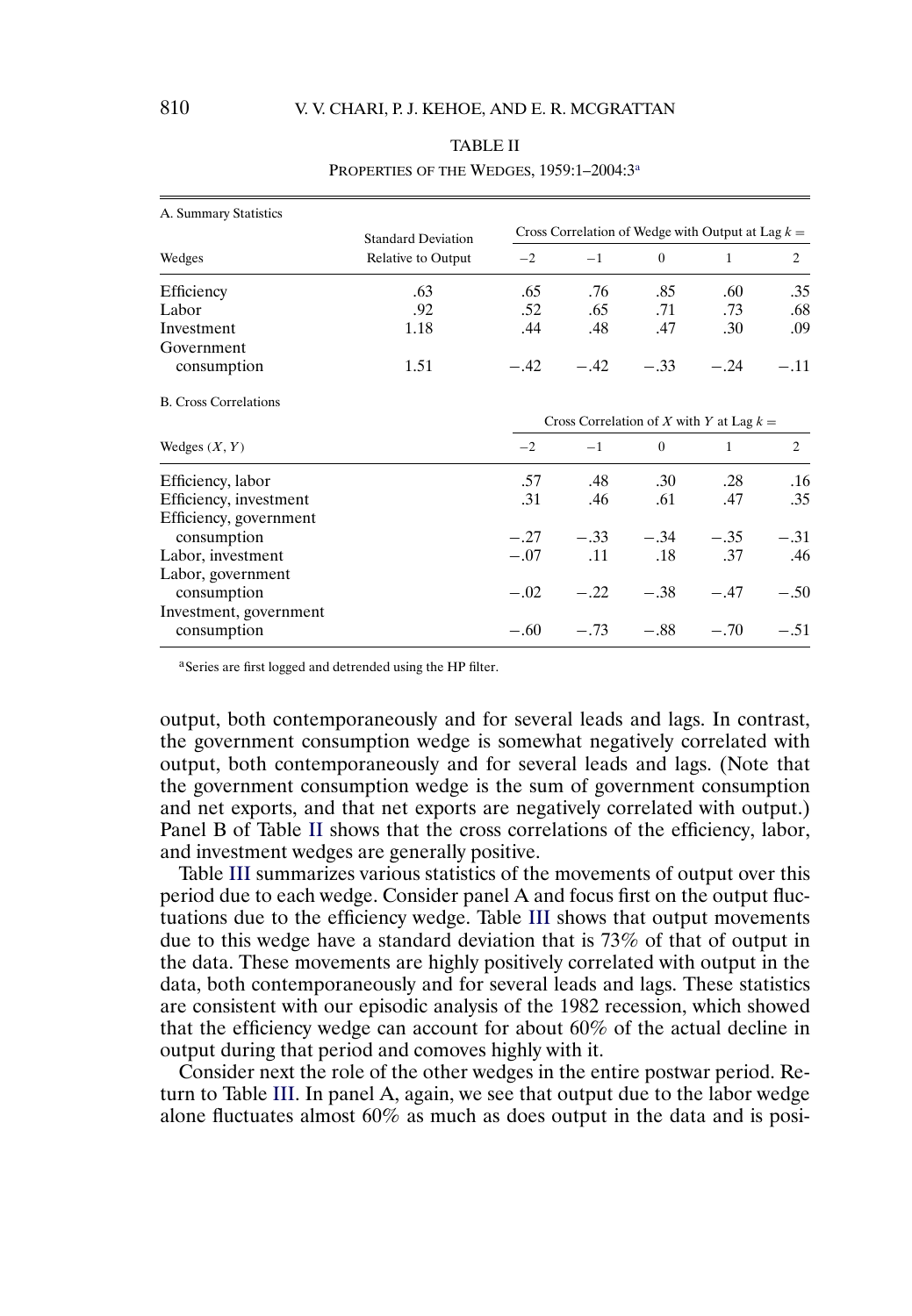TABLE II

PROPERTIES OF THE WEDGES, 1959:1–2004:3[a]

| A. Summary Statistics | | | | | | |
|---|---|---|---|---|---|---|
| | Standard Deviation | Cross Correlation of Wedge with Output at Lag $k =$ | | | | |
| Wedges | Relative to Output | $-2$ | $-1$ | 0 | 1 | 2 |
| Efficiency | .63 | .65 | .76 | .85 | .60 | .35 |
| Labor | .92 | .52 | .65 | .71 | .73 | .68 |
| Investment | 1.18 | .44 | .48 | .47 | .30 | .09 |
| Government consumption | 1.51 | $-.42$ | $-.42$ | $-.33$ | $-.24$ | $-.11$ |

| B. Cross Correlations | | | | | |
|---|---|---|---|---|---|
| | Cross Correlation of $X$ with $Y$ at Lag $k =$ | | | | |
| Wedges $(X, Y)$ | $-2$ | $-1$ | 0 | 1 | 2 |
| Efficiency, labor | .57 | .48 | .30 | .28 | .16 |
| Efficiency, investment | .31 | .46 | .61 | .47 | .35 |
| Efficiency, government consumption | $-.27$ | $-.33$ | $-.34$ | $-.35$ | $-.31$ |
| Labor, investment | $-.07$ | .11 | .18 | .37 | .46 |
| Labor, government consumption | $-.02$ | $-.22$ | $-.38$ | $-.47$ | $-.50$ |
| Investment, government consumption | $-.60$ | $-.73$ | $-.88$ | $-.70$ | $-.51$ |

[a]Series are first logged and detrended using the HP filter.

output, both contemporaneously and for several leads and lags. In contrast, the government consumption wedge is somewhat negatively correlated with output, both contemporaneously and for several leads and lags. (Note that the government consumption wedge is the sum of government consumption and net exports, and that net exports are negatively correlated with output.) Panel B of Table II shows that the cross correlations of the efficiency, labor, and investment wedges are generally positive.

Table III summarizes various statistics of the movements of output over this period due to each wedge. Consider panel A and focus first on the output fluctuations due to the efficiency wedge. Table III shows that output movements due to this wedge have a standard deviation that is 73% of that of output in the data. These movements are highly positively correlated with output in the data, both contemporaneously and for several leads and lags. These statistics are consistent with our episodic analysis of the 1982 recession, which showed that the efficiency wedge can account for about 60% of the actual decline in output during that period and comoves highly with it.

Consider next the role of the other wedges in the entire postwar period. Return to Table III. In panel A, again, we see that output due to the labor wedge alone fluctuates almost 60% as much as does output in the data and is posi-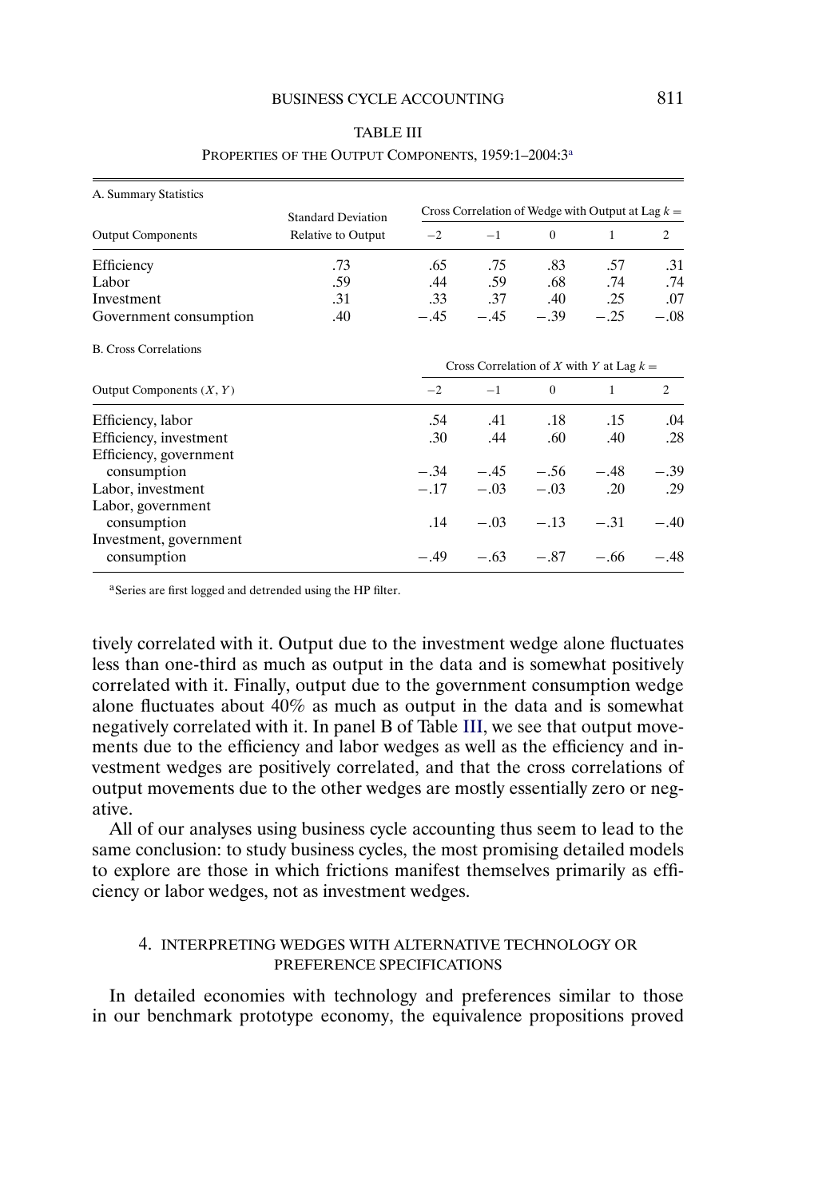TABLE III

PROPERTIES OF THE OUTPUT COMPONENTS, 1959:1–2004:3[a]

| A. Summary Statistics | | | | | | |
|---|---|---|---|---|---|---|
| | Standard Deviation | Cross Correlation of Wedge with Output at Lag $k =$ | | | | |
| Output Components | Relative to Output | $-2$ | $-1$ | 0 | 1 | 2 |
| Efficiency | .73 | .65 | .75 | .83 | .57 | .31 |
| Labor | .59 | .44 | .59 | .68 | .74 | .74 |
| Investment | .31 | .33 | .37 | .40 | .25 | .07 |
| Government consumption | .40 | $-.45$ | $-.45$ | $-.39$ | $-.25$ | $-.08$ |

| B. Cross Correlations | | | | | |
|---|---|---|---|---|---|
| | Cross Correlation of $X$ with $Y$ at Lag $k =$ | | | | |
| Output Components $(X, Y)$ | $-2$ | $-1$ | 0 | 1 | 2 |
| Efficiency, labor | .54 | .41 | .18 | .15 | .04 |
| Efficiency, investment | .30 | .44 | .60 | .40 | .28 |
| Efficiency, government consumption | $-.34$ | $-.45$ | $-.56$ | $-.48$ | $-.39$ |
| Labor, investment | $-.17$ | $-.03$ | $-.03$ | .20 | .29 |
| Labor, government consumption | .14 | $-.03$ | $-.13$ | $-.31$ | $-.40$ |
| Investment, government consumption | $-.49$ | $-.63$ | $-.87$ | $-.66$ | $-.48$ |

[a]Series are first logged and detrended using the HP filter.

tively correlated with it. Output due to the investment wedge alone fluctuates less than one-third as much as output in the data and is somewhat positively correlated with it. Finally, output due to the government consumption wedge alone fluctuates about 40% as much as output in the data and is somewhat negatively correlated with it. In panel B of Table III, we see that output movements due to the efficiency and labor wedges as well as the efficiency and investment wedges are positively correlated, and that the cross correlations of output movements due to the other wedges are mostly essentially zero or negative.

All of our analyses using business cycle accounting thus seem to lead to the same conclusion: to study business cycles, the most promising detailed models to explore are those in which frictions manifest themselves primarily as efficiency or labor wedges, not as investment wedges.

## 4. INTERPRETING WEDGES WITH ALTERNATIVE TECHNOLOGY OR PREFERENCE SPECIFICATIONS

In detailed economies with technology and preferences similar to those in our benchmark prototype economy, the equivalence propositions proved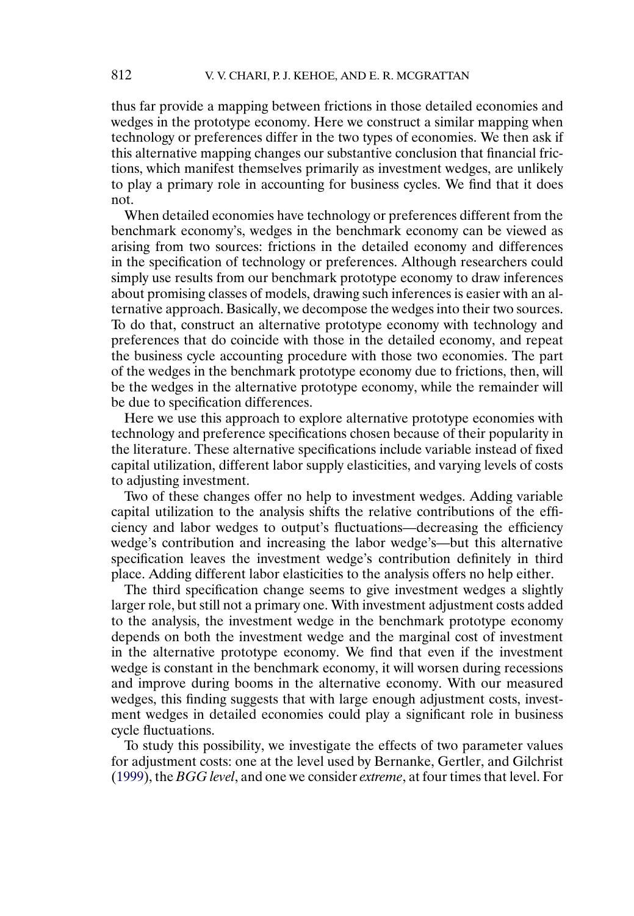thus far provide a mapping between frictions in those detailed economies and wedges in the prototype economy. Here we construct a similar mapping when technology or preferences differ in the two types of economies. We then ask if this alternative mapping changes our substantive conclusion that financial frictions, which manifest themselves primarily as investment wedges, are unlikely to play a primary role in accounting for business cycles. We find that it does not.

When detailed economies have technology or preferences different from the benchmark economy's, wedges in the benchmark economy can be viewed as arising from two sources: frictions in the detailed economy and differences in the specification of technology or preferences. Although researchers could simply use results from our benchmark prototype economy to draw inferences about promising classes of models, drawing such inferences is easier with an alternative approach. Basically, we decompose the wedges into their two sources. To do that, construct an alternative prototype economy with technology and preferences that do coincide with those in the detailed economy, and repeat the business cycle accounting procedure with those two economies. The part of the wedges in the benchmark prototype economy due to frictions, then, will be the wedges in the alternative prototype economy, while the remainder will be due to specification differences.

Here we use this approach to explore alternative prototype economies with technology and preference specifications chosen because of their popularity in the literature. These alternative specifications include variable instead of fixed capital utilization, different labor supply elasticities, and varying levels of costs to adjusting investment.

Two of these changes offer no help to investment wedges. Adding variable capital utilization to the analysis shifts the relative contributions of the efficiency and labor wedges to output's fluctuations—decreasing the efficiency wedge's contribution and increasing the labor wedge's—but this alternative specification leaves the investment wedge's contribution definitely in third place. Adding different labor elasticities to the analysis offers no help either.

The third specification change seems to give investment wedges a slightly larger role, but still not a primary one. With investment adjustment costs added to the analysis, the investment wedge in the benchmark prototype economy depends on both the investment wedge and the marginal cost of investment in the alternative prototype economy. We find that even if the investment wedge is constant in the benchmark economy, it will worsen during recessions and improve during booms in the alternative economy. With our measured wedges, this finding suggests that with large enough adjustment costs, investment wedges in detailed economies could play a significant role in business cycle fluctuations.

To study this possibility, we investigate the effects of two parameter values for adjustment costs: one at the level used by Bernanke, Gertler, and Gilchrist (1999), the *BGG level*, and one we consider *extreme*, at four times that level. For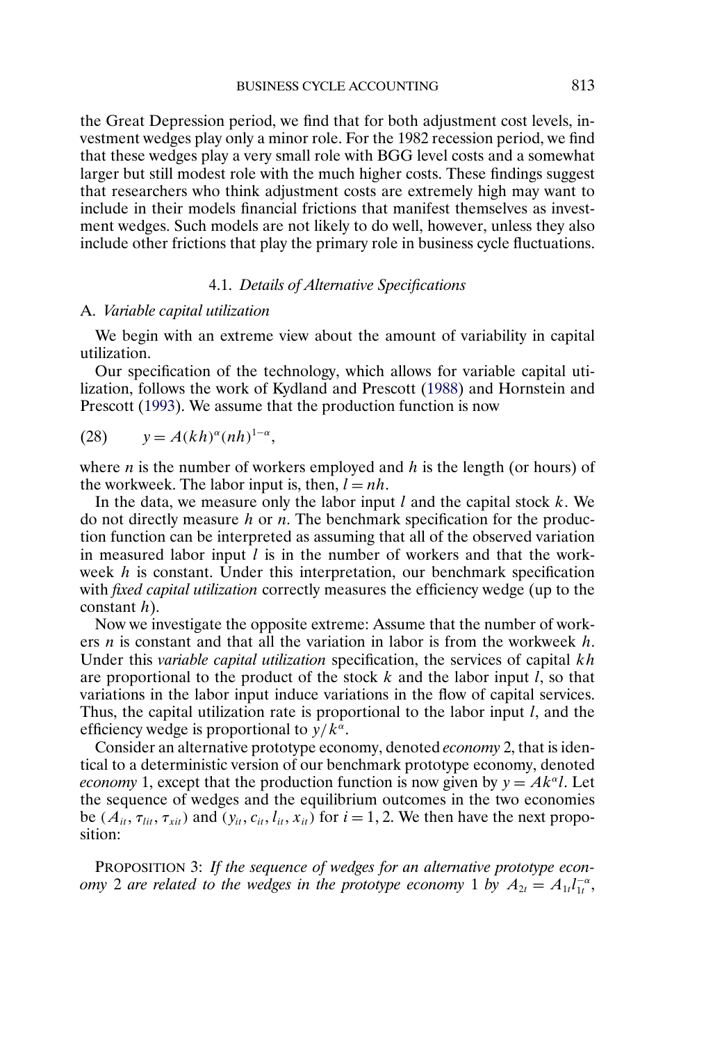the Great Depression period, we find that for both adjustment cost levels, investment wedges play only a minor role. For the 1982 recession period, we find that these wedges play a very small role with BGG level costs and a somewhat larger but still modest role with the much higher costs. These findings suggest that researchers who think adjustment costs are extremely high may want to include in their models financial frictions that manifest themselves as investment wedges. Such models are not likely to do well, however, unless they also include other frictions that play the primary role in business cycle fluctuations.

### 4.1. *Details of Alternative Specifications*

A. *Variable capital utilization*

We begin with an extreme view about the amount of variability in capital utilization.

Our specification of the technology, which allows for variable capital utilization, follows the work of Kydland and Prescott (1988) and Hornstein and Prescott (1993). We assume that the production function is now

$$y = A(kh)^{\alpha}(nh)^{1-\alpha}, \tag{28}$$

where $n$ is the number of workers employed and $h$ is the length (or hours) of the workweek. The labor input is, then, $l = nh$.

In the data, we measure only the labor input $l$ and the capital stock $k$. We do not directly measure $h$ or $n$. The benchmark specification for the production function can be interpreted as assuming that all of the observed variation in measured labor input $l$ is in the number of workers and that the workweek $h$ is constant. Under this interpretation, our benchmark specification with *fixed capital utilization* correctly measures the efficiency wedge (up to the constant $h$).

Now we investigate the opposite extreme: Assume that the number of workers $n$ is constant and that all the variation in labor is from the workweek $h$. Under this *variable capital utilization* specification, the services of capital $kh$ are proportional to the product of the stock $k$ and the labor input $l$, so that variations in the labor input induce variations in the flow of capital services. Thus, the capital utilization rate is proportional to the labor input $l$, and the efficiency wedge is proportional to $y/k^{\alpha}$.

Consider an alternative prototype economy, denoted *economy* 2, that is identical to a deterministic version of our benchmark prototype economy, denoted *economy* 1, except that the production function is now given by $y = Ak^{\alpha}l$. Let the sequence of wedges and the equilibrium outcomes in the two economies be $(A_{it}, \tau_{lit}, \tau_{xit})$ and $(y_{it}, c_{it}, l_{it}, x_{it})$ for $i = 1, 2$. We then have the next proposition:

PROPOSITION 3: *If the sequence of wedges for an alternative prototype economy* 2 *are related to the wedges in the prototype economy* 1 *by* $A_{2t} = A_{1t}l_{1t}^{-\alpha}$,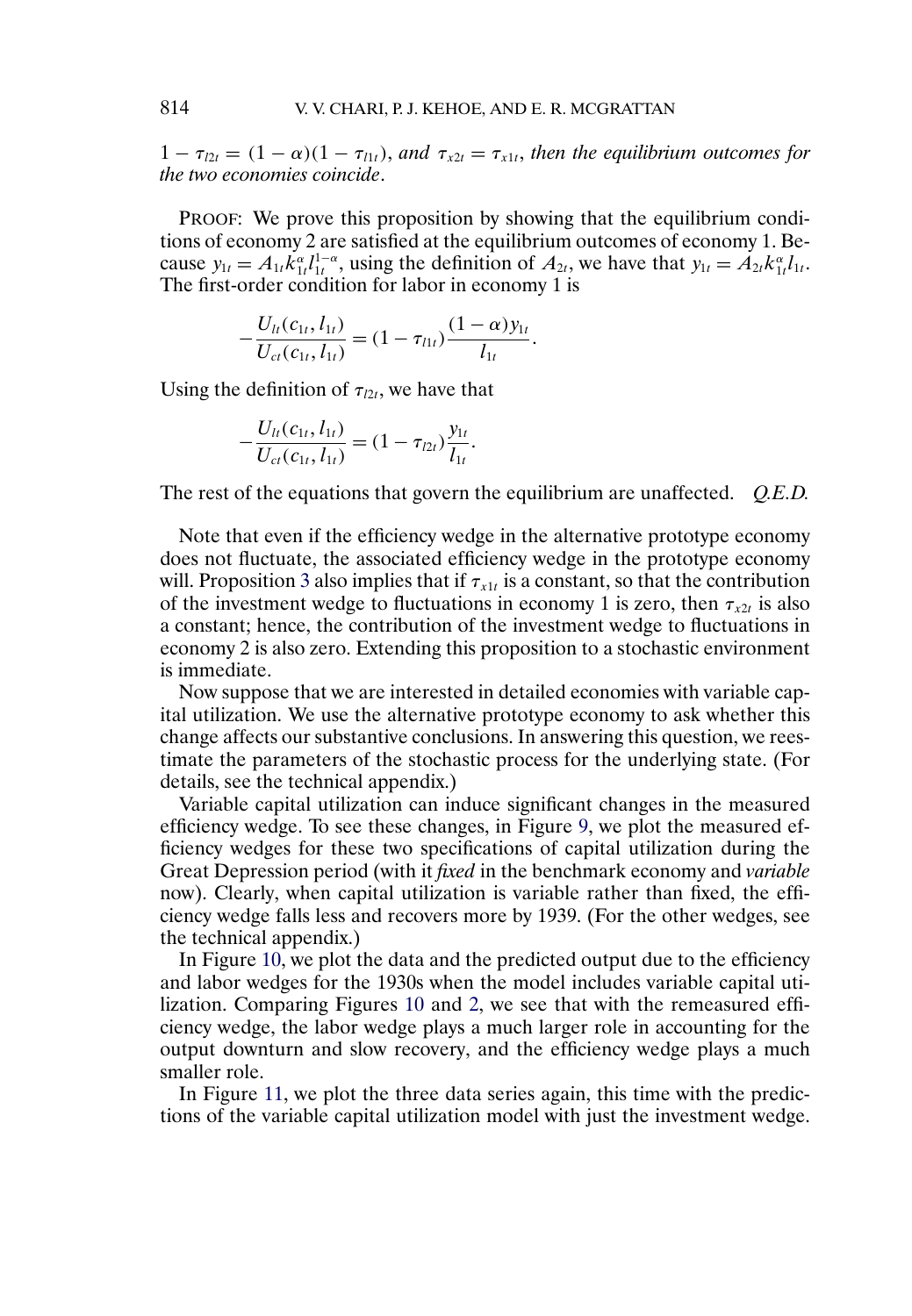*$1 - \tau_{l2t} = (1-\alpha)(1-\tau_{l1t})$, and $\tau_{x2t} = \tau_{x1t}$, then the equilibrium outcomes for the two economies coincide.*

PROOF: We prove this proposition by showing that the equilibrium conditions of economy 2 are satisfied at the equilibrium outcomes of economy 1. Because $y_{1t} = A_{1t} k_{1t}^{\alpha} l_{1t}^{1-\alpha}$, using the definition of $A_{2t}$, we have that $y_{1t} = A_{2t} k_{1t}^{\alpha} l_{1t}$. The first-order condition for labor in economy 1 is

$$-\frac{U_{lt}(c_{1t}, l_{1t})}{U_{ct}(c_{1t}, l_{1t})} = (1-\tau_{l1t})\frac{(1-\alpha)y_{1t}}{l_{1t}}.$$

Using the definition of $\tau_{l2t}$, we have that

$$-\frac{U_{lt}(c_{1t}, l_{1t})}{U_{ct}(c_{1t}, l_{1t})} = (1-\tau_{l2t})\frac{y_{1t}}{l_{1t}}.$$

The rest of the equations that govern the equilibrium are unaffected. *Q.E.D.*

Note that even if the efficiency wedge in the alternative prototype economy does not fluctuate, the associated efficiency wedge in the prototype economy will. Proposition 3 also implies that if $\tau_{x1t}$ is a constant, so that the contribution of the investment wedge to fluctuations in economy 1 is zero, then $\tau_{x2t}$ is also a constant; hence, the contribution of the investment wedge to fluctuations in economy 2 is also zero. Extending this proposition to a stochastic environment is immediate.

Now suppose that we are interested in detailed economies with variable capital utilization. We use the alternative prototype economy to ask whether this change affects our substantive conclusions. In answering this question, we reestimate the parameters of the stochastic process for the underlying state. (For details, see the technical appendix.)

Variable capital utilization can induce significant changes in the measured efficiency wedge. To see these changes, in Figure 9, we plot the measured efficiency wedges for these two specifications of capital utilization during the Great Depression period (with it *fixed* in the benchmark economy and *variable* now). Clearly, when capital utilization is variable rather than fixed, the efficiency wedge falls less and recovers more by 1939. (For the other wedges, see the technical appendix.)

In Figure 10, we plot the data and the predicted output due to the efficiency and labor wedges for the 1930s when the model includes variable capital utilization. Comparing Figures 10 and 2, we see that with the remeasured efficiency wedge, the labor wedge plays a much larger role in accounting for the output downturn and slow recovery, and the efficiency wedge plays a much smaller role.

In Figure 11, we plot the three data series again, this time with the predictions of the variable capital utilization model with just the investment wedge.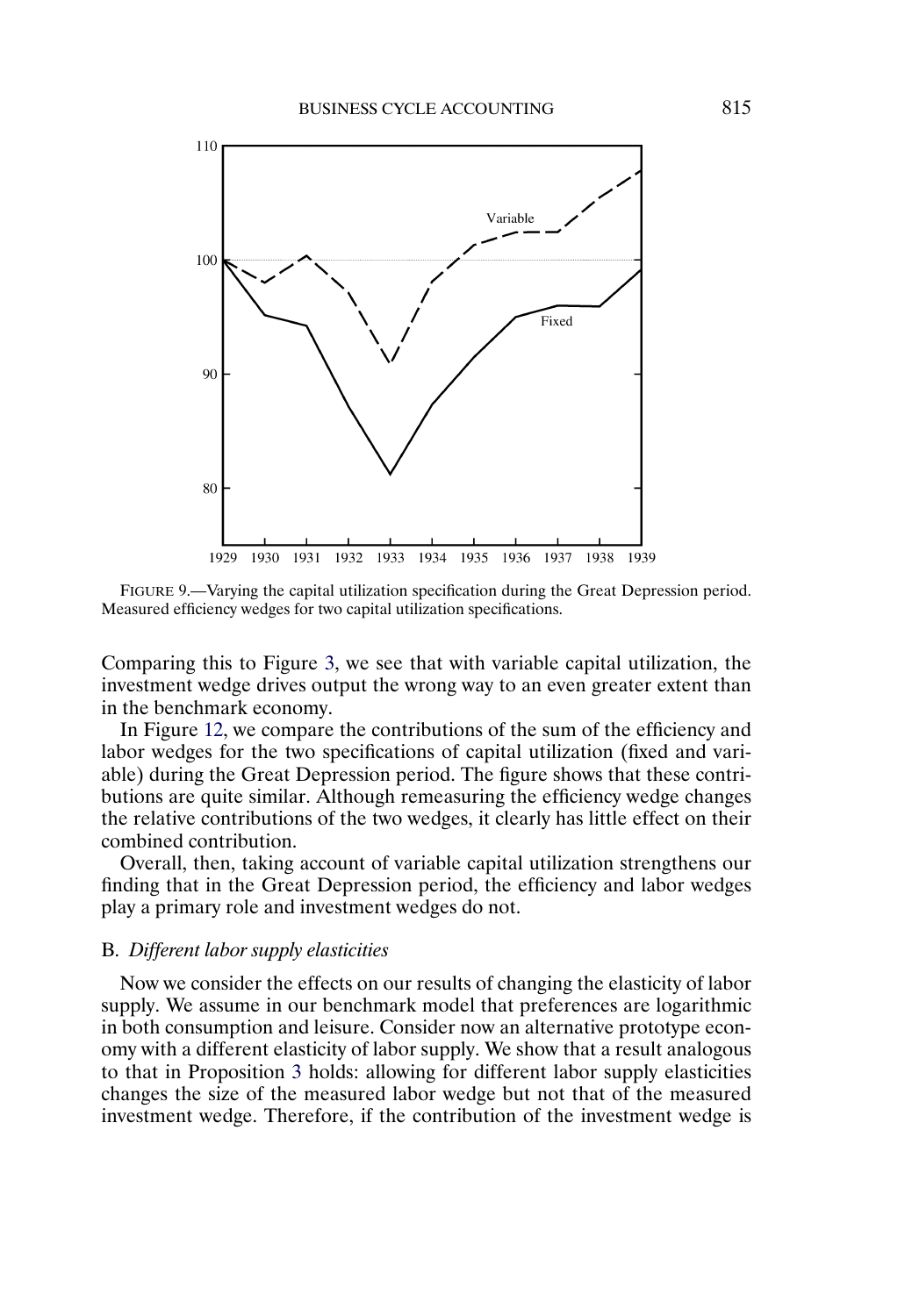FIGURE 9.—Varying the capital utilization specification during the Great Depression period. Measured efficiency wedges for two capital utilization specifications.

Comparing this to Figure 3, we see that with variable capital utilization, the investment wedge drives output the wrong way to an even greater extent than in the benchmark economy.

In Figure 12, we compare the contributions of the sum of the efficiency and labor wedges for the two specifications of capital utilization (fixed and variable) during the Great Depression period. The figure shows that these contributions are quite similar. Although remeasuring the efficiency wedge changes the relative contributions of the two wedges, it clearly has little effect on their combined contribution.

Overall, then, taking account of variable capital utilization strengthens our finding that in the Great Depression period, the efficiency and labor wedges play a primary role and investment wedges do not.

### B. *Different labor supply elasticities*

Now we consider the effects on our results of changing the elasticity of labor supply. We assume in our benchmark model that preferences are logarithmic in both consumption and leisure. Consider now an alternative prototype economy with a different elasticity of labor supply. We show that a result analogous to that in Proposition 3 holds: allowing for different labor supply elasticities changes the size of the measured labor wedge but not that of the measured investment wedge. Therefore, if the contribution of the investment wedge is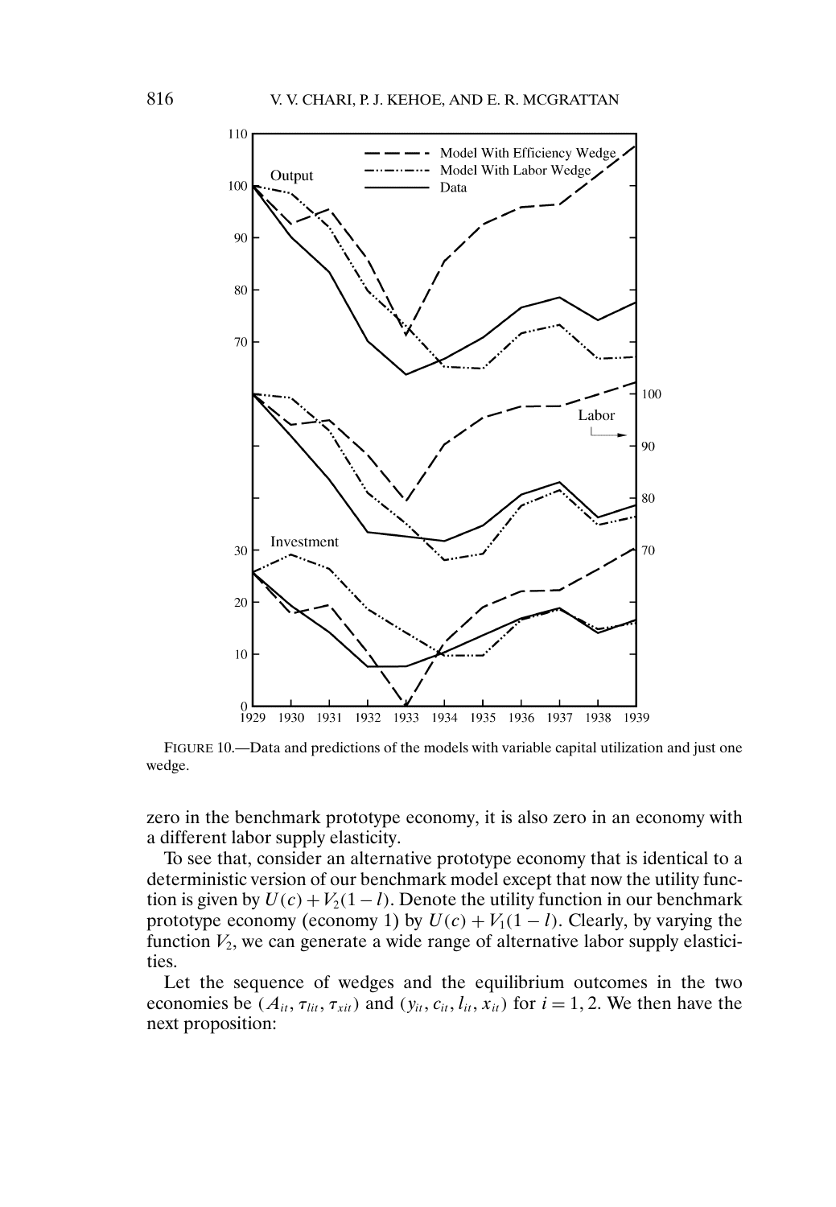FIGURE 10.—Data and predictions of the models with variable capital utilization and just one wedge.

zero in the benchmark prototype economy, it is also zero in an economy with a different labor supply elasticity.

To see that, consider an alternative prototype economy that is identical to a deterministic version of our benchmark model except that now the utility function is given by $U(c) + V_2(1 - l)$. Denote the utility function in our benchmark prototype economy (economy 1) by $U(c) + V_1(1 - l)$. Clearly, by varying the function $V_2$, we can generate a wide range of alternative labor supply elasticities.

Let the sequence of wedges and the equilibrium outcomes in the two economies be $(A_{it}, \tau_{lit}, \tau_{xit})$ and $(y_{it}, c_{it}, l_{it}, x_{it})$ for $i = 1, 2$. We then have the next proposition: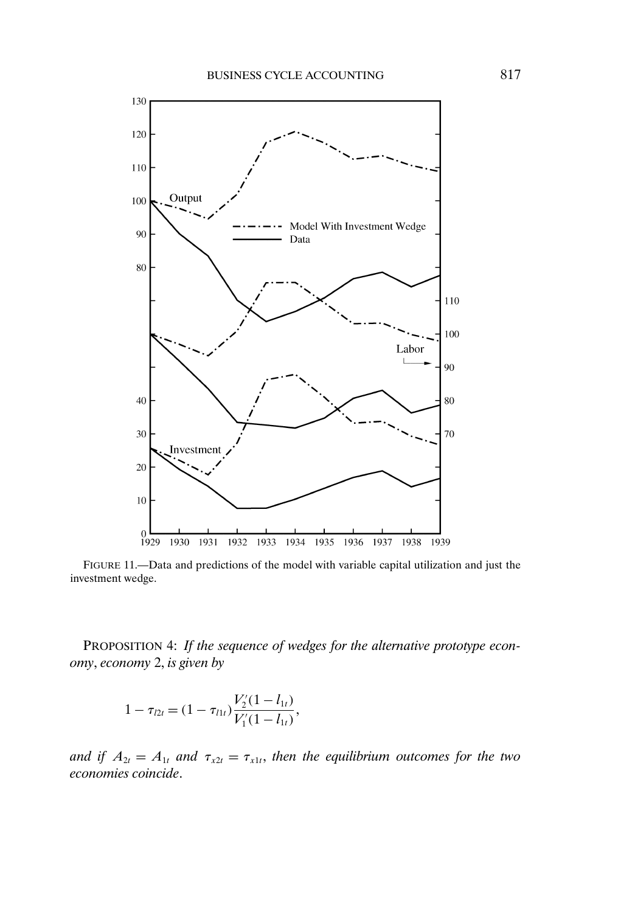FIGURE 11.—Data and predictions of the model with variable capital utilization and just the investment wedge.

PROPOSITION 4: *If the sequence of wedges for the alternative prototype economy*, *economy* 2, *is given by*

$$1 - \tau_{l2t} = (1 - \tau_{l1t})\frac{V_2'(1 - l_{1t})}{V_1'(1 - l_{1t})},$$

*and if* $A_{2t} = A_{1t}$ *and* $\tau_{x2t} = \tau_{x1t}$, *then the equilibrium outcomes for the two economies coincide*.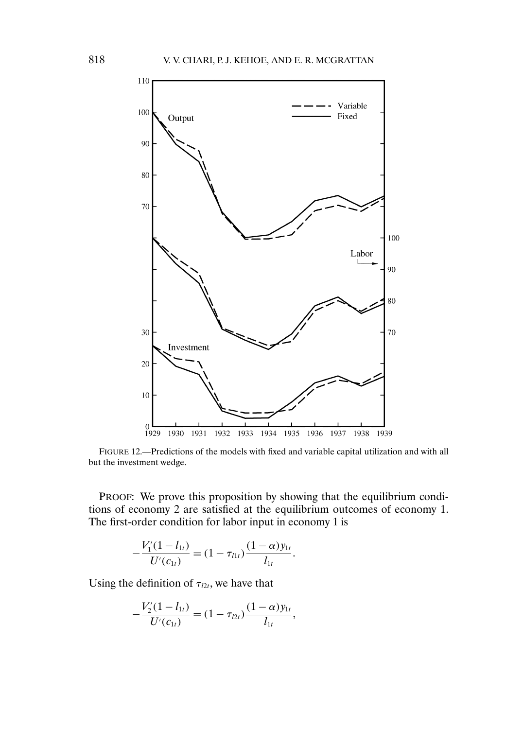FIGURE 12.—Predictions of the models with fixed and variable capital utilization and with all but the investment wedge.

PROOF: We prove this proposition by showing that the equilibrium conditions of economy 2 are satisfied at the equilibrium outcomes of economy 1. The first-order condition for labor input in economy 1 is

$$-\frac{V_1'(1-l_{1t})}{U'(c_{1t})} = (1-\tau_{l1t})\frac{(1-\alpha)y_{1t}}{l_{1t}}.$$

Using the definition of $\tau_{l2t}$, we have that

$$-\frac{V_2'(1-l_{1t})}{U'(c_{1t})} = (1-\tau_{l2t})\frac{(1-\alpha)y_{1t}}{l_{1t}},$$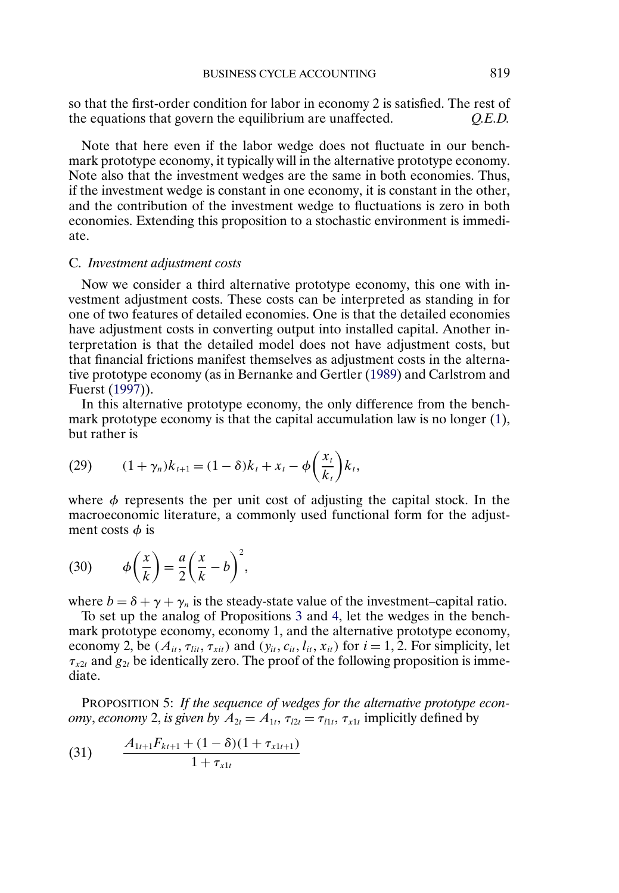so that the first-order condition for labor in economy 2 is satisfied. The rest of the equations that govern the equilibrium are unaffected. *Q.E.D.*

Note that here even if the labor wedge does not fluctuate in our benchmark prototype economy, it typically will in the alternative prototype economy. Note also that the investment wedges are the same in both economies. Thus, if the investment wedge is constant in one economy, it is constant in the other, and the contribution of the investment wedge to fluctuations is zero in both economies. Extending this proposition to a stochastic environment is immediate.

### C. *Investment adjustment costs*

Now we consider a third alternative prototype economy, this one with investment adjustment costs. These costs can be interpreted as standing in for one of two features of detailed economies. One is that the detailed economies have adjustment costs in converting output into installed capital. Another interpretation is that the detailed model does not have adjustment costs, but that financial frictions manifest themselves as adjustment costs in the alternative prototype economy (as in Bernanke and Gertler (1989) and Carlstrom and Fuerst (1997)).

In this alternative prototype economy, the only difference from the benchmark prototype economy is that the capital accumulation law is no longer (1), but rather is

$$(29) \qquad (1+\gamma_n)k_{t+1} = (1-\delta)k_t + x_t - \phi\left(\frac{x_t}{k_t}\right)k_t,$$

where $\phi$ represents the per unit cost of adjusting the capital stock. In the macroeconomic literature, a commonly used functional form for the adjustment costs $\phi$ is

$$(30) \qquad \phi\left(\frac{x}{k}\right) = \frac{a}{2}\left(\frac{x}{k} - b\right)^2,$$

where $b = \delta + \gamma + \gamma_n$ is the steady-state value of the investment–capital ratio.

To set up the analog of Propositions 3 and 4, let the wedges in the benchmark prototype economy, economy 1, and the alternative prototype economy, economy 2, be $(A_{it}, \tau_{lit}, \tau_{xit})$ and $(y_{it}, c_{it}, l_{it}, x_{it})$ for $i = 1, 2$. For simplicity, let $\tau_{x2t}$ and $g_{2t}$ be identically zero. The proof of the following proposition is immediate.

PROPOSITION 5: *If the sequence of wedges for the alternative prototype economy, economy 2, is given by* $A_{2t} = A_{1t}$, $\tau_{l2t} = \tau_{l1t}$, $\tau_{x1t}$ *implicitly defined by*

$$(31) \qquad \frac{A_{1t+1}F_{kt+1} + (1-\delta)(1+\tau_{x1t+1})}{1+\tau_{x1t}}$$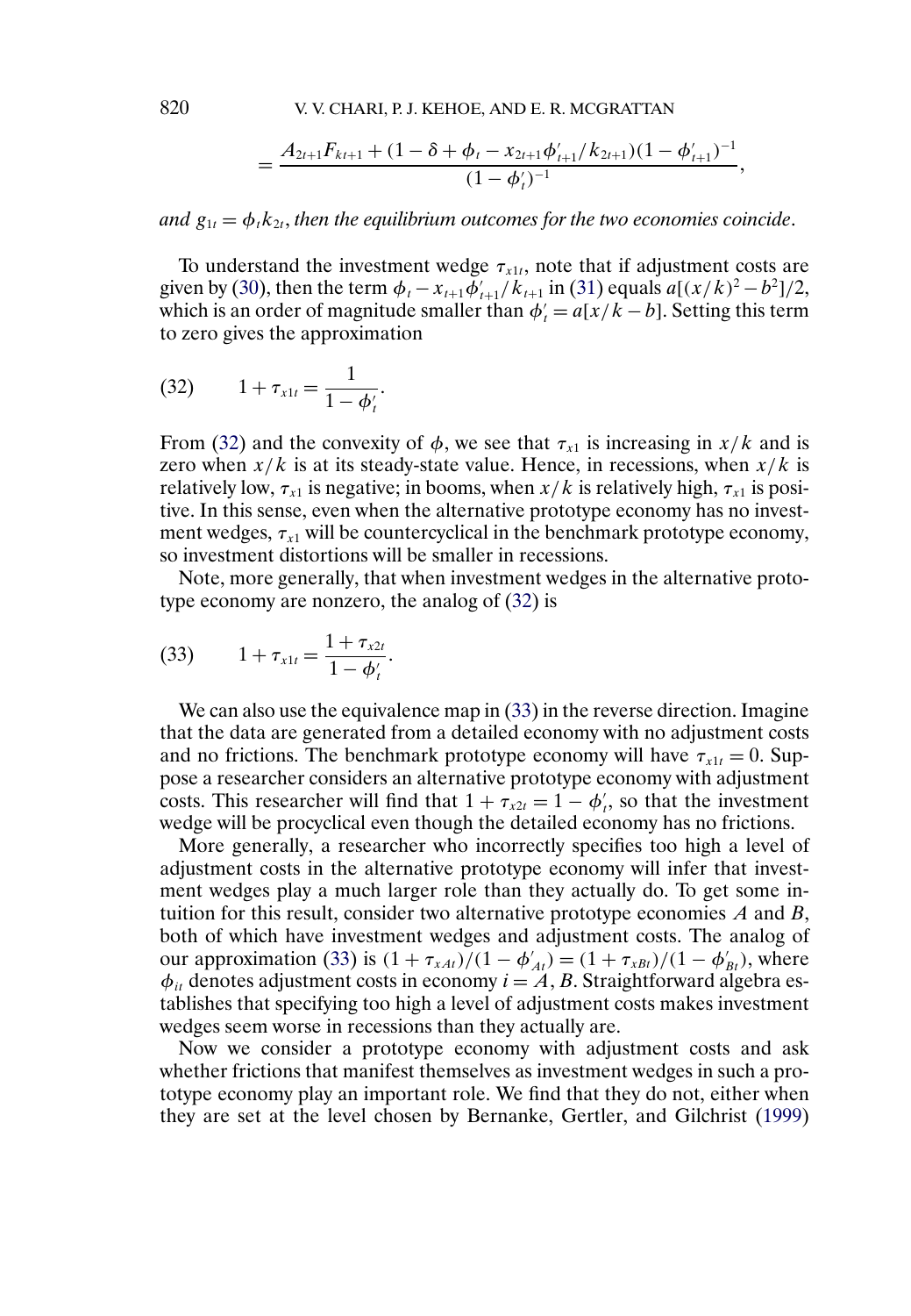$$= \frac{A_{2t+1}F_{kt+1} + (1 - \delta + \phi_t - x_{2t+1}\phi'_{t+1}/k_{2t+1})(1 - \phi'_{t+1})^{-1}}{(1 - \phi'_t)^{-1}},$$

*and* $g_{1t} = \phi_t k_{2t}$, *then the equilibrium outcomes for the two economies coincide*.

To understand the investment wedge $\tau_{x1t}$, note that if adjustment costs are given by (30), then the term $\phi_t - x_{t+1}\phi'_{t+1}/k_{t+1}$ in (31) equals $a[(x/k)^2 - b^2]/2$, which is an order of magnitude smaller than $\phi'_t = a[x/k - b]$. Setting this term to zero gives the approximation

$$(32) \qquad 1 + \tau_{x1t} = \frac{1}{1 - \phi'_t}.$$

From (32) and the convexity of $\phi$, we see that $\tau_{x1}$ is increasing in $x/k$ and is zero when $x/k$ is at its steady-state value. Hence, in recessions, when $x/k$ is relatively low, $\tau_{x1}$ is negative; in booms, when $x/k$ is relatively high, $\tau_{x1}$ is positive. In this sense, even when the alternative prototype economy has no investment wedges, $\tau_{x1}$ will be countercyclical in the benchmark prototype economy, so investment distortions will be smaller in recessions.

Note, more generally, that when investment wedges in the alternative prototype economy are nonzero, the analog of (32) is

$$(33) \qquad 1 + \tau_{x1t} = \frac{1 + \tau_{x2t}}{1 - \phi'_t}.$$

We can also use the equivalence map in (33) in the reverse direction. Imagine that the data are generated from a detailed economy with no adjustment costs and no frictions. The benchmark prototype economy will have $\tau_{x1t} = 0$. Suppose a researcher considers an alternative prototype economy with adjustment costs. This researcher will find that $1 + \tau_{x2t} = 1 - \phi'_t$, so that the investment wedge will be procyclical even though the detailed economy has no frictions.

More generally, a researcher who incorrectly specifies too high a level of adjustment costs in the alternative prototype economy will infer that investment wedges play a much larger role than they actually do. To get some intuition for this result, consider two alternative prototype economies $A$ and $B$, both of which have investment wedges and adjustment costs. The analog of our approximation (33) is $(1 + \tau_{xAt})/(1 - \phi'_{At}) = (1 + \tau_{xBt})/(1 - \phi'_{Bt})$, where $\phi_{it}$ denotes adjustment costs in economy $i = A, B$. Straightforward algebra establishes that specifying too high a level of adjustment costs makes investment wedges seem worse in recessions than they actually are.

Now we consider a prototype economy with adjustment costs and ask whether frictions that manifest themselves as investment wedges in such a prototype economy play an important role. We find that they do not, either when they are set at the level chosen by Bernanke, Gertler, and Gilchrist (1999)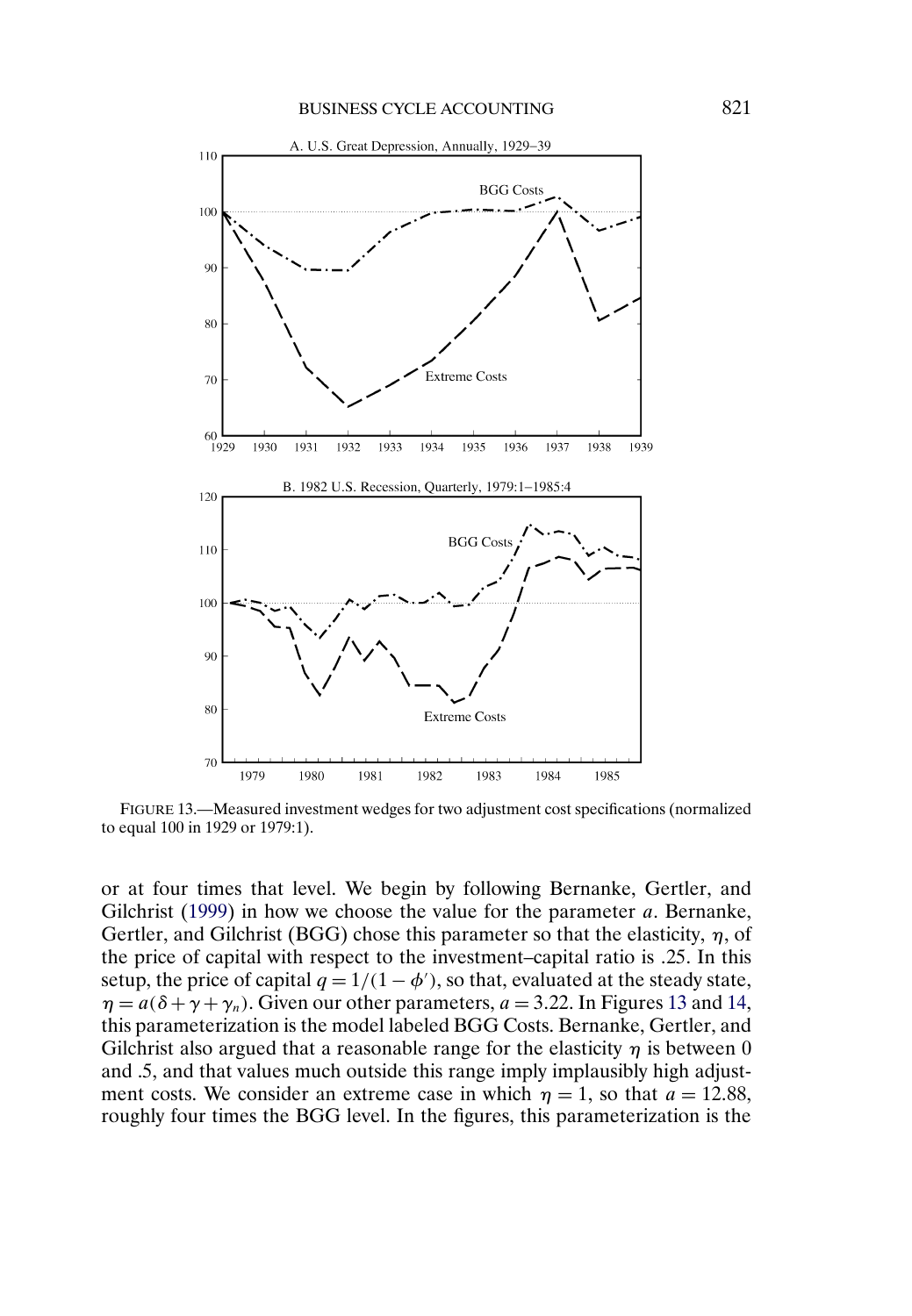FIGURE 13.—Measured investment wedges for two adjustment cost specifications (normalized to equal 100 in 1929 or 1979:1).

or at four times that level. We begin by following Bernanke, Gertler, and Gilchrist (1999) in how we choose the value for the parameter $a$. Bernanke, Gertler, and Gilchrist (BGG) chose this parameter so that the elasticity, $\eta$, of the price of capital with respect to the investment–capital ratio is .25. In this setup, the price of capital $q = 1/(1 - \phi')$, so that, evaluated at the steady state, $\eta = a(\delta + \gamma + \gamma_n)$. Given our other parameters, $a = 3.22$. In Figures 13 and 14, this parameterization is the model labeled BGG Costs. Bernanke, Gertler, and Gilchrist also argued that a reasonable range for the elasticity $\eta$ is between 0 and .5, and that values much outside this range imply implausibly high adjustment costs. We consider an extreme case in which $\eta = 1$, so that $a = 12.88$, roughly four times the BGG level. In the figures, this parameterization is the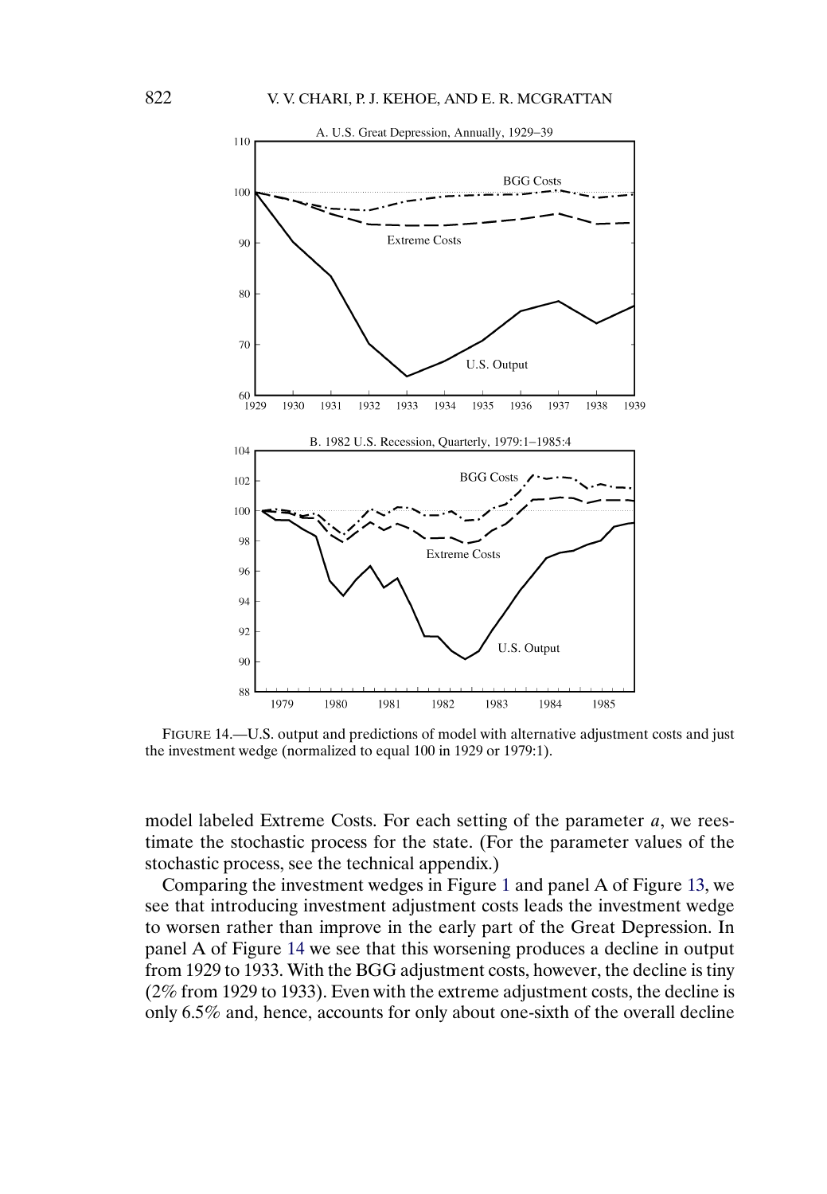FIGURE 14.—U.S. output and predictions of model with alternative adjustment costs and just the investment wedge (normalized to equal 100 in 1929 or 1979:1).

model labeled Extreme Costs. For each setting of the parameter $a$, we reestimate the stochastic process for the state. (For the parameter values of the stochastic process, see the technical appendix.)

Comparing the investment wedges in Figure 1 and panel A of Figure 13, we see that introducing investment adjustment costs leads the investment wedge to worsen rather than improve in the early part of the Great Depression. In panel A of Figure 14 we see that this worsening produces a decline in output from 1929 to 1933. With the BGG adjustment costs, however, the decline is tiny (2% from 1929 to 1933). Even with the extreme adjustment costs, the decline is only 6.5% and, hence, accounts for only about one-sixth of the overall decline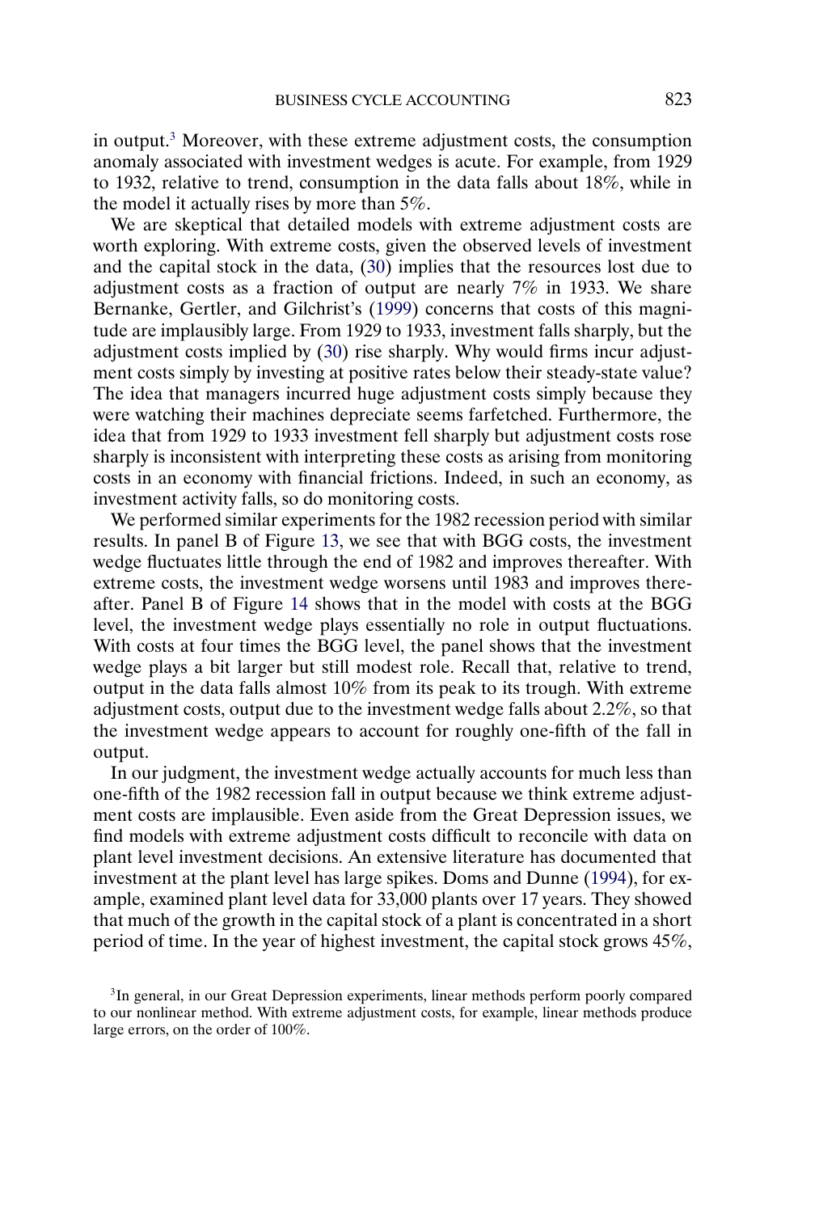in output.[3] Moreover, with these extreme adjustment costs, the consumption anomaly associated with investment wedges is acute. For example, from 1929 to 1932, relative to trend, consumption in the data falls about 18%, while in the model it actually rises by more than 5%.

We are skeptical that detailed models with extreme adjustment costs are worth exploring. With extreme costs, given the observed levels of investment and the capital stock in the data, (30) implies that the resources lost due to adjustment costs as a fraction of output are nearly 7% in 1933. We share Bernanke, Gertler, and Gilchrist's (1999) concerns that costs of this magnitude are implausibly large. From 1929 to 1933, investment falls sharply, but the adjustment costs implied by (30) rise sharply. Why would firms incur adjustment costs simply by investing at positive rates below their steady-state value? The idea that managers incurred huge adjustment costs simply because they were watching their machines depreciate seems farfetched. Furthermore, the idea that from 1929 to 1933 investment fell sharply but adjustment costs rose sharply is inconsistent with interpreting these costs as arising from monitoring costs in an economy with financial frictions. Indeed, in such an economy, as investment activity falls, so do monitoring costs.

We performed similar experiments for the 1982 recession period with similar results. In panel B of Figure 13, we see that with BGG costs, the investment wedge fluctuates little through the end of 1982 and improves thereafter. With extreme costs, the investment wedge worsens until 1983 and improves thereafter. Panel B of Figure 14 shows that in the model with costs at the BGG level, the investment wedge plays essentially no role in output fluctuations. With costs at four times the BGG level, the panel shows that the investment wedge plays a bit larger but still modest role. Recall that, relative to trend, output in the data falls almost 10% from its peak to its trough. With extreme adjustment costs, output due to the investment wedge falls about 2.2%, so that the investment wedge appears to account for roughly one-fifth of the fall in output.

In our judgment, the investment wedge actually accounts for much less than one-fifth of the 1982 recession fall in output because we think extreme adjustment costs are implausible. Even aside from the Great Depression issues, we find models with extreme adjustment costs difficult to reconcile with data on plant level investment decisions. An extensive literature has documented that investment at the plant level has large spikes. Doms and Dunne (1994), for example, examined plant level data for 33,000 plants over 17 years. They showed that much of the growth in the capital stock of a plant is concentrated in a short period of time. In the year of highest investment, the capital stock grows 45%,

[3] In general, in our Great Depression experiments, linear methods perform poorly compared to our nonlinear method. With extreme adjustment costs, for example, linear methods produce large errors, on the order of 100%.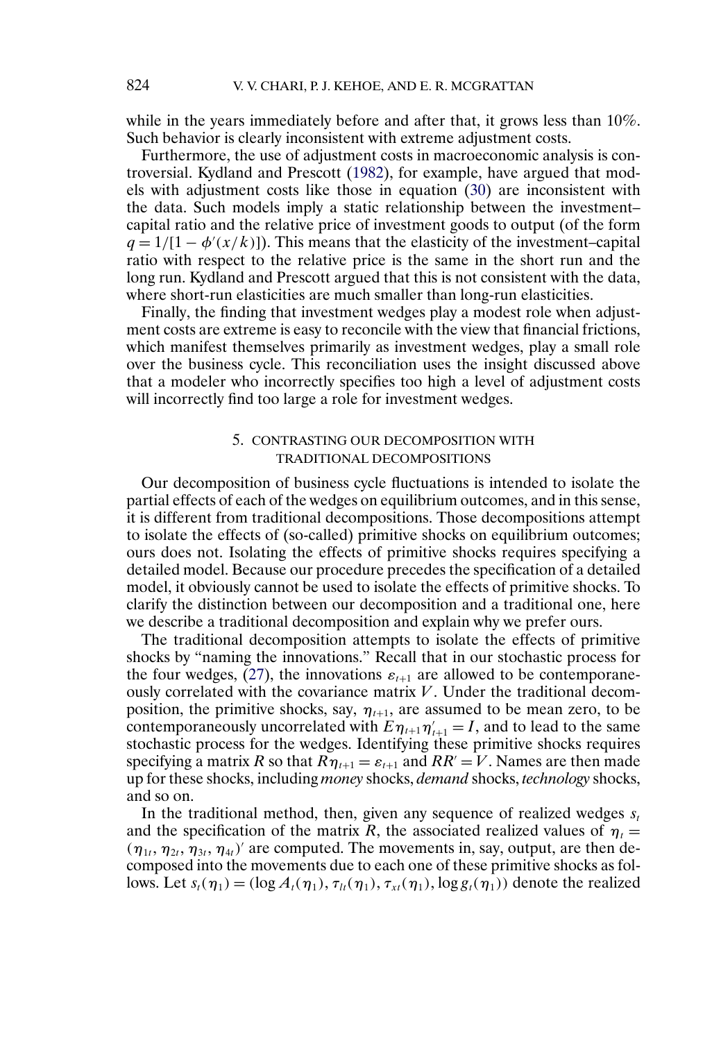while in the years immediately before and after that, it grows less than 10%. Such behavior is clearly inconsistent with extreme adjustment costs.

Furthermore, the use of adjustment costs in macroeconomic analysis is controversial. Kydland and Prescott (1982), for example, have argued that models with adjustment costs like those in equation (30) are inconsistent with the data. Such models imply a static relationship between the investment–capital ratio and the relative price of investment goods to output (of the form $q = 1/[1 - \phi'(x/k)]$). This means that the elasticity of the investment–capital ratio with respect to the relative price is the same in the short run and the long run. Kydland and Prescott argued that this is not consistent with the data, where short-run elasticities are much smaller than long-run elasticities.

Finally, the finding that investment wedges play a modest role when adjustment costs are extreme is easy to reconcile with the view that financial frictions, which manifest themselves primarily as investment wedges, play a small role over the business cycle. This reconciliation uses the insight discussed above that a modeler who incorrectly specifies too high a level of adjustment costs will incorrectly find too large a role for investment wedges.

## 5. CONTRASTING OUR DECOMPOSITION WITH TRADITIONAL DECOMPOSITIONS

Our decomposition of business cycle fluctuations is intended to isolate the partial effects of each of the wedges on equilibrium outcomes, and in this sense, it is different from traditional decompositions. Those decompositions attempt to isolate the effects of (so-called) primitive shocks on equilibrium outcomes; ours does not. Isolating the effects of primitive shocks requires specifying a detailed model. Because our procedure precedes the specification of a detailed model, it obviously cannot be used to isolate the effects of primitive shocks. To clarify the distinction between our decomposition and a traditional one, here we describe a traditional decomposition and explain why we prefer ours.

The traditional decomposition attempts to isolate the effects of primitive shocks by "naming the innovations." Recall that in our stochastic process for the four wedges, (27), the innovations $\varepsilon_{t+1}$ are allowed to be contemporaneously correlated with the covariance matrix $V$. Under the traditional decomposition, the primitive shocks, say, $\eta_{t+1}$, are assumed to be mean zero, to be contemporaneously uncorrelated with $E\eta_{t+1}\eta'_{t+1} = I$, and to lead to the same stochastic process for the wedges. Identifying these primitive shocks requires specifying a matrix $R$ so that $R\eta_{t+1} = \varepsilon_{t+1}$ and $RR' = V$. Names are then made up for these shocks, including *money* shocks, *demand* shocks, *technology* shocks, and so on.

In the traditional method, then, given any sequence of realized wedges $s_t$ and the specification of the matrix $R$, the associated realized values of $\eta_t = (\eta_{1t}, \eta_{2t}, \eta_{3t}, \eta_{4t})'$ are computed. The movements in, say, output, are then decomposed into the movements due to each one of these primitive shocks as follows. Let $s_t(\eta_1) = (\log A_t(\eta_1), \tau_{lt}(\eta_1), \tau_{xt}(\eta_1), \log g_t(\eta_1))$ denote the realized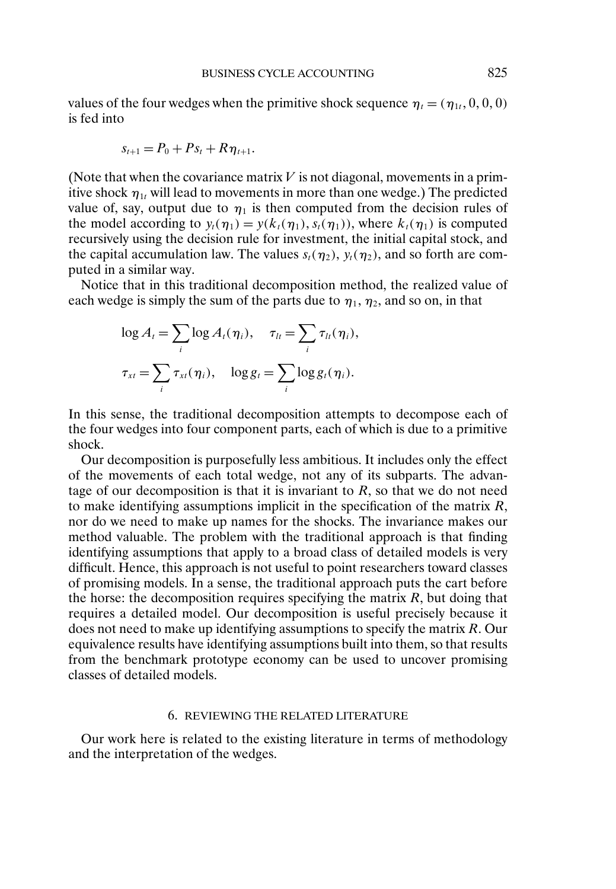values of the four wedges when the primitive shock sequence $\eta_t = (\eta_{1t}, 0, 0, 0)$ is fed into

$$s_{t+1} = P_0 + P s_t + R\eta_{t+1}.$$

(Note that when the covariance matrix $V$ is not diagonal, movements in a primitive shock $\eta_{1t}$ will lead to movements in more than one wedge.) The predicted value of, say, output due to $\eta_1$ is then computed from the decision rules of the model according to $y_t(\eta_1) = y(k_t(\eta_1), s_t(\eta_1))$, where $k_t(\eta_1)$ is computed recursively using the decision rule for investment, the initial capital stock, and the capital accumulation law. The values $s_t(\eta_2)$, $y_t(\eta_2)$, and so forth are computed in a similar way.

Notice that in this traditional decomposition method, the realized value of each wedge is simply the sum of the parts due to $\eta_1$, $\eta_2$, and so on, in that

$$\log A_t = \sum_i \log A_t(\eta_i), \quad \tau_{lt} = \sum_i \tau_{lt}(\eta_i),$$

$$\tau_{xt} = \sum_i \tau_{xt}(\eta_i), \quad \log g_t = \sum_i \log g_t(\eta_i).$$

In this sense, the traditional decomposition attempts to decompose each of the four wedges into four component parts, each of which is due to a primitive shock.

Our decomposition is purposefully less ambitious. It includes only the effect of the movements of each total wedge, not any of its subparts. The advantage of our decomposition is that it is invariant to $R$, so that we do not need to make identifying assumptions implicit in the specification of the matrix $R$, nor do we need to make up names for the shocks. The invariance makes our method valuable. The problem with the traditional approach is that finding identifying assumptions that apply to a broad class of detailed models is very difficult. Hence, this approach is not useful to point researchers toward classes of promising models. In a sense, the traditional approach puts the cart before the horse: the decomposition requires specifying the matrix $R$, but doing that requires a detailed model. Our decomposition is useful precisely because it does not need to make up identifying assumptions to specify the matrix $R$. Our equivalence results have identifying assumptions built into them, so that results from the benchmark prototype economy can be used to uncover promising classes of detailed models.

## 6. REVIEWING THE RELATED LITERATURE

Our work here is related to the existing literature in terms of methodology and the interpretation of the wedges.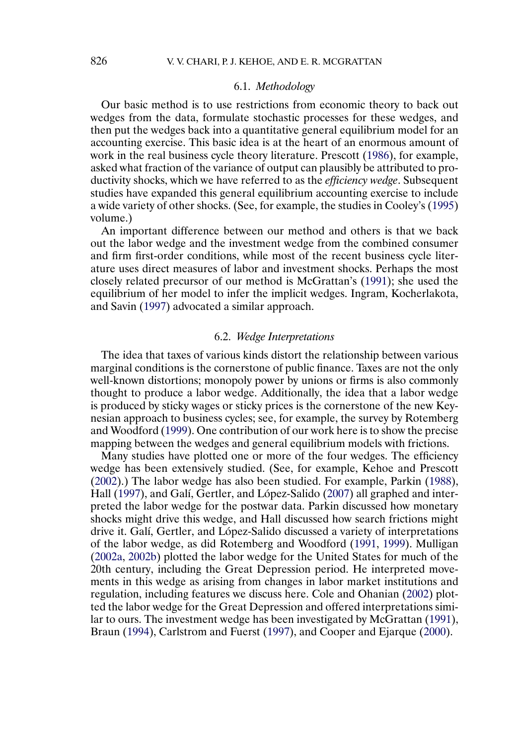### 6.1. *Methodology*

Our basic method is to use restrictions from economic theory to back out wedges from the data, formulate stochastic processes for these wedges, and then put the wedges back into a quantitative general equilibrium model for an accounting exercise. This basic idea is at the heart of an enormous amount of work in the real business cycle theory literature. Prescott (1986), for example, asked what fraction of the variance of output can plausibly be attributed to productivity shocks, which we have referred to as the *efficiency wedge*. Subsequent studies have expanded this general equilibrium accounting exercise to include a wide variety of other shocks. (See, for example, the studies in Cooley's (1995) volume.)

An important difference between our method and others is that we back out the labor wedge and the investment wedge from the combined consumer and firm first-order conditions, while most of the recent business cycle literature uses direct measures of labor and investment shocks. Perhaps the most closely related precursor of our method is McGrattan's (1991); she used the equilibrium of her model to infer the implicit wedges. Ingram, Kocherlakota, and Savin (1997) advocated a similar approach.

### 6.2. *Wedge Interpretations*

The idea that taxes of various kinds distort the relationship between various marginal conditions is the cornerstone of public finance. Taxes are not the only well-known distortions; monopoly power by unions or firms is also commonly thought to produce a labor wedge. Additionally, the idea that a labor wedge is produced by sticky wages or sticky prices is the cornerstone of the new Keynesian approach to business cycles; see, for example, the survey by Rotemberg and Woodford (1999). One contribution of our work here is to show the precise mapping between the wedges and general equilibrium models with frictions.

Many studies have plotted one or more of the four wedges. The efficiency wedge has been extensively studied. (See, for example, Kehoe and Prescott (2002).) The labor wedge has also been studied. For example, Parkin (1988), Hall (1997), and Galí, Gertler, and López-Salido (2007) all graphed and interpreted the labor wedge for the postwar data. Parkin discussed how monetary shocks might drive this wedge, and Hall discussed how search frictions might drive it. Galí, Gertler, and López-Salido discussed a variety of interpretations of the labor wedge, as did Rotemberg and Woodford (1991, 1999). Mulligan (2002a, 2002b) plotted the labor wedge for the United States for much of the 20th century, including the Great Depression period. He interpreted movements in this wedge as arising from changes in labor market institutions and regulation, including features we discuss here. Cole and Ohanian (2002) plotted the labor wedge for the Great Depression and offered interpretations similar to ours. The investment wedge has been investigated by McGrattan (1991), Braun (1994), Carlstrom and Fuerst (1997), and Cooper and Ejarque (2000).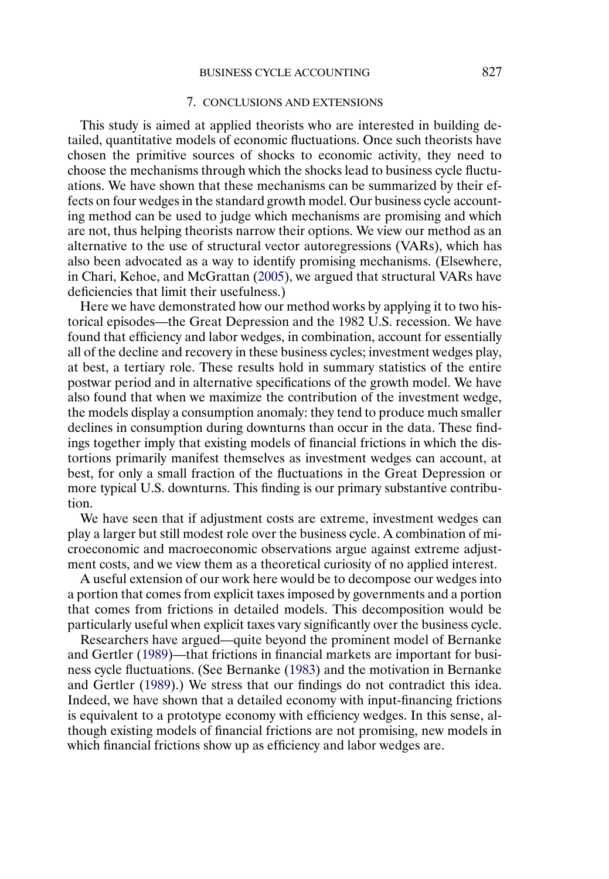## 7. CONCLUSIONS AND EXTENSIONS

This study is aimed at applied theorists who are interested in building detailed, quantitative models of economic fluctuations. Once such theorists have chosen the primitive sources of shocks to economic activity, they need to choose the mechanisms through which the shocks lead to business cycle fluctuations. We have shown that these mechanisms can be summarized by their effects on four wedges in the standard growth model. Our business cycle accounting method can be used to judge which mechanisms are promising and which are not, thus helping theorists narrow their options. We view our method as an alternative to the use of structural vector autoregressions (VARs), which has also been advocated as a way to identify promising mechanisms. (Elsewhere, in Chari, Kehoe, and McGrattan (2005), we argued that structural VARs have deficiencies that limit their usefulness.)

Here we have demonstrated how our method works by applying it to two historical episodes—the Great Depression and the 1982 U.S. recession. We have found that efficiency and labor wedges, in combination, account for essentially all of the decline and recovery in these business cycles; investment wedges play, at best, a tertiary role. These results hold in summary statistics of the entire postwar period and in alternative specifications of the growth model. We have also found that when we maximize the contribution of the investment wedge, the models display a consumption anomaly: they tend to produce much smaller declines in consumption during downturns than occur in the data. These findings together imply that existing models of financial frictions in which the distortions primarily manifest themselves as investment wedges can account, at best, for only a small fraction of the fluctuations in the Great Depression or more typical U.S. downturns. This finding is our primary substantive contribution.

We have seen that if adjustment costs are extreme, investment wedges can play a larger but still modest role over the business cycle. A combination of microeconomic and macroeconomic observations argue against extreme adjustment costs, and we view them as a theoretical curiosity of no applied interest.

A useful extension of our work here would be to decompose our wedges into a portion that comes from explicit taxes imposed by governments and a portion that comes from frictions in detailed models. This decomposition would be particularly useful when explicit taxes vary significantly over the business cycle.

Researchers have argued—quite beyond the prominent model of Bernanke and Gertler (1989)—that frictions in financial markets are important for business cycle fluctuations. (See Bernanke (1983) and the motivation in Bernanke and Gertler (1989).) We stress that our findings do not contradict this idea. Indeed, we have shown that a detailed economy with input-financing frictions is equivalent to a prototype economy with efficiency wedges. In this sense, although existing models of financial frictions are not promising, new models in which financial frictions show up as efficiency and labor wedges are.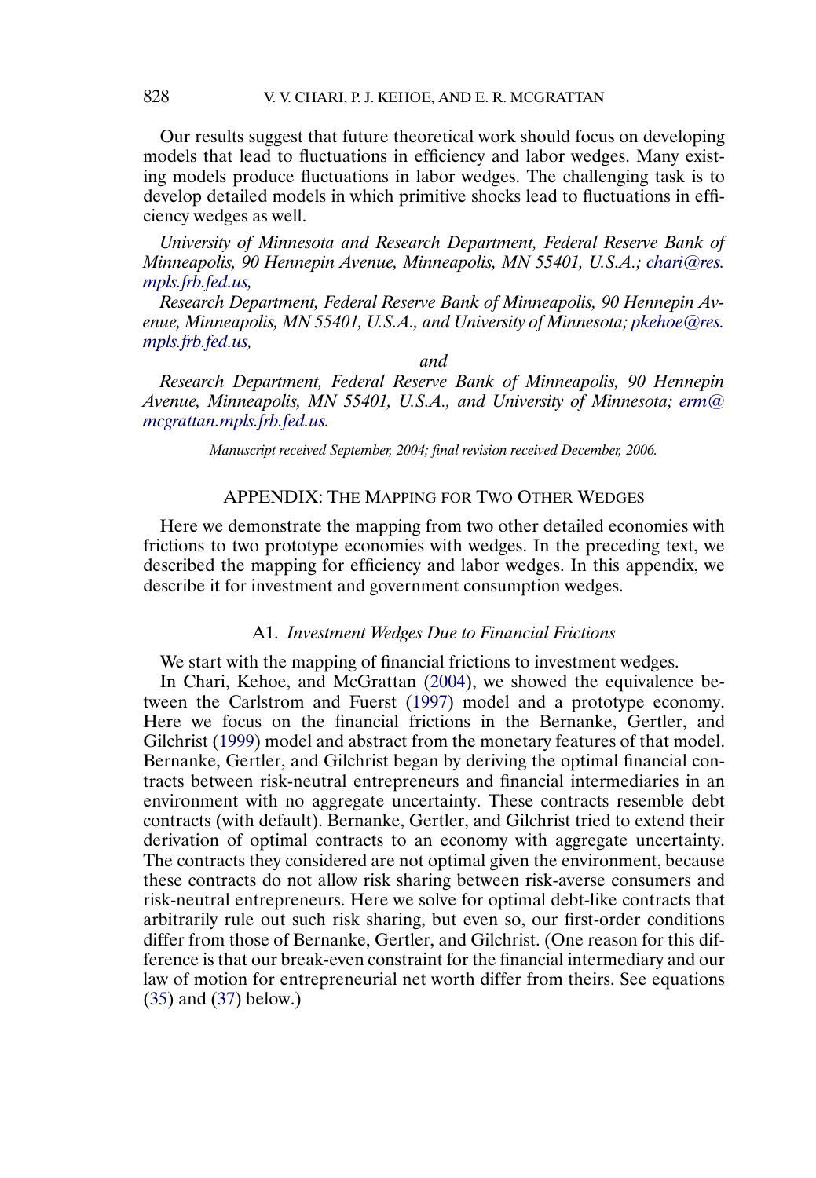Our results suggest that future theoretical work should focus on developing models that lead to fluctuations in efficiency and labor wedges. Many existing models produce fluctuations in labor wedges. The challenging task is to develop detailed models in which primitive shocks lead to fluctuations in efficiency wedges as well.

*University of Minnesota and Research Department, Federal Reserve Bank of Minneapolis, 90 Hennepin Avenue, Minneapolis, MN 55401, U.S.A.; chari@res.mpls.frb.fed.us,*

*Research Department, Federal Reserve Bank of Minneapolis, 90 Hennepin Avenue, Minneapolis, MN 55401, U.S.A., and University of Minnesota; pkehoe@res.mpls.frb.fed.us,*

*and*

*Research Department, Federal Reserve Bank of Minneapolis, 90 Hennepin Avenue, Minneapolis, MN 55401, U.S.A., and University of Minnesota; erm@mcgrattan.mpls.frb.fed.us.*

*Manuscript received September, 2004; final revision received December, 2006.*

## APPENDIX: THE MAPPING FOR TWO OTHER WEDGES

Here we demonstrate the mapping from two other detailed economies with frictions to two prototype economies with wedges. In the preceding text, we described the mapping for efficiency and labor wedges. In this appendix, we describe it for investment and government consumption wedges.

### A1. *Investment Wedges Due to Financial Frictions*

We start with the mapping of financial frictions to investment wedges.

In Chari, Kehoe, and McGrattan (2004), we showed the equivalence between the Carlstrom and Fuerst (1997) model and a prototype economy. Here we focus on the financial frictions in the Bernanke, Gertler, and Gilchrist (1999) model and abstract from the monetary features of that model. Bernanke, Gertler, and Gilchrist began by deriving the optimal financial contracts between risk-neutral entrepreneurs and financial intermediaries in an environment with no aggregate uncertainty. These contracts resemble debt contracts (with default). Bernanke, Gertler, and Gilchrist tried to extend their derivation of optimal contracts to an economy with aggregate uncertainty. The contracts they considered are not optimal given the environment, because these contracts do not allow risk sharing between risk-averse consumers and risk-neutral entrepreneurs. Here we solve for optimal debt-like contracts that arbitrarily rule out such risk sharing, but even so, our first-order conditions differ from those of Bernanke, Gertler, and Gilchrist. (One reason for this difference is that our break-even constraint for the financial intermediary and our law of motion for entrepreneurial net worth differ from theirs. See equations (35) and (37) below.)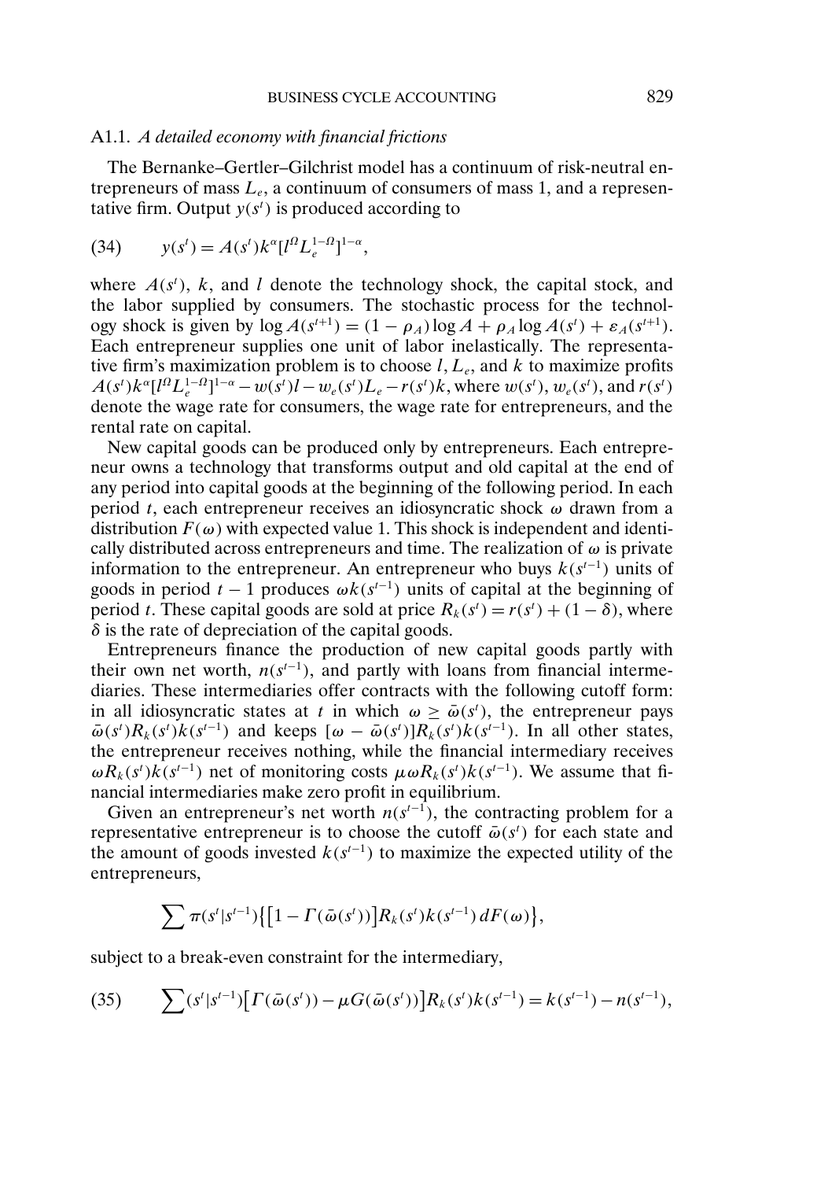### A1.1. *A detailed economy with financial frictions*

The Bernanke–Gertler–Gilchrist model has a continuum of risk-neutral entrepreneurs of mass $L_e$, a continuum of consumers of mass 1, and a representative firm. Output $y(s^t)$ is produced according to

$$y(s^t) = A(s^t)k^\alpha[l^\Omega L_e^{1-\Omega}]^{1-\alpha}, \tag{34}$$

where $A(s^t)$, $k$, and $l$ denote the technology shock, the capital stock, and the labor supplied by consumers. The stochastic process for the technology shock is given by $\log A(s^{t+1}) = (1 - \rho_A)\log A + \rho_A \log A(s^t) + \varepsilon_A(s^{t+1})$. Each entrepreneur supplies one unit of labor inelastically. The representative firm's maximization problem is to choose $l$, $L_e$, and $k$ to maximize profits $A(s^t)k^\alpha[l^\Omega L_e^{1-\Omega}]^{1-\alpha} - w(s^t)l - w_e(s^t)L_e - r(s^t)k$, where $w(s^t)$, $w_e(s^t)$, and $r(s^t)$ denote the wage rate for consumers, the wage rate for entrepreneurs, and the rental rate on capital.

New capital goods can be produced only by entrepreneurs. Each entrepreneur owns a technology that transforms output and old capital at the end of any period into capital goods at the beginning of the following period. In each period $t$, each entrepreneur receives an idiosyncratic shock $\omega$ drawn from a distribution $F(\omega)$ with expected value 1. This shock is independent and identically distributed across entrepreneurs and time. The realization of $\omega$ is private information to the entrepreneur. An entrepreneur who buys $k(s^{t-1})$ units of goods in period $t-1$ produces $\omega k(s^{t-1})$ units of capital at the beginning of period $t$. These capital goods are sold at price $R_k(s^t) = r(s^t) + (1 - \delta)$, where $\delta$ is the rate of depreciation of the capital goods.

Entrepreneurs finance the production of new capital goods partly with their own net worth, $n(s^{t-1})$, and partly with loans from financial intermediaries. These intermediaries offer contracts with the following cutoff form: in all idiosyncratic states at $t$ in which $\omega \geq \bar{\omega}(s^t)$, the entrepreneur pays $\bar{\omega}(s^t)R_k(s^t)k(s^{t-1})$ and keeps $[\omega - \bar{\omega}(s^t)]R_k(s^t)k(s^{t-1})$. In all other states, the entrepreneur receives nothing, while the financial intermediary receives $\omega R_k(s^t)k(s^{t-1})$ net of monitoring costs $\mu\omega R_k(s^t)k(s^{t-1})$. We assume that financial intermediaries make zero profit in equilibrium.

Given an entrepreneur's net worth $n(s^{t-1})$, the contracting problem for a representative entrepreneur is to choose the cutoff $\bar{\omega}(s^t)$ for each state and the amount of goods invested $k(s^{t-1})$ to maximize the expected utility of the entrepreneurs,

$$\sum \pi(s^t|s^{t-1})\{[1 - \Gamma(\bar{\omega}(s^t))]R_k(s^t)k(s^{t-1})\,dF(\omega)\},$$

subject to a break-even constraint for the intermediary,

$$\sum (s^t|s^{t-1})[\Gamma(\bar{\omega}(s^t)) - \mu G(\bar{\omega}(s^t))]R_k(s^t)k(s^{t-1}) = k(s^{t-1}) - n(s^{t-1}), \tag{35}$$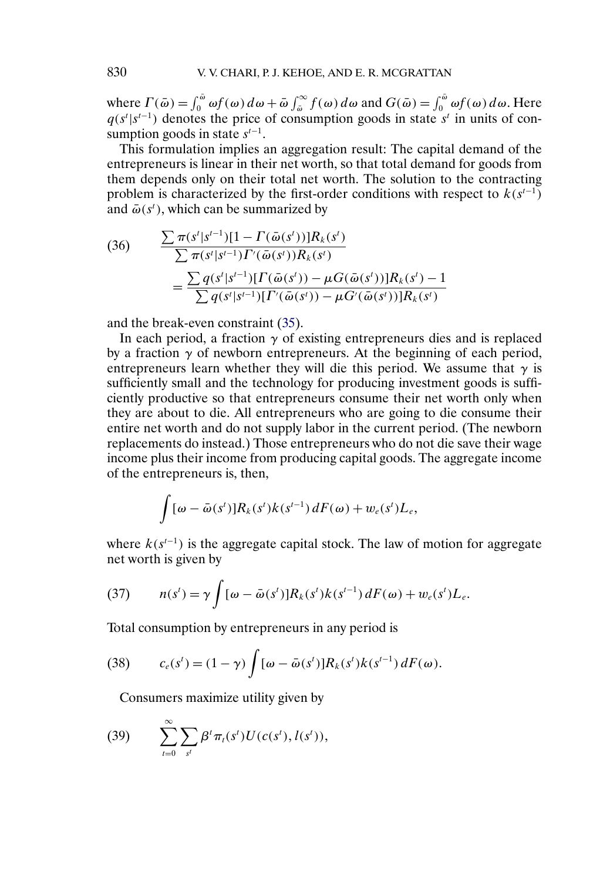where $\Gamma(\bar{\omega}) = \int_0^{\bar{\omega}} \omega f(\omega)\, d\omega + \bar{\omega} \int_{\bar{\omega}}^{\infty} f(\omega)\, d\omega$ and $G(\bar{\omega}) = \int_0^{\bar{\omega}} \omega f(\omega)\, d\omega$. Here $q(s^t|s^{t-1})$ denotes the price of consumption goods in state $s^t$ in units of consumption goods in state $s^{t-1}$.

This formulation implies an aggregation result: The capital demand of the entrepreneurs is linear in their net worth, so that total demand for goods from them depends only on their total net worth. The solution to the contracting problem is characterized by the first-order conditions with respect to $k(s^{t-1})$ and $\bar{\omega}(s^t)$, which can be summarized by

$$
(36) \qquad \frac{\sum \pi(s^t|s^{t-1})[1 - \Gamma(\bar{\omega}(s^t))]R_k(s^t)}{\sum \pi(s^t|s^{t-1})\Gamma'(\bar{\omega}(s^t))R_k(s^t)} = \frac{\sum q(s^t|s^{t-1})[\Gamma(\bar{\omega}(s^t)) - \mu G(\bar{\omega}(s^t))]R_k(s^t) - 1}{\sum q(s^t|s^{t-1})[\Gamma'(\bar{\omega}(s^t)) - \mu G'(\bar{\omega}(s^t))]R_k(s^t)}
$$

and the break-even constraint (35).

In each period, a fraction $\gamma$ of existing entrepreneurs dies and is replaced by a fraction $\gamma$ of newborn entrepreneurs. At the beginning of each period, entrepreneurs learn whether they will die this period. We assume that $\gamma$ is sufficiently small and the technology for producing investment goods is sufficiently productive so that entrepreneurs consume their net worth only when they are about to die. All entrepreneurs who are going to die consume their entire net worth and do not supply labor in the current period. (The newborn replacements do instead.) Those entrepreneurs who do not die save their wage income plus their income from producing capital goods. The aggregate income of the entrepreneurs is, then,

$$
\int [\omega - \bar{\omega}(s^t)]R_k(s^t)k(s^{t-1})\, dF(\omega) + w_e(s^t)L_e,
$$

where $k(s^{t-1})$ is the aggregate capital stock. The law of motion for aggregate net worth is given by

$$
(37) \qquad n(s^t) = \gamma \int [\omega - \bar{\omega}(s^t)]R_k(s^t)k(s^{t-1})\, dF(\omega) + w_e(s^t)L_e.
$$

Total consumption by entrepreneurs in any period is

$$
(38) \qquad c_e(s^t) = (1 - \gamma) \int [\omega - \bar{\omega}(s^t)]R_k(s^t)k(s^{t-1})\, dF(\omega).
$$

Consumers maximize utility given by

$$
(39) \qquad \sum_{t=0}^{\infty} \sum_{s^t} \beta^t \pi_t(s^t) U(c(s^t), l(s^t)),
$$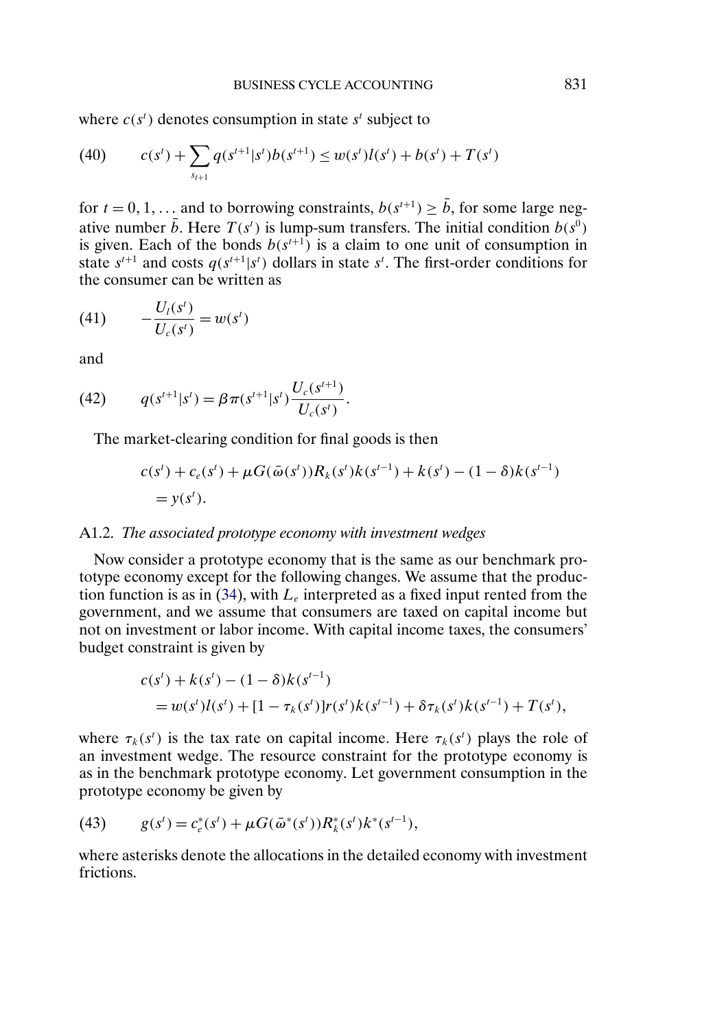where $c(s^t)$ denotes consumption in state $s^t$ subject to

$$(40) \qquad c(s^t) + \sum_{s_{t+1}} q(s^{t+1}|s^t) b(s^{t+1}) \le w(s^t) l(s^t) + b(s^t) + T(s^t)$$

for $t = 0, 1, \ldots$ and to borrowing constraints, $b(s^{t+1}) \ge \bar{b}$, for some large negative number $\bar{b}$. Here $T(s^t)$ is lump-sum transfers. The initial condition $b(s^0)$ is given. Each of the bonds $b(s^{t+1})$ is a claim to one unit of consumption in state $s^{t+1}$ and costs $q(s^{t+1}|s^t)$ dollars in state $s^t$. The first-order conditions for the consumer can be written as

$$(41) \qquad -\frac{U_l(s^t)}{U_c(s^t)} = w(s^t)$$

and

$$(42) \qquad q(s^{t+1}|s^t) = \beta \pi(s^{t+1}|s^t) \frac{U_c(s^{t+1})}{U_c(s^t)}.$$

The market-clearing condition for final goods is then

$$\begin{aligned} &c(s^t) + c_e(s^t) + \mu G(\bar{\omega}(s^t)) R_k(s^t) k(s^{t-1}) + k(s^t) - (1-\delta) k(s^{t-1}) \\ &\quad = y(s^t). \end{aligned}$$

### A1.2. *The associated prototype economy with investment wedges*

Now consider a prototype economy that is the same as our benchmark prototype economy except for the following changes. We assume that the production function is as in (34), with $L_e$ interpreted as a fixed input rented from the government, and we assume that consumers are taxed on capital income but not on investment or labor income. With capital income taxes, the consumers' budget constraint is given by

$$\begin{aligned} &c(s^t) + k(s^t) - (1-\delta) k(s^{t-1}) \\ &\quad = w(s^t) l(s^t) + [1 - \tau_k(s^t)] r(s^t) k(s^{t-1}) + \delta \tau_k(s^t) k(s^{t-1}) + T(s^t), \end{aligned}$$

where $\tau_k(s^t)$ is the tax rate on capital income. Here $\tau_k(s^t)$ plays the role of an investment wedge. The resource constraint for the prototype economy is as in the benchmark prototype economy. Let government consumption in the prototype economy be given by

$$(43) \qquad g(s^t) = c_e^*(s^t) + \mu G(\bar{\omega}^*(s^t)) R_k^*(s^t) k^*(s^{t-1}),$$

where asterisks denote the allocations in the detailed economy with investment frictions.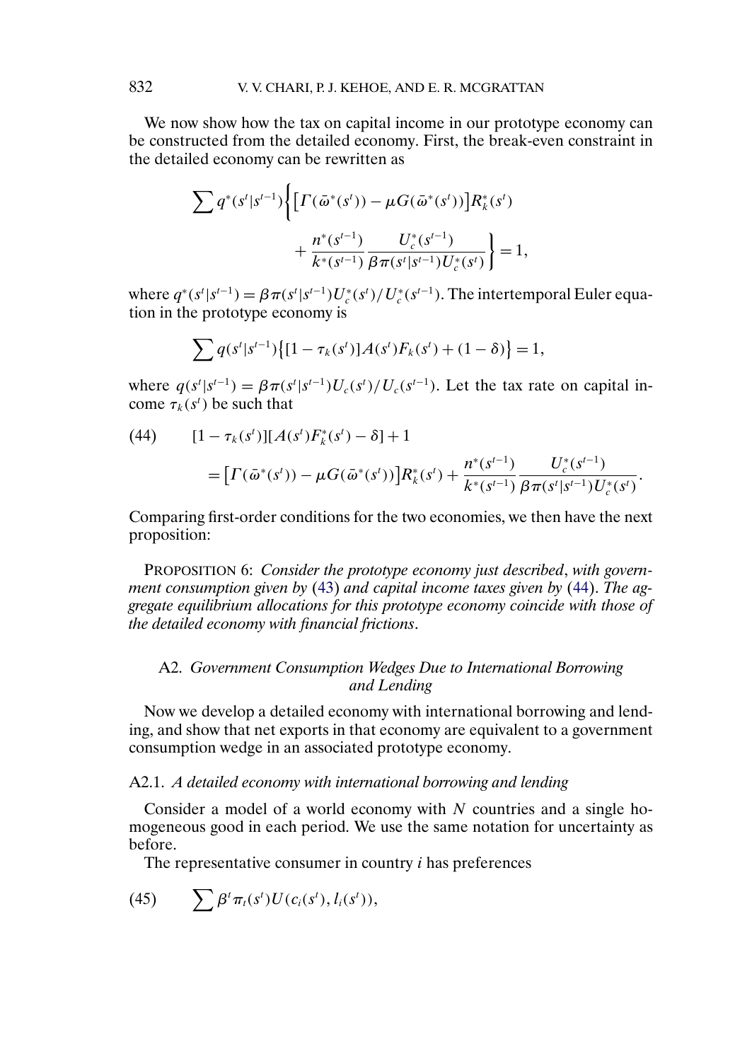We now show how the tax on capital income in our prototype economy can be constructed from the detailed economy. First, the break-even constraint in the detailed economy can be rewritten as

$$\sum q^*(s^t|s^{t-1})\bigg\{\big[\Gamma(\bar{\omega}^*(s^t)) - \mu G(\bar{\omega}^*(s^t))\big]R_k^*(s^t) + \frac{n^*(s^{t-1})}{k^*(s^{t-1})}\frac{U_c^*(s^{t-1})}{\beta\pi(s^t|s^{t-1})U_c^*(s^t)}\bigg\} = 1,$$

where $q^*(s^t|s^{t-1}) = \beta\pi(s^t|s^{t-1})U_c^*(s^t)/U_c^*(s^{t-1})$. The intertemporal Euler equation in the prototype economy is

$$\sum q(s^t|s^{t-1})\big\{[1-\tau_k(s^t)]A(s^t)F_k(s^t) + (1-\delta)\big\} = 1,$$

where $q(s^t|s^{t-1}) = \beta\pi(s^t|s^{t-1})U_c(s^t)/U_c(s^{t-1})$. Let the tax rate on capital income $\tau_k(s^t)$ be such that

$$[1-\tau_k(s^t)][A(s^t)F_k^*(s^t) - \delta] + 1 = \big[\Gamma(\bar{\omega}^*(s^t)) - \mu G(\bar{\omega}^*(s^t))\big]R_k^*(s^t) + \frac{n^*(s^{t-1})}{k^*(s^{t-1})}\frac{U_c^*(s^{t-1})}{\beta\pi(s^t|s^{t-1})U_c^*(s^t)}. \tag{44}$$

Comparing first-order conditions for the two economies, we then have the next proposition:

PROPOSITION 6: *Consider the prototype economy just described, with government consumption given by (43) and capital income taxes given by (44). The aggregate equilibrium allocations for this prototype economy coincide with those of the detailed economy with financial frictions.*

## A2. *Government Consumption Wedges Due to International Borrowing and Lending*

Now we develop a detailed economy with international borrowing and lending, and show that net exports in that economy are equivalent to a government consumption wedge in an associated prototype economy.

### A2.1. *A detailed economy with international borrowing and lending*

Consider a model of a world economy with $N$ countries and a single homogeneous good in each period. We use the same notation for uncertainty as before.

The representative consumer in country $i$ has preferences

$$\sum \beta^t \pi_t(s^t)U(c_i(s^t), l_i(s^t)), \tag{45}$$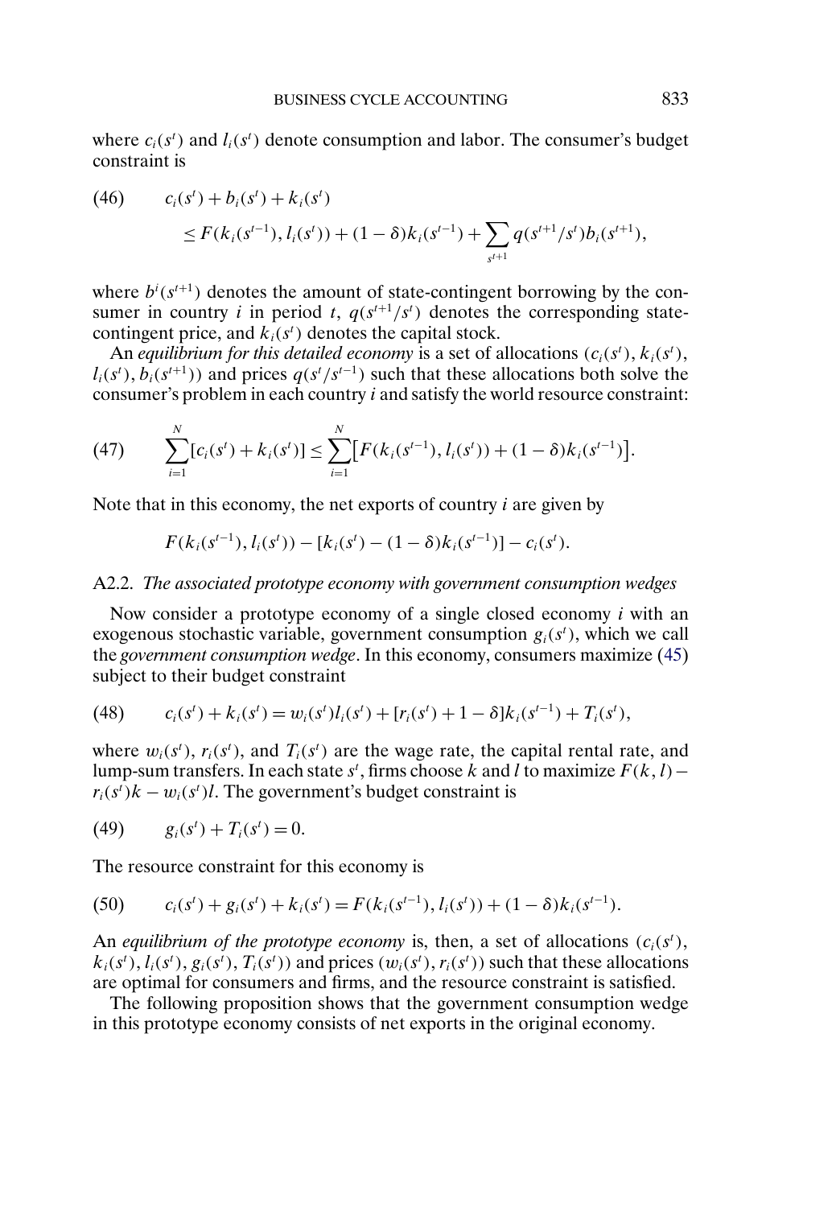where $c_i(s^t)$ and $l_i(s^t)$ denote consumption and labor. The consumer's budget constraint is

$$
\begin{aligned}
(46) \qquad & c_i(s^t) + b_i(s^t) + k_i(s^t) \\
& \leq F(k_i(s^{t-1}), l_i(s^t)) + (1-\delta)k_i(s^{t-1}) + \sum_{s^{t+1}} q(s^{t+1}/s^t) b_i(s^{t+1}),
\end{aligned}
$$

where $b^i(s^{t+1})$ denotes the amount of state-contingent borrowing by the consumer in country $i$ in period $t$, $q(s^{t+1}/s^t)$ denotes the corresponding state-contingent price, and $k_i(s^t)$ denotes the capital stock.

An *equilibrium for this detailed economy* is a set of allocations $(c_i(s^t), k_i(s^t), l_i(s^t), b_i(s^{t+1}))$ and prices $q(s^t/s^{t-1})$ such that these allocations both solve the consumer's problem in each country $i$ and satisfy the world resource constraint:

$$
(47) \qquad \sum_{i=1}^{N} [c_i(s^t) + k_i(s^t)] \leq \sum_{i=1}^{N} \big[F(k_i(s^{t-1}), l_i(s^t)) + (1-\delta)k_i(s^{t-1})\big].
$$

Note that in this economy, the net exports of country $i$ are given by

$$
F(k_i(s^{t-1}), l_i(s^t)) - [k_i(s^t) - (1-\delta)k_i(s^{t-1})] - c_i(s^t).
$$

### A2.2. *The associated prototype economy with government consumption wedges*

Now consider a prototype economy of a single closed economy $i$ with an exogenous stochastic variable, government consumption $g_i(s^t)$, which we call the *government consumption wedge*. In this economy, consumers maximize (45) subject to their budget constraint

$$
(48) \qquad c_i(s^t) + k_i(s^t) = w_i(s^t) l_i(s^t) + [r_i(s^t) + 1 - \delta] k_i(s^{t-1}) + T_i(s^t),
$$

where $w_i(s^t)$, $r_i(s^t)$, and $T_i(s^t)$ are the wage rate, the capital rental rate, and lump-sum transfers. In each state $s^t$, firms choose $k$ and $l$ to maximize $F(k, l) - r_i(s^t)k - w_i(s^t)l$. The government's budget constraint is

$$
(49) \qquad g_i(s^t) + T_i(s^t) = 0.
$$

The resource constraint for this economy is

$$
(50) \qquad c_i(s^t) + g_i(s^t) + k_i(s^t) = F(k_i(s^{t-1}), l_i(s^t)) + (1-\delta)k_i(s^{t-1}).
$$

An *equilibrium of the prototype economy* is, then, a set of allocations $(c_i(s^t), k_i(s^t), l_i(s^t), g_i(s^t), T_i(s^t))$ and prices $(w_i(s^t), r_i(s^t))$ such that these allocations are optimal for consumers and firms, and the resource constraint is satisfied.

The following proposition shows that the government consumption wedge in this prototype economy consists of net exports in the original economy.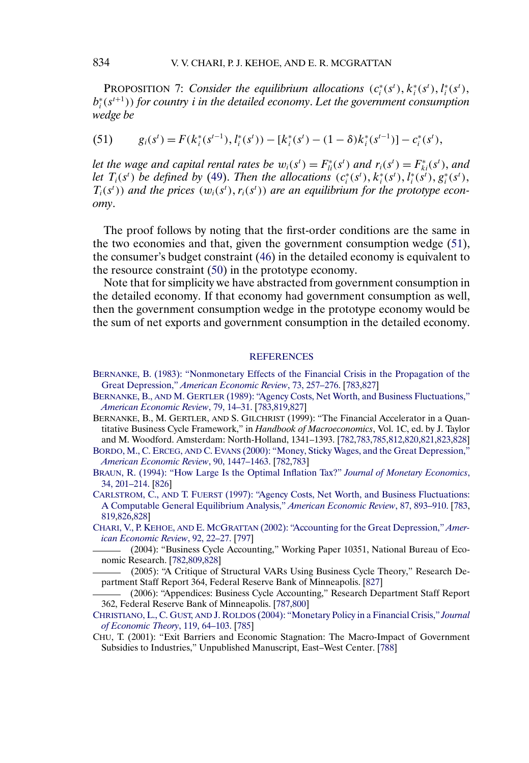PROPOSITION 7: *Consider the equilibrium allocations* $(c_i^*(s^t), k_i^*(s^t), l_i^*(s^t), b_i^*(s^{t+1}))$ *for country* $i$ *in the detailed economy. Let the government consumption wedge be*

$$g_i(s^t) = F(k_i^*(s^{t-1}), l_i^*(s^t)) - [k_i^*(s^t) - (1-\delta)k_i^*(s^{t-1})] - c_i^*(s^t), \tag{51}$$

*let the wage and capital rental rates be* $w_i(s^t) = F_{li}^*(s^t)$ *and* $r_i(s^t) = F_{ki}^*(s^t)$, *and let* $T_i(s^t)$ *be defined by* (49). *Then the allocations* $(c_i^*(s^t), k_i^*(s^t), l_i^*(s^t), g_i^*(s^t), T_i(s^t))$ *and the prices* $(w_i(s^t), r_i(s^t))$ *are an equilibrium for the prototype economy.*

The proof follows by noting that the first-order conditions are the same in the two economies and that, given the government consumption wedge (51), the consumer's budget constraint (46) in the detailed economy is equivalent to the resource constraint (50) in the prototype economy.

Note that for simplicity we have abstracted from government consumption in the detailed economy. If that economy had government consumption as well, then the government consumption wedge in the prototype economy would be the sum of net exports and government consumption in the detailed economy.

## REFERENCES

BERNANKE, B. (1983): "Nonmonetary Effects of the Financial Crisis in the Propagation of the Great Depression," *American Economic Review*, 73, 257–276. [783,827]

BERNANKE, B., AND M. GERTLER (1989): "Agency Costs, Net Worth, and Business Fluctuations," *American Economic Review*, 79, 14–31. [783,819,827]

BERNANKE, B., M. GERTLER, AND S. GILCHRIST (1999): "The Financial Accelerator in a Quantitative Business Cycle Framework," in *Handbook of Macroeconomics*, Vol. 1C, ed. by J. Taylor and M. Woodford. Amsterdam: North-Holland, 1341–1393. [782,783,785,812,820,821,823,828]

BORDO, M., C. ERCEG, AND C. EVANS (2000): "Money, Sticky Wages, and the Great Depression," *American Economic Review*, 90, 1447–1463. [782,783]

BRAUN, R. (1994): "How Large Is the Optimal Inflation Tax?" *Journal of Monetary Economics*, 34, 201–214. [826]

CARLSTROM, C., AND T. FUERST (1997): "Agency Costs, Net Worth, and Business Fluctuations: A Computable General Equilibrium Analysis," *American Economic Review*, 87, 893–910. [783,819,826,828]

CHARI, V., P. KEHOE, AND E. MCGRATTAN (2002): "Accounting for the Great Depression," *American Economic Review*, 92, 22–27. [797]

——— (2004): "Business Cycle Accounting," Working Paper 10351, National Bureau of Economic Research. [782,809,828]

——— (2005): "A Critique of Structural VARs Using Business Cycle Theory," Research Department Staff Report 364, Federal Reserve Bank of Minneapolis. [827]

——— (2006): "Appendices: Business Cycle Accounting," Research Department Staff Report 362, Federal Reserve Bank of Minneapolis. [787,800]

CHRISTIANO, L., C. GUST, AND J. ROLDOS (2004): "Monetary Policy in a Financial Crisis," *Journal of Economic Theory*, 119, 64–103. [785]

CHU, T. (2001): "Exit Barriers and Economic Stagnation: The Macro-Impact of Government Subsidies to Industries," Unpublished Manuscript, East–West Center. [788]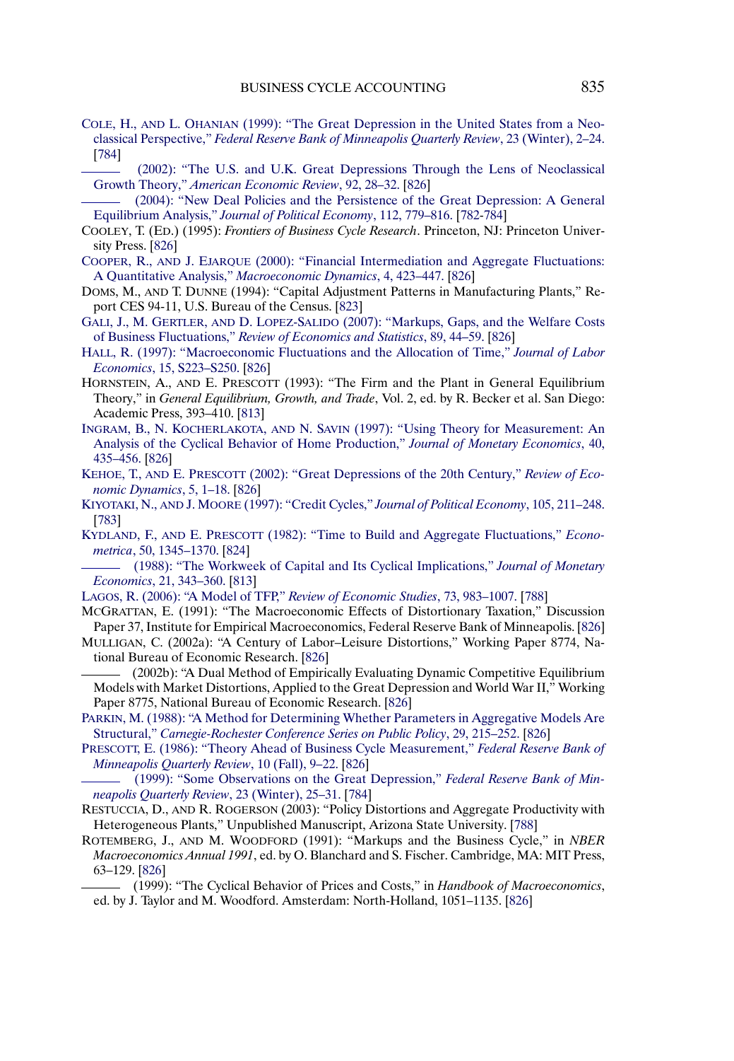COLE, H., AND L. OHANIAN (1999): "The Great Depression in the United States from a Neoclassical Perspective," *Federal Reserve Bank of Minneapolis Quarterly Review*, 23 (Winter), 2–24. [784]

——— (2002): "The U.S. and U.K. Great Depressions Through the Lens of Neoclassical Growth Theory," *American Economic Review*, 92, 28–32. [826]

——— (2004): "New Deal Policies and the Persistence of the Great Depression: A General Equilibrium Analysis," *Journal of Political Economy*, 112, 779–816. [782-784]

COOLEY, T. (ED.) (1995): *Frontiers of Business Cycle Research*. Princeton, NJ: Princeton University Press. [826]

COOPER, R., AND J. EJARQUE (2000): "Financial Intermediation and Aggregate Fluctuations: A Quantitative Analysis," *Macroeconomic Dynamics*, 4, 423–447. [826]

DOMS, M., AND T. DUNNE (1994): "Capital Adjustment Patterns in Manufacturing Plants," Report CES 94-11, U.S. Bureau of the Census. [823]

GALI, J., M. GERTLER, AND D. LOPEZ-SALIDO (2007): "Markups, Gaps, and the Welfare Costs of Business Fluctuations," *Review of Economics and Statistics*, 89, 44–59. [826]

HALL, R. (1997): "Macroeconomic Fluctuations and the Allocation of Time," *Journal of Labor Economics*, 15, S223–S250. [826]

HORNSTEIN, A., AND E. PRESCOTT (1993): "The Firm and the Plant in General Equilibrium Theory," in *General Equilibrium, Growth, and Trade*, Vol. 2, ed. by R. Becker et al. San Diego: Academic Press, 393–410. [813]

INGRAM, B., N. KOCHERLAKOTA, AND N. SAVIN (1997): "Using Theory for Measurement: An Analysis of the Cyclical Behavior of Home Production," *Journal of Monetary Economics*, 40, 435–456. [826]

KEHOE, T., AND E. PRESCOTT (2002): "Great Depressions of the 20th Century," *Review of Economic Dynamics*, 5, 1–18. [826]

KIYOTAKI, N., AND J. MOORE (1997): "Credit Cycles," *Journal of Political Economy*, 105, 211–248. [783]

KYDLAND, F., AND E. PRESCOTT (1982): "Time to Build and Aggregate Fluctuations," *Econometrica*, 50, 1345–1370. [824]

——— (1988): "The Workweek of Capital and Its Cyclical Implications," *Journal of Monetary Economics*, 21, 343–360. [813]

LAGOS, R. (2006): "A Model of TFP," *Review of Economic Studies*, 73, 983–1007. [788]

MCGRATTAN, E. (1991): "The Macroeconomic Effects of Distortionary Taxation," Discussion Paper 37, Institute for Empirical Macroeconomics, Federal Reserve Bank of Minneapolis. [826]

MULLIGAN, C. (2002a): "A Century of Labor–Leisure Distortions," Working Paper 8774, National Bureau of Economic Research. [826]

——— (2002b): "A Dual Method of Empirically Evaluating Dynamic Competitive Equilibrium Models with Market Distortions, Applied to the Great Depression and World War II," Working Paper 8775, National Bureau of Economic Research. [826]

PARKIN, M. (1988): "A Method for Determining Whether Parameters in Aggregative Models Are Structural," *Carnegie-Rochester Conference Series on Public Policy*, 29, 215–252. [826]

PRESCOTT, E. (1986): "Theory Ahead of Business Cycle Measurement," *Federal Reserve Bank of Minneapolis Quarterly Review*, 10 (Fall), 9–22. [826]

——— (1999): "Some Observations on the Great Depression," *Federal Reserve Bank of Minneapolis Quarterly Review*, 23 (Winter), 25–31. [784]

RESTUCCIA, D., AND R. ROGERSON (2003): "Policy Distortions and Aggregate Productivity with Heterogeneous Plants," Unpublished Manuscript, Arizona State University. [788]

ROTEMBERG, J., AND M. WOODFORD (1991): "Markups and the Business Cycle," in *NBER Macroeconomics Annual 1991*, ed. by O. Blanchard and S. Fischer. Cambridge, MA: MIT Press, 63–129. [826]

——— (1999): "The Cyclical Behavior of Prices and Costs," in *Handbook of Macroeconomics*, ed. by J. Taylor and M. Woodford. Amsterdam: North-Holland, 1051–1135. [826]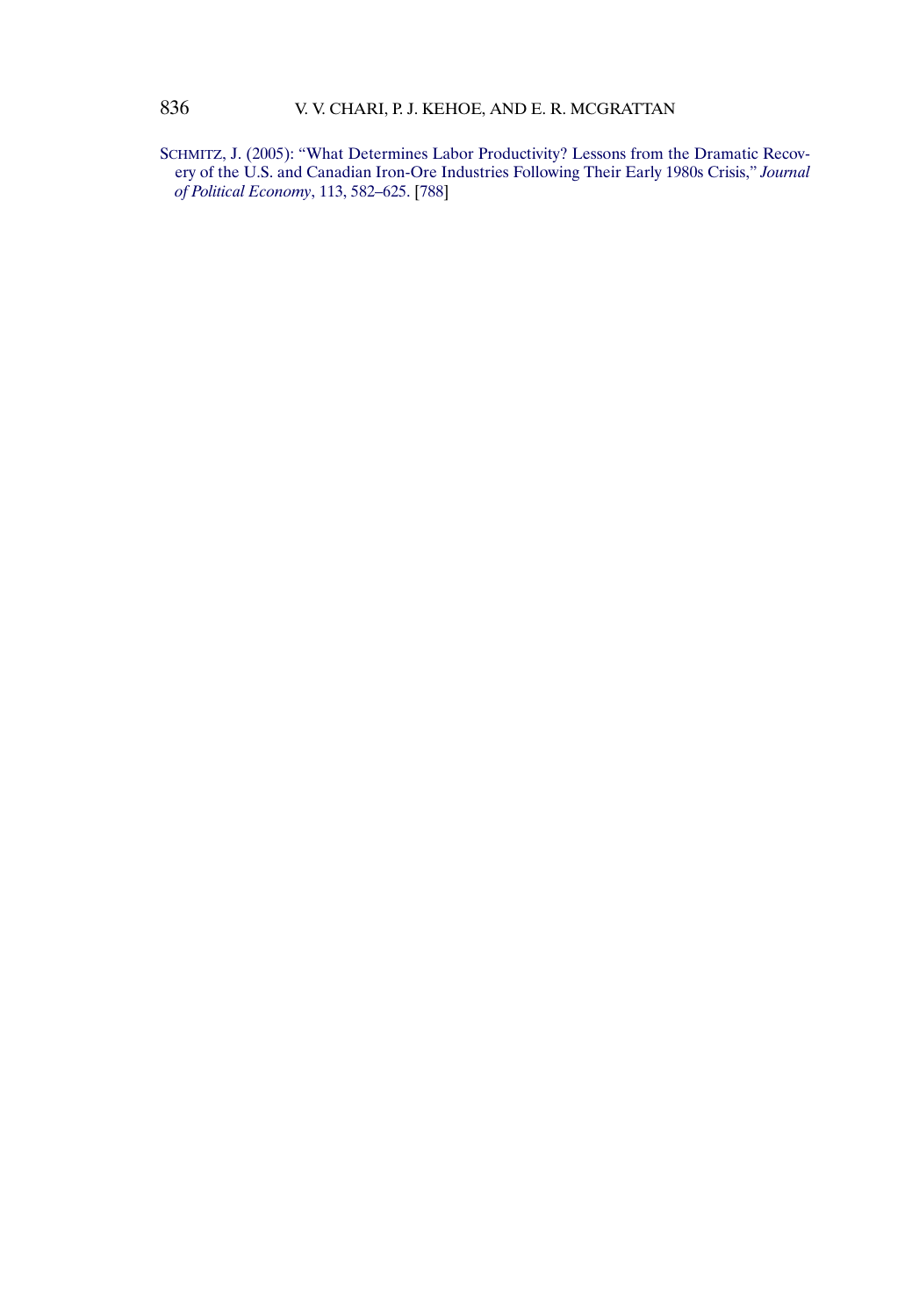SCHMITZ, J. (2005): "What Determines Labor Productivity? Lessons from the Dramatic Recovery of the U.S. and Canadian Iron-Ore Industries Following Their Early 1980s Crisis," *Journal of Political Economy*, 113, 582–625. [788]